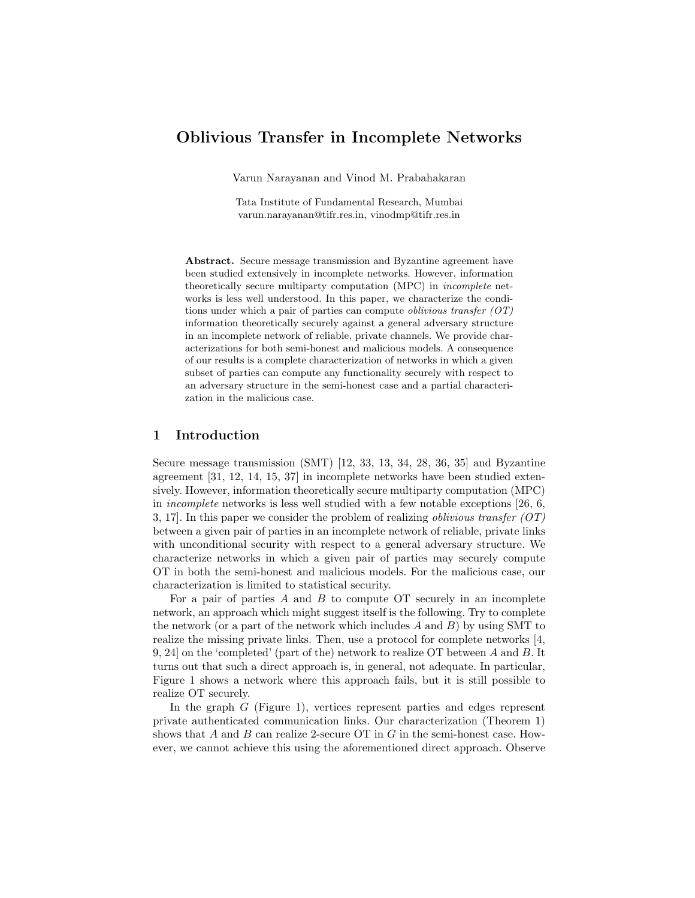# Oblivious Transfer in Incomplete Networks

Varun Narayanan and Vinod M. Prabahakaran

Tata Institute of Fundamental Research, Mumbai
varun.narayanan@tifr.res.in, vinodmp@tifr.res.in

**Abstract.** Secure message transmission and Byzantine agreement have been studied extensively in incomplete networks. However, information theoretically secure multiparty computation (MPC) in *incomplete* networks is less well understood. In this paper, we characterize the conditions under which a pair of parties can compute *oblivious transfer (OT)* information theoretically securely against a general adversary structure in an incomplete network of reliable, private channels. We provide characterizations for both semi-honest and malicious models. A consequence of our results is a complete characterization of networks in which a given subset of parties can compute any functionality securely with respect to an adversary structure in the semi-honest case and a partial characterization in the malicious case.

## 1 Introduction

Secure message transmission (SMT) [12, 33, 13, 34, 28, 36, 35] and Byzantine agreement [31, 12, 14, 15, 37] in incomplete networks have been studied extensively. However, information theoretically secure multiparty computation (MPC) in *incomplete* networks is less well studied with a few notable exceptions [26, 6, 3, 17]. In this paper we consider the problem of realizing *oblivious transfer (OT)* between a given pair of parties in an incomplete network of reliable, private links with unconditional security with respect to a general adversary structure. We characterize networks in which a given pair of parties may securely compute OT in both the semi-honest and malicious models. For the malicious case, our characterization is limited to statistical security.

For a pair of parties $A$ and $B$ to compute OT securely in an incomplete network, an approach which might suggest itself is the following. Try to complete the network (or a part of the network which includes $A$ and $B$) by using SMT to realize the missing private links. Then, use a protocol for complete networks [4, 9, 24] on the 'completed' (part of the) network to realize OT between $A$ and $B$. It turns out that such a direct approach is, in general, not adequate. In particular, Figure 1 shows a network where this approach fails, but it is still possible to realize OT securely.

In the graph $G$ (Figure 1), vertices represent parties and edges represent private authenticated communication links. Our characterization (Theorem 1) shows that $A$ and $B$ can realize 2-secure OT in $G$ in the semi-honest case. However, we cannot achieve this using the aforementioned direct approach. Observe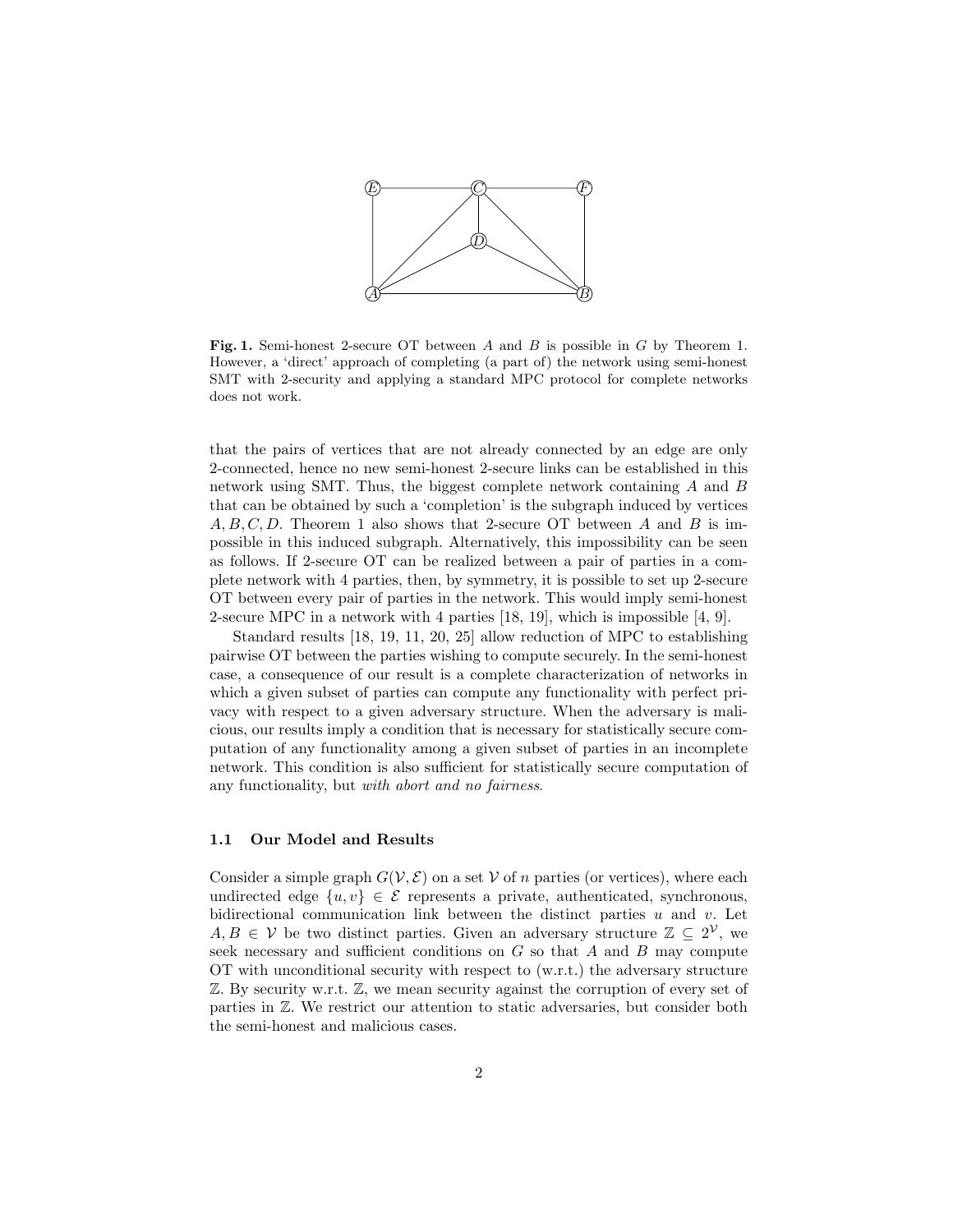**Fig. 1.** Semi-honest 2-secure OT between $A$ and $B$ is possible in $G$ by Theorem 1. However, a 'direct' approach of completing (a part of) the network using semi-honest SMT with 2-security and applying a standard MPC protocol for complete networks does not work.

that the pairs of vertices that are not already connected by an edge are only 2-connected, hence no new semi-honest 2-secure links can be established in this network using SMT. Thus, the biggest complete network containing $A$ and $B$ that can be obtained by such a 'completion' is the subgraph induced by vertices $A, B, C, D$. Theorem 1 also shows that 2-secure OT between $A$ and $B$ is impossible in this induced subgraph. Alternatively, this impossibility can be seen as follows. If 2-secure OT can be realized between a pair of parties in a complete network with 4 parties, then, by symmetry, it is possible to set up 2-secure OT between every pair of parties in the network. This would imply semi-honest 2-secure MPC in a network with 4 parties [18, 19], which is impossible [4, 9].

Standard results [18, 19, 11, 20, 25] allow reduction of MPC to establishing pairwise OT between the parties wishing to compute securely. In the semi-honest case, a consequence of our result is a complete characterization of networks in which a given subset of parties can compute any functionality with perfect privacy with respect to a given adversary structure. When the adversary is malicious, our results imply a condition that is necessary for statistically secure computation of any functionality among a given subset of parties in an incomplete network. This condition is also sufficient for statistically secure computation of any functionality, but *with abort and no fairness*.

### 1.1 Our Model and Results

Consider a simple graph $G(\mathcal{V}, \mathcal{E})$ on a set $\mathcal{V}$ of $n$ parties (or vertices), where each undirected edge $\{u, v\} \in \mathcal{E}$ represents a private, authenticated, synchronous, bidirectional communication link between the distinct parties $u$ and $v$. Let $A, B \in \mathcal{V}$ be two distinct parties. Given an adversary structure $\mathbb{Z} \subseteq 2^{\mathcal{V}}$, we seek necessary and sufficient conditions on $G$ so that $A$ and $B$ may compute OT with unconditional security with respect to (w.r.t.) the adversary structure $\mathbb{Z}$. By security w.r.t. $\mathbb{Z}$, we mean security against the corruption of every set of parties in $\mathbb{Z}$. We restrict our attention to static adversaries, but consider both the semi-honest and malicious cases.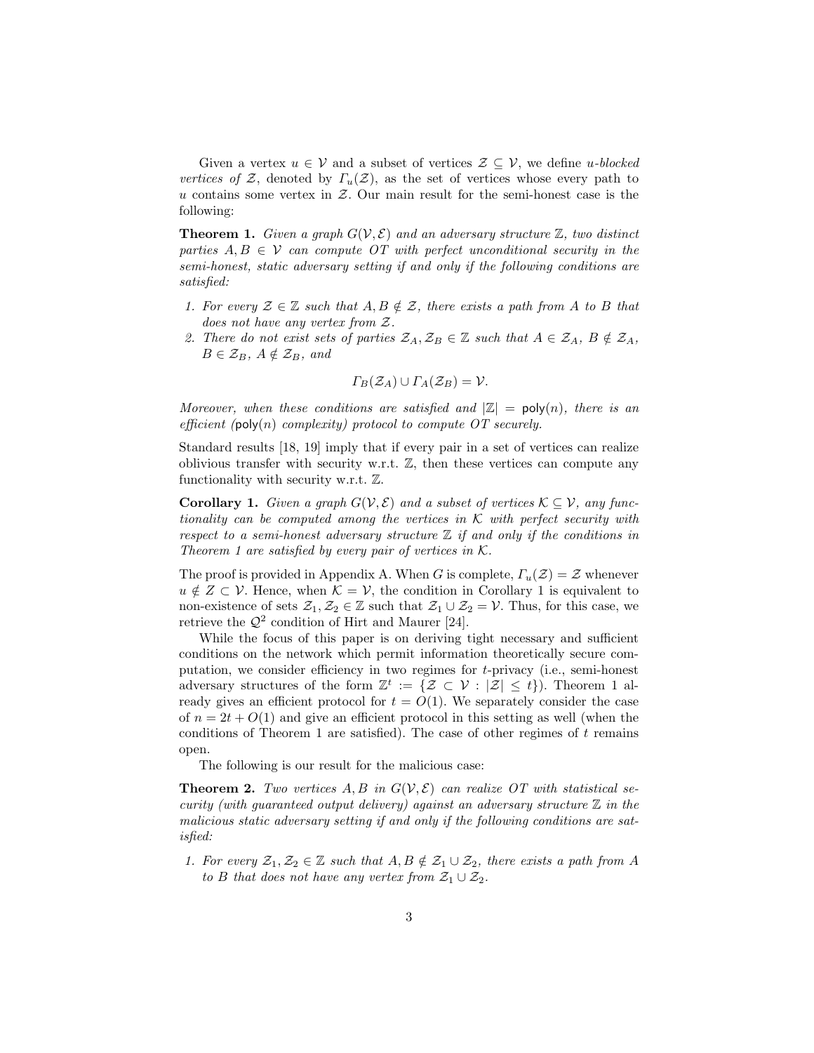Given a vertex $u \in \mathcal{V}$ and a subset of vertices $\mathcal{Z} \subseteq \mathcal{V}$, we define *u-blocked vertices of* $\mathcal{Z}$, denoted by $\Gamma_u(\mathcal{Z})$, as the set of vertices whose every path to $u$ contains some vertex in $\mathcal{Z}$. Our main result for the semi-honest case is the following:

**Theorem 1.** *Given a graph $G(\mathcal{V}, \mathcal{E})$ and an adversary structure $\mathbb{Z}$, two distinct parties $A, B \in \mathcal{V}$ can compute OT with perfect unconditional security in the semi-honest, static adversary setting if and only if the following conditions are satisfied:*

1. *For every $\mathcal{Z} \in \mathbb{Z}$ such that $A, B \notin \mathcal{Z}$, there exists a path from $A$ to $B$ that does not have any vertex from $\mathcal{Z}$.*
2. *There do not exist sets of parties $\mathcal{Z}_A, \mathcal{Z}_B \in \mathbb{Z}$ such that $A \in \mathcal{Z}_A$, $B \notin \mathcal{Z}_A$, $B \in \mathcal{Z}_B$, $A \notin \mathcal{Z}_B$, and*

$$\Gamma_B(\mathcal{Z}_A) \cup \Gamma_A(\mathcal{Z}_B) = \mathcal{V}.$$

*Moreover, when these conditions are satisfied and $|\mathbb{Z}| = \mathsf{poly}(n)$, there is an efficient ($\mathsf{poly}(n)$ complexity) protocol to compute OT securely.*

Standard results [18, 19] imply that if every pair in a set of vertices can realize oblivious transfer with security w.r.t. $\mathbb{Z}$, then these vertices can compute any functionality with security w.r.t. $\mathbb{Z}$.

**Corollary 1.** *Given a graph $G(\mathcal{V}, \mathcal{E})$ and a subset of vertices $\mathcal{K} \subseteq \mathcal{V}$, any functionality can be computed among the vertices in $\mathcal{K}$ with perfect security with respect to a semi-honest adversary structure $\mathbb{Z}$ if and only if the conditions in Theorem 1 are satisfied by every pair of vertices in $\mathcal{K}$.*

The proof is provided in Appendix A. When $G$ is complete, $\Gamma_u(\mathcal{Z}) = \mathcal{Z}$ whenever $u \notin Z \subset \mathcal{V}$. Hence, when $\mathcal{K} = \mathcal{V}$, the condition in Corollary 1 is equivalent to non-existence of sets $\mathcal{Z}_1, \mathcal{Z}_2 \in \mathbb{Z}$ such that $\mathcal{Z}_1 \cup \mathcal{Z}_2 = \mathcal{V}$. Thus, for this case, we retrieve the $\mathcal{Q}^2$ condition of Hirt and Maurer [24].

While the focus of this paper is on deriving tight necessary and sufficient conditions on the network which permit information theoretically secure computation, we consider efficiency in two regimes for $t$-privacy (i.e., semi-honest adversary structures of the form $\mathbb{Z}^t := \{\mathcal{Z} \subset \mathcal{V} : |\mathcal{Z}| \leq t\}$). Theorem 1 already gives an efficient protocol for $t = O(1)$. We separately consider the case of $n = 2t + O(1)$ and give an efficient protocol in this setting as well (when the conditions of Theorem 1 are satisfied). The case of other regimes of $t$ remains open.

The following is our result for the malicious case:

**Theorem 2.** *Two vertices $A, B$ in $G(\mathcal{V}, \mathcal{E})$ can realize OT with statistical security (with guaranteed output delivery) against an adversary structure $\mathbb{Z}$ in the malicious static adversary setting if and only if the following conditions are satisfied:*

1. *For every $\mathcal{Z}_1, \mathcal{Z}_2 \in \mathbb{Z}$ such that $A, B \notin \mathcal{Z}_1 \cup \mathcal{Z}_2$, there exists a path from $A$ to $B$ that does not have any vertex from $\mathcal{Z}_1 \cup \mathcal{Z}_2$.*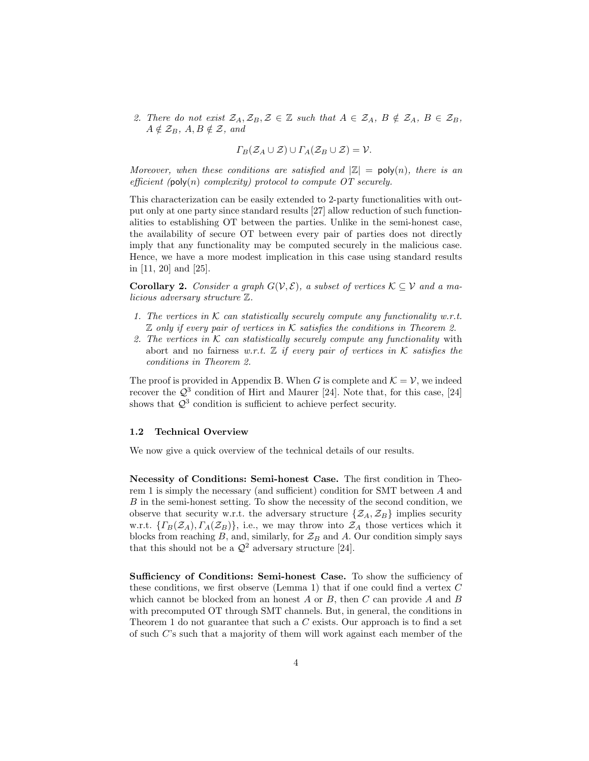2. *There do not exist $\mathcal{Z}_A, \mathcal{Z}_B, \mathcal{Z} \in \mathbb{Z}$ such that $A \in \mathcal{Z}_A$, $B \notin \mathcal{Z}_A$, $B \in \mathcal{Z}_B$, $A \notin \mathcal{Z}_B$, $A, B \notin \mathcal{Z}$, and*

$$\Gamma_B(\mathcal{Z}_A \cup \mathcal{Z}) \cup \Gamma_A(\mathcal{Z}_B \cup \mathcal{Z}) = \mathcal{V}.$$

*Moreover, when these conditions are satisfied and $|\mathbb{Z}| = \mathsf{poly}(n)$, there is an efficient ($\mathsf{poly}(n)$ complexity) protocol to compute OT securely.*

This characterization can be easily extended to 2-party functionalities with output only at one party since standard results [27] allow reduction of such functionalities to establishing OT between the parties. Unlike in the semi-honest case, the availability of secure OT between every pair of parties does not directly imply that any functionality may be computed securely in the malicious case. Hence, we have a more modest implication in this case using standard results in [11, 20] and [25].

**Corollary 2.** *Consider a graph $G(\mathcal{V}, \mathcal{E})$, a subset of vertices $\mathcal{K} \subseteq \mathcal{V}$ and a malicious adversary structure $\mathbb{Z}$.*

1. *The vertices in $\mathcal{K}$ can statistically securely compute any functionality w.r.t. $\mathbb{Z}$ only if every pair of vertices in $\mathcal{K}$ satisfies the conditions in Theorem 2.*
2. *The vertices in $\mathcal{K}$ can statistically securely compute any functionality* with abort and no fairness *w.r.t. $\mathbb{Z}$ if every pair of vertices in $\mathcal{K}$ satisfies the conditions in Theorem 2.*

The proof is provided in Appendix B. When $G$ is complete and $\mathcal{K} = \mathcal{V}$, we indeed recover the $\mathcal{Q}^3$ condition of Hirt and Maurer [24]. Note that, for this case, [24] shows that $\mathcal{Q}^3$ condition is sufficient to achieve perfect security.

### 1.2 Technical Overview

We now give a quick overview of the technical details of our results.

**Necessity of Conditions: Semi-honest Case.** The first condition in Theorem 1 is simply the necessary (and sufficient) condition for SMT between $A$ and $B$ in the semi-honest setting. To show the necessity of the second condition, we observe that security w.r.t. the adversary structure $\{\mathcal{Z}_A, \mathcal{Z}_B\}$ implies security w.r.t. $\{\Gamma_B(\mathcal{Z}_A), \Gamma_A(\mathcal{Z}_B)\}$, i.e., we may throw into $\mathcal{Z}_A$ those vertices which it blocks from reaching $B$, and, similarly, for $\mathcal{Z}_B$ and $A$. Our condition simply says that this should not be a $\mathcal{Q}^2$ adversary structure [24].

**Sufficiency of Conditions: Semi-honest Case.** To show the sufficiency of these conditions, we first observe (Lemma 1) that if one could find a vertex $C$ which cannot be blocked from an honest $A$ or $B$, then $C$ can provide $A$ and $B$ with precomputed OT through SMT channels. But, in general, the conditions in Theorem 1 do not guarantee that such a $C$ exists. Our approach is to find a set of such $C$'s such that a majority of them will work against each member of the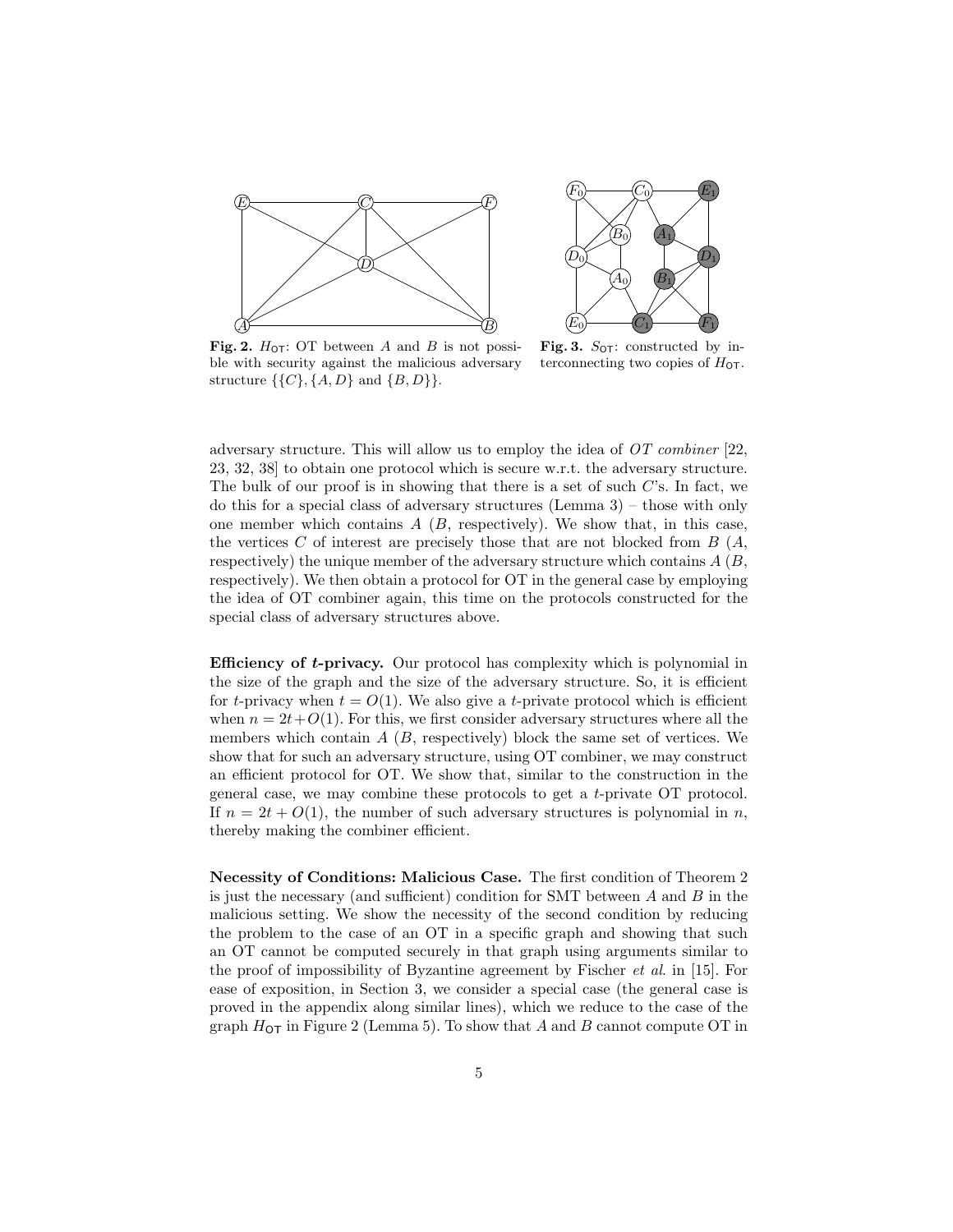**Fig. 2.** $H_{\mathsf{OT}}$: OT between $A$ and $B$ is not possible with security against the malicious adversary structure $\{\{C\}, \{A, D\}$ and $\{B, D\}\}$.

**Fig. 3.** $S_{\mathsf{OT}}$: constructed by interconnecting two copies of $H_{\mathsf{OT}}$.

adversary structure. This will allow us to employ the idea of *OT combiner* [22, 23, 32, 38] to obtain one protocol which is secure w.r.t. the adversary structure. The bulk of our proof is in showing that there is a set of such $C$'s. In fact, we do this for a special class of adversary structures (Lemma 3) – those with only one member which contains $A$ ($B$, respectively). We show that, in this case, the vertices $C$ of interest are precisely those that are not blocked from $B$ ($A$, respectively) the unique member of the adversary structure which contains $A$ ($B$, respectively). We then obtain a protocol for OT in the general case by employing the idea of OT combiner again, this time on the protocols constructed for the special class of adversary structures above.

**Efficiency of $t$-privacy.** Our protocol has complexity which is polynomial in the size of the graph and the size of the adversary structure. So, it is efficient for $t$-privacy when $t = O(1)$. We also give a $t$-private protocol which is efficient when $n = 2t + O(1)$. For this, we first consider adversary structures where all the members which contain $A$ ($B$, respectively) block the same set of vertices. We show that for such an adversary structure, using OT combiner, we may construct an efficient protocol for OT. We show that, similar to the construction in the general case, we may combine these protocols to get a $t$-private OT protocol. If $n = 2t + O(1)$, the number of such adversary structures is polynomial in $n$, thereby making the combiner efficient.

**Necessity of Conditions: Malicious Case.** The first condition of Theorem 2 is just the necessary (and sufficient) condition for SMT between $A$ and $B$ in the malicious setting. We show the necessity of the second condition by reducing the problem to the case of an OT in a specific graph and showing that such an OT cannot be computed securely in that graph using arguments similar to the proof of impossibility of Byzantine agreement by Fischer *et al.* in [15]. For ease of exposition, in Section 3, we consider a special case (the general case is proved in the appendix along similar lines), which we reduce to the case of the graph $H_{\mathsf{OT}}$ in Figure 2 (Lemma 5). To show that $A$ and $B$ cannot compute OT in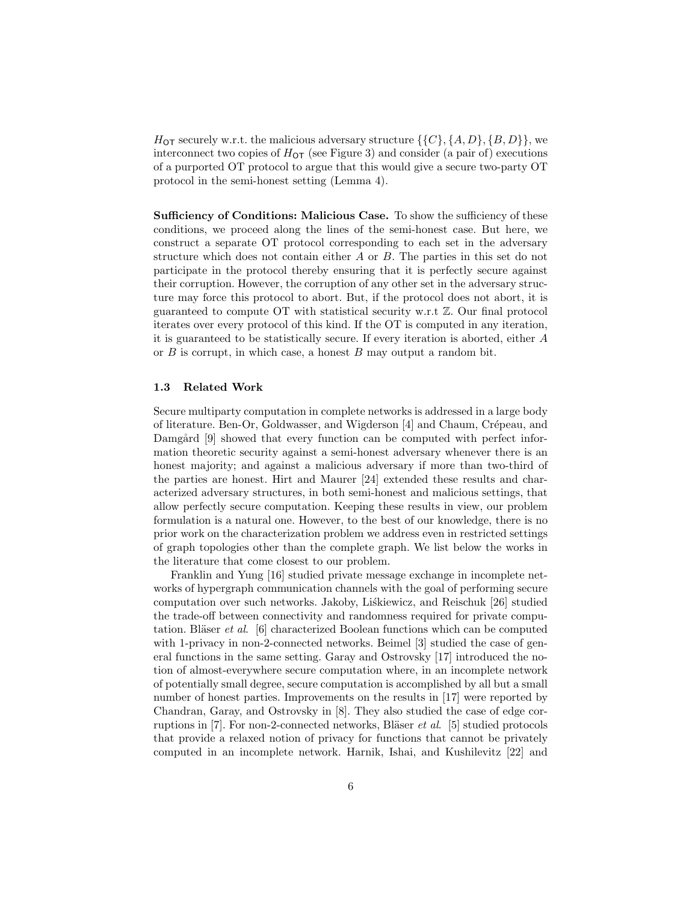$H_{\mathsf{OT}}$ securely w.r.t. the malicious adversary structure $\{\{C\}, \{A, D\}, \{B, D\}\}$, we interconnect two copies of $H_{\mathsf{OT}}$ (see Figure 3) and consider (a pair of) executions of a purported OT protocol to argue that this would give a secure two-party OT protocol in the semi-honest setting (Lemma 4).

**Sufficiency of Conditions: Malicious Case.** To show the sufficiency of these conditions, we proceed along the lines of the semi-honest case. But here, we construct a separate OT protocol corresponding to each set in the adversary structure which does not contain either $A$ or $B$. The parties in this set do not participate in the protocol thereby ensuring that it is perfectly secure against their corruption. However, the corruption of any other set in the adversary structure may force this protocol to abort. But, if the protocol does not abort, it is guaranteed to compute OT with statistical security w.r.t $\mathbb{Z}$. Our final protocol iterates over every protocol of this kind. If the OT is computed in any iteration, it is guaranteed to be statistically secure. If every iteration is aborted, either $A$ or $B$ is corrupt, in which case, a honest $B$ may output a random bit.

### 1.3 Related Work

Secure multiparty computation in complete networks is addressed in a large body of literature. Ben-Or, Goldwasser, and Wigderson [4] and Chaum, Crépeau, and Damgård [9] showed that every function can be computed with perfect information theoretic security against a semi-honest adversary whenever there is an honest majority; and against a malicious adversary if more than two-third of the parties are honest. Hirt and Maurer [24] extended these results and characterized adversary structures, in both semi-honest and malicious settings, that allow perfectly secure computation. Keeping these results in view, our problem formulation is a natural one. However, to the best of our knowledge, there is no prior work on the characterization problem we address even in restricted settings of graph topologies other than the complete graph. We list below the works in the literature that come closest to our problem.

Franklin and Yung [16] studied private message exchange in incomplete networks of hypergraph communication channels with the goal of performing secure computation over such networks. Jakoby, Liśkiewicz, and Reischuk [26] studied the trade-off between connectivity and randomness required for private computation. Bläser *et al*. [6] characterized Boolean functions which can be computed with 1-privacy in non-2-connected networks. Beimel [3] studied the case of general functions in the same setting. Garay and Ostrovsky [17] introduced the notion of almost-everywhere secure computation where, in an incomplete network of potentially small degree, secure computation is accomplished by all but a small number of honest parties. Improvements on the results in [17] were reported by Chandran, Garay, and Ostrovsky in [8]. They also studied the case of edge corruptions in [7]. For non-2-connected networks, Bläser *et al*. [5] studied protocols that provide a relaxed notion of privacy for functions that cannot be privately computed in an incomplete network. Harnik, Ishai, and Kushilevitz [22] and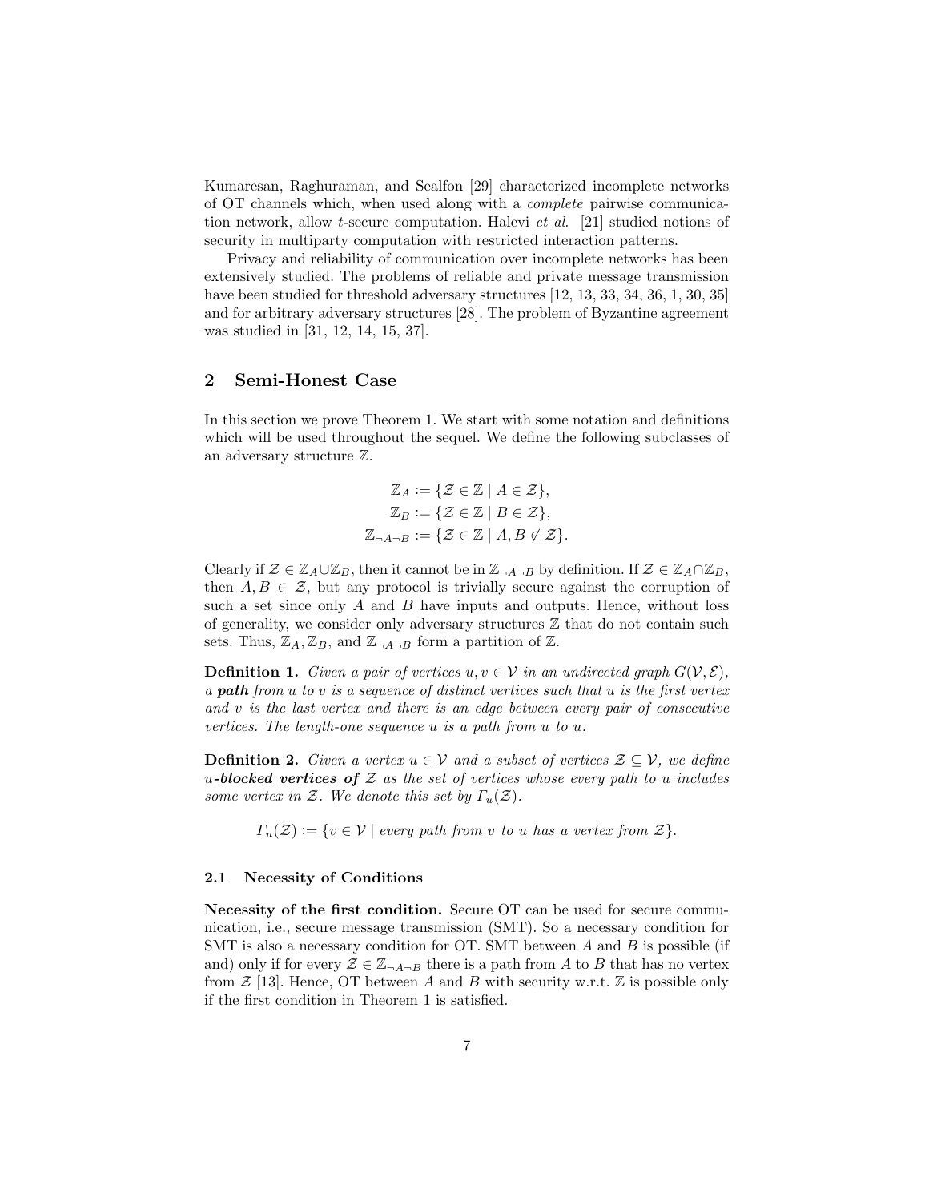Kumaresan, Raghuraman, and Sealfon [29] characterized incomplete networks of OT channels which, when used along with a *complete* pairwise communication network, allow $t$-secure computation. Halevi *et al.* [21] studied notions of security in multiparty computation with restricted interaction patterns.

Privacy and reliability of communication over incomplete networks has been extensively studied. The problems of reliable and private message transmission have been studied for threshold adversary structures [12, 13, 33, 34, 36, 1, 30, 35] and for arbitrary adversary structures [28]. The problem of Byzantine agreement was studied in [31, 12, 14, 15, 37].

## 2 Semi-Honest Case

In this section we prove Theorem 1. We start with some notation and definitions which will be used throughout the sequel. We define the following subclasses of an adversary structure $\mathbb{Z}$.

$$\mathbb{Z}_A := \{\mathcal{Z} \in \mathbb{Z} \mid A \in \mathcal{Z}\},$$
$$\mathbb{Z}_B := \{\mathcal{Z} \in \mathbb{Z} \mid B \in \mathcal{Z}\},$$
$$\mathbb{Z}_{\neg A \neg B} := \{\mathcal{Z} \in \mathbb{Z} \mid A, B \notin \mathcal{Z}\}.$$

Clearly if $\mathcal{Z} \in \mathbb{Z}_A \cup \mathbb{Z}_B$, then it cannot be in $\mathbb{Z}_{\neg A \neg B}$ by definition. If $\mathcal{Z} \in \mathbb{Z}_A \cap \mathbb{Z}_B$, then $A, B \in \mathcal{Z}$, but any protocol is trivially secure against the corruption of such a set since only $A$ and $B$ have inputs and outputs. Hence, without loss of generality, we consider only adversary structures $\mathbb{Z}$ that do not contain such sets. Thus, $\mathbb{Z}_A, \mathbb{Z}_B$, and $\mathbb{Z}_{\neg A \neg B}$ form a partition of $\mathbb{Z}$.

**Definition 1.** *Given a pair of vertices $u, v \in \mathcal{V}$ in an undirected graph $G(\mathcal{V}, \mathcal{E})$, a **path** from $u$ to $v$ is a sequence of distinct vertices such that $u$ is the first vertex and $v$ is the last vertex and there is an edge between every pair of consecutive vertices. The length-one sequence $u$ is a path from $u$ to $u$.*

**Definition 2.** *Given a vertex $u \in \mathcal{V}$ and a subset of vertices $\mathcal{Z} \subseteq \mathcal{V}$, we define **$u$-blocked vertices of** $\mathcal{Z}$ as the set of vertices whose every path to $u$ includes some vertex in $\mathcal{Z}$. We denote this set by $\Gamma_u(\mathcal{Z})$.*

$$\Gamma_u(\mathcal{Z}) := \{v \in \mathcal{V} \mid \textit{every path from } v \textit{ to } u \textit{ has a vertex from } \mathcal{Z}\}.$$

### 2.1 Necessity of Conditions

**Necessity of the first condition.** Secure OT can be used for secure communication, i.e., secure message transmission (SMT). So a necessary condition for SMT is also a necessary condition for OT. SMT between $A$ and $B$ is possible (if and) only if for every $\mathcal{Z} \in \mathbb{Z}_{\neg A \neg B}$ there is a path from $A$ to $B$ that has no vertex from $\mathcal{Z}$ [13]. Hence, OT between $A$ and $B$ with security w.r.t. $\mathbb{Z}$ is possible only if the first condition in Theorem 1 is satisfied.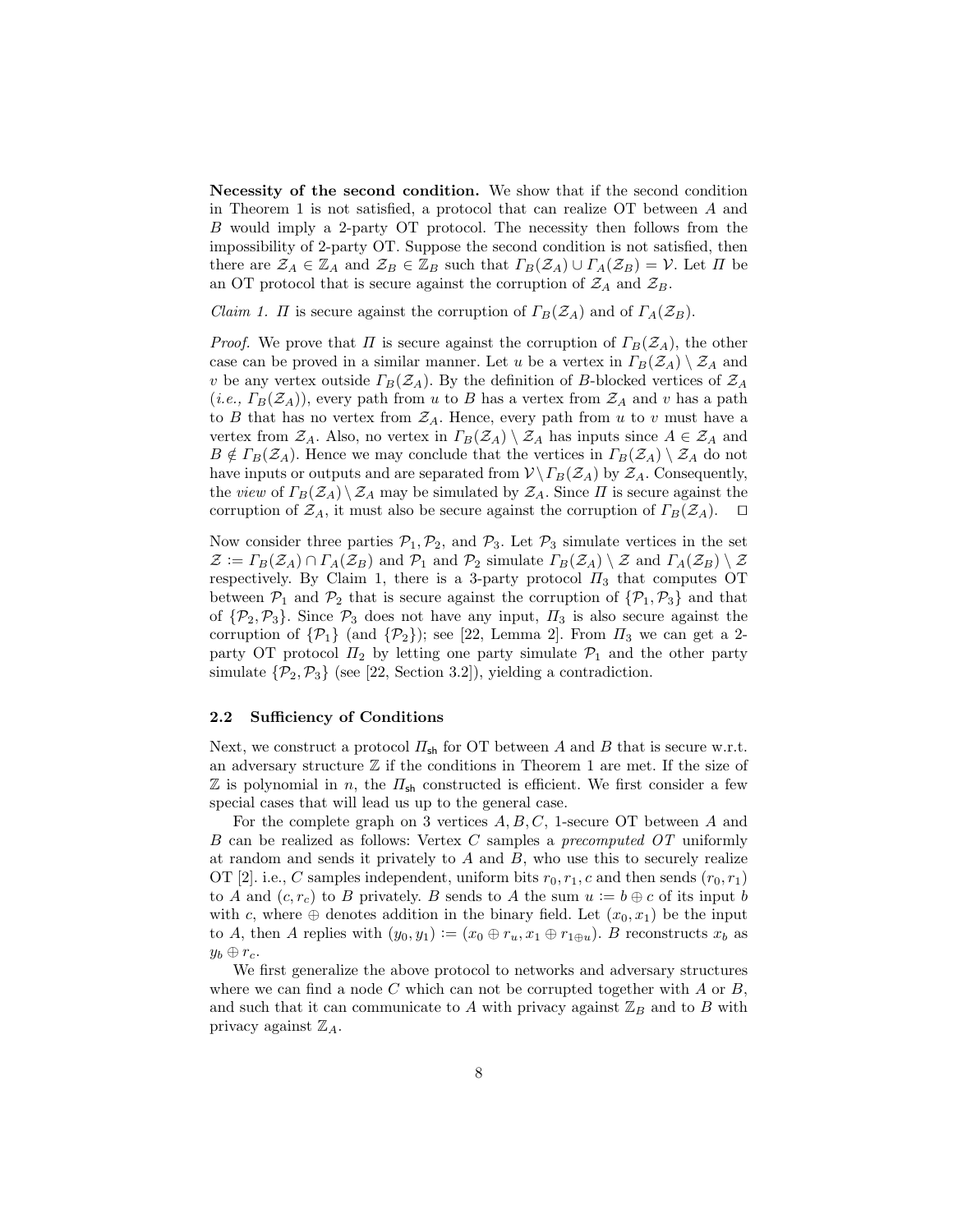**Necessity of the second condition.** We show that if the second condition in Theorem 1 is not satisfied, a protocol that can realize OT between $A$ and $B$ would imply a 2-party OT protocol. The necessity then follows from the impossibility of 2-party OT. Suppose the second condition is not satisfied, then there are $\mathcal{Z}_A \in \mathbb{Z}_A$ and $\mathcal{Z}_B \in \mathbb{Z}_B$ such that $\Gamma_B(\mathcal{Z}_A) \cup \Gamma_A(\mathcal{Z}_B) = \mathcal{V}$. Let $\Pi$ be an OT protocol that is secure against the corruption of $\mathcal{Z}_A$ and $\mathcal{Z}_B$.

*Claim 1.* $\Pi$ is secure against the corruption of $\Gamma_B(\mathcal{Z}_A)$ and of $\Gamma_A(\mathcal{Z}_B)$.

*Proof.* We prove that $\Pi$ is secure against the corruption of $\Gamma_B(\mathcal{Z}_A)$, the other case can be proved in a similar manner. Let $u$ be a vertex in $\Gamma_B(\mathcal{Z}_A) \setminus \mathcal{Z}_A$ and $v$ be any vertex outside $\Gamma_B(\mathcal{Z}_A)$. By the definition of $B$-blocked vertices of $\mathcal{Z}_A$ (*i.e.,* $\Gamma_B(\mathcal{Z}_A)$), every path from $u$ to $B$ has a vertex from $\mathcal{Z}_A$ and $v$ has a path to $B$ that has no vertex from $\mathcal{Z}_A$. Hence, every path from $u$ to $v$ must have a vertex from $\mathcal{Z}_A$. Also, no vertex in $\Gamma_B(\mathcal{Z}_A) \setminus \mathcal{Z}_A$ has inputs since $A \in \mathcal{Z}_A$ and $B \notin \Gamma_B(\mathcal{Z}_A)$. Hence we may conclude that the vertices in $\Gamma_B(\mathcal{Z}_A) \setminus \mathcal{Z}_A$ do not have inputs or outputs and are separated from $\mathcal{V} \setminus \Gamma_B(\mathcal{Z}_A)$ by $\mathcal{Z}_A$. Consequently, the *view* of $\Gamma_B(\mathcal{Z}_A) \setminus \mathcal{Z}_A$ may be simulated by $\mathcal{Z}_A$. Since $\Pi$ is secure against the corruption of $\mathcal{Z}_A$, it must also be secure against the corruption of $\Gamma_B(\mathcal{Z}_A)$. ◻

Now consider three parties $\mathcal{P}_1, \mathcal{P}_2$, and $\mathcal{P}_3$. Let $\mathcal{P}_3$ simulate vertices in the set $\mathcal{Z} := \Gamma_B(\mathcal{Z}_A) \cap \Gamma_A(\mathcal{Z}_B)$ and $\mathcal{P}_1$ and $\mathcal{P}_2$ simulate $\Gamma_B(\mathcal{Z}_A) \setminus \mathcal{Z}$ and $\Gamma_A(\mathcal{Z}_B) \setminus \mathcal{Z}$ respectively. By Claim 1, there is a 3-party protocol $\Pi_3$ that computes OT between $\mathcal{P}_1$ and $\mathcal{P}_2$ that is secure against the corruption of $\{\mathcal{P}_1, \mathcal{P}_3\}$ and that of $\{\mathcal{P}_2, \mathcal{P}_3\}$. Since $\mathcal{P}_3$ does not have any input, $\Pi_3$ is also secure against the corruption of $\{\mathcal{P}_1\}$ (and $\{\mathcal{P}_2\}$); see [22, Lemma 2]. From $\Pi_3$ we can get a 2-party OT protocol $\Pi_2$ by letting one party simulate $\mathcal{P}_1$ and the other party simulate $\{\mathcal{P}_2, \mathcal{P}_3\}$ (see [22, Section 3.2]), yielding a contradiction.

### 2.2 Sufficiency of Conditions

Next, we construct a protocol $\Pi_{\mathsf{sh}}$ for OT between $A$ and $B$ that is secure w.r.t. an adversary structure $\mathbb{Z}$ if the conditions in Theorem 1 are met. If the size of $\mathbb{Z}$ is polynomial in $n$, the $\Pi_{\mathsf{sh}}$ constructed is efficient. We first consider a few special cases that will lead us up to the general case.

For the complete graph on 3 vertices $A, B, C$, 1-secure OT between $A$ and $B$ can be realized as follows: Vertex $C$ samples a *precomputed OT* uniformly at random and sends it privately to $A$ and $B$, who use this to securely realize OT [2]. i.e., $C$ samples independent, uniform bits $r_0, r_1, c$ and then sends $(r_0, r_1)$ to $A$ and $(c, r_c)$ to $B$ privately. $B$ sends to $A$ the sum $u := b \oplus c$ of its input $b$ with $c$, where $\oplus$ denotes addition in the binary field. Let $(x_0, x_1)$ be the input to $A$, then $A$ replies with $(y_0, y_1) := (x_0 \oplus r_u, x_1 \oplus r_{1 \oplus u})$. $B$ reconstructs $x_b$ as $y_b \oplus r_c$.

We first generalize the above protocol to networks and adversary structures where we can find a node $C$ which can not be corrupted together with $A$ or $B$, and such that it can communicate to $A$ with privacy against $\mathbb{Z}_B$ and to $B$ with privacy against $\mathbb{Z}_A$.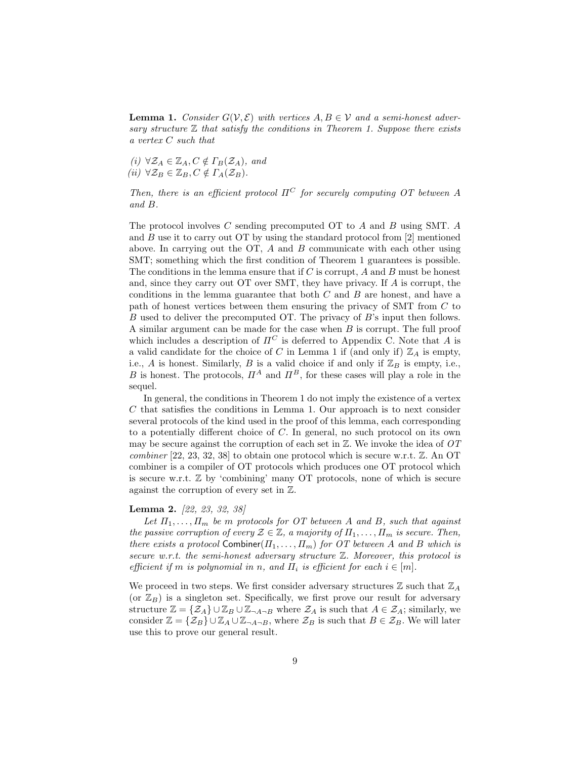**Lemma 1.** *Consider $G(\mathcal{V}, \mathcal{E})$ with vertices $A, B \in \mathcal{V}$ and a semi-honest adversary structure $\mathbb{Z}$ that satisfy the conditions in Theorem 1. Suppose there exists a vertex $C$ such that*

*(i) $\forall \mathcal{Z}_A \in \mathbb{Z}_A, C \notin \Gamma_B(\mathcal{Z}_A)$, and*
*(ii) $\forall \mathcal{Z}_B \in \mathbb{Z}_B, C \notin \Gamma_A(\mathcal{Z}_B)$.*

*Then, there is an efficient protocol $\Pi^C$ for securely computing OT between $A$ and $B$.*

The protocol involves $C$ sending precomputed OT to $A$ and $B$ using SMT. $A$ and $B$ use it to carry out OT by using the standard protocol from [2] mentioned above. In carrying out the OT, $A$ and $B$ communicate with each other using SMT; something which the first condition of Theorem 1 guarantees is possible. The conditions in the lemma ensure that if $C$ is corrupt, $A$ and $B$ must be honest and, since they carry out OT over SMT, they have privacy. If $A$ is corrupt, the conditions in the lemma guarantee that both $C$ and $B$ are honest, and have a path of honest vertices between them ensuring the privacy of SMT from $C$ to $B$ used to deliver the precomputed OT. The privacy of $B$'s input then follows. A similar argument can be made for the case when $B$ is corrupt. The full proof which includes a description of $\Pi^C$ is deferred to Appendix C. Note that $A$ is a valid candidate for the choice of $C$ in Lemma 1 if (and only if) $\mathbb{Z}_A$ is empty, i.e., $A$ is honest. Similarly, $B$ is a valid choice if and only if $\mathbb{Z}_B$ is empty, i.e., $B$ is honest. The protocols, $\Pi^A$ and $\Pi^B$, for these cases will play a role in the sequel.

In general, the conditions in Theorem 1 do not imply the existence of a vertex $C$ that satisfies the conditions in Lemma 1. Our approach is to next consider several protocols of the kind used in the proof of this lemma, each corresponding to a potentially different choice of $C$. In general, no such protocol on its own may be secure against the corruption of each set in $\mathbb{Z}$. We invoke the idea of *OT combiner* [22, 23, 32, 38] to obtain one protocol which is secure w.r.t. $\mathbb{Z}$. An OT combiner is a compiler of OT protocols which produces one OT protocol which is secure w.r.t. $\mathbb{Z}$ by 'combining' many OT protocols, none of which is secure against the corruption of every set in $\mathbb{Z}$.

**Lemma 2.** *[22, 23, 32, 38]*
*Let $\Pi_1, \ldots, \Pi_m$ be $m$ protocols for OT between $A$ and $B$, such that against the passive corruption of every $\mathcal{Z} \in \mathbb{Z}$, a majority of $\Pi_1, \ldots, \Pi_m$ is secure. Then, there exists a protocol $\mathsf{Combiner}(\Pi_1, \ldots, \Pi_m)$ for OT between $A$ and $B$ which is secure w.r.t. the semi-honest adversary structure $\mathbb{Z}$. Moreover, this protocol is efficient if $m$ is polynomial in $n$, and $\Pi_i$ is efficient for each $i \in [m]$.*

We proceed in two steps. We first consider adversary structures $\mathbb{Z}$ such that $\mathbb{Z}_A$ (or $\mathbb{Z}_B$) is a singleton set. Specifically, we first prove our result for adversary structure $\mathbb{Z} = \{\mathcal{Z}_A\} \cup \mathbb{Z}_B \cup \mathbb{Z}_{\neg A \neg B}$ where $\mathcal{Z}_A$ is such that $A \in \mathcal{Z}_A$; similarly, we consider $\mathbb{Z} = \{\mathcal{Z}_B\} \cup \mathbb{Z}_A \cup \mathbb{Z}_{\neg A \neg B}$, where $\mathcal{Z}_B$ is such that $B \in \mathcal{Z}_B$. We will later use this to prove our general result.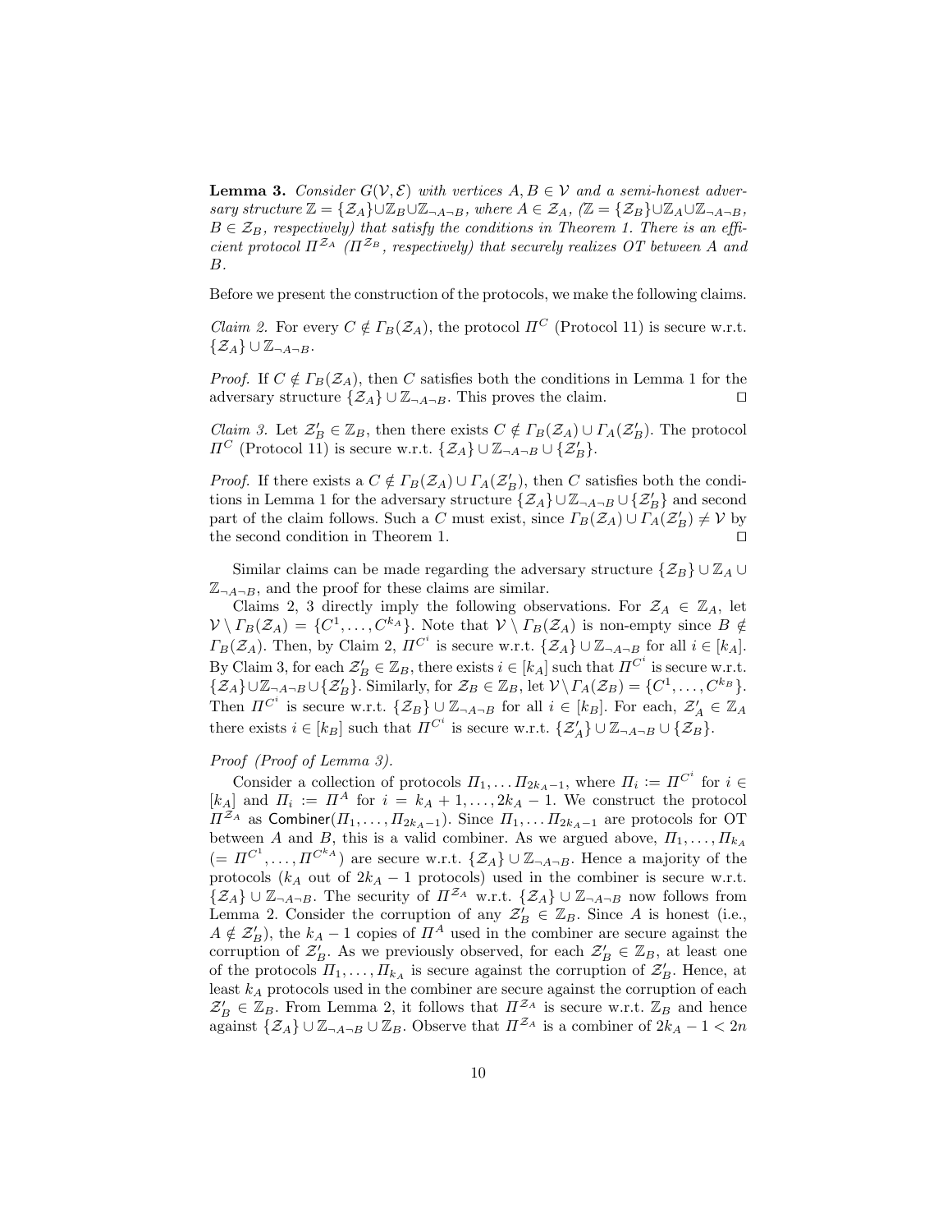**Lemma 3.** *Consider $G(\mathcal{V}, \mathcal{E})$ with vertices $A, B \in \mathcal{V}$ and a semi-honest adversary structure $\mathbb{Z} = \{\mathcal{Z}_A\} \cup \mathbb{Z}_B \cup \mathbb{Z}_{\neg A \neg B}$, where $A \in \mathcal{Z}_A$, ($\mathbb{Z} = \{\mathcal{Z}_B\} \cup \mathbb{Z}_A \cup \mathbb{Z}_{\neg A \neg B}$, $B \in \mathcal{Z}_B$, respectively) that satisfy the conditions in Theorem 1. There is an efficient protocol $\Pi^{\mathcal{Z}_A}$ ($\Pi^{\mathcal{Z}_B}$, respectively) that securely realizes OT between $A$ and $B$.*

Before we present the construction of the protocols, we make the following claims.

*Claim 2.* For every $C \notin \Gamma_B(\mathcal{Z}_A)$, the protocol $\Pi^C$ (Protocol 11) is secure w.r.t. $\{\mathcal{Z}_A\} \cup \mathbb{Z}_{\neg A \neg B}$.

*Proof.* If $C \notin \Gamma_B(\mathcal{Z}_A)$, then $C$ satisfies both the conditions in Lemma 1 for the adversary structure $\{\mathcal{Z}_A\} \cup \mathbb{Z}_{\neg A \neg B}$. This proves the claim. $\square$

*Claim 3.* Let $\mathcal{Z}'_B \in \mathbb{Z}_B$, then there exists $C \notin \Gamma_B(\mathcal{Z}_A) \cup \Gamma_A(\mathcal{Z}'_B)$. The protocol $\Pi^C$ (Protocol 11) is secure w.r.t. $\{\mathcal{Z}_A\} \cup \mathbb{Z}_{\neg A \neg B} \cup \{\mathcal{Z}'_B\}$.

*Proof.* If there exists a $C \notin \Gamma_B(\mathcal{Z}_A) \cup \Gamma_A(\mathcal{Z}'_B)$, then $C$ satisfies both the conditions in Lemma 1 for the adversary structure $\{\mathcal{Z}_A\} \cup \mathbb{Z}_{\neg A \neg B} \cup \{\mathcal{Z}'_B\}$ and second part of the claim follows. Such a $C$ must exist, since $\Gamma_B(\mathcal{Z}_A) \cup \Gamma_A(\mathcal{Z}'_B) \neq \mathcal{V}$ by the second condition in Theorem 1. $\square$

Similar claims can be made regarding the adversary structure $\{\mathcal{Z}_B\} \cup \mathbb{Z}_A \cup \mathbb{Z}_{\neg A \neg B}$, and the proof for these claims are similar.

Claims 2, 3 directly imply the following observations. For $\mathcal{Z}_A \in \mathbb{Z}_A$, let $\mathcal{V} \setminus \Gamma_B(\mathcal{Z}_A) = \{C^1, \ldots, C^{k_A}\}$. Note that $\mathcal{V} \setminus \Gamma_B(\mathcal{Z}_A)$ is non-empty since $B \notin \Gamma_B(\mathcal{Z}_A)$. Then, by Claim 2, $\Pi^{C^i}$ is secure w.r.t. $\{\mathcal{Z}_A\} \cup \mathbb{Z}_{\neg A \neg B}$ for all $i \in [k_A]$. By Claim 3, for each $\mathcal{Z}'_B \in \mathbb{Z}_B$, there exists $i \in [k_A]$ such that $\Pi^{C^i}$ is secure w.r.t. $\{\mathcal{Z}_A\} \cup \mathbb{Z}_{\neg A \neg B} \cup \{\mathcal{Z}'_B\}$. Similarly, for $\mathcal{Z}_B \in \mathbb{Z}_B$, let $\mathcal{V} \setminus \Gamma_A(\mathcal{Z}_B) = \{C^1, \ldots, C^{k_B}\}$. Then $\Pi^{C^i}$ is secure w.r.t. $\{\mathcal{Z}_B\} \cup \mathbb{Z}_{\neg A \neg B}$ for all $i \in [k_B]$. For each, $\mathcal{Z}'_A \in \mathbb{Z}_A$ there exists $i \in [k_B]$ such that $\Pi^{C^i}$ is secure w.r.t. $\{\mathcal{Z}'_A\} \cup \mathbb{Z}_{\neg A \neg B} \cup \{\mathcal{Z}_B\}$.

*Proof (Proof of Lemma 3).*

Consider a collection of protocols $\Pi_1, \ldots \Pi_{2k_A - 1}$, where $\Pi_i := \Pi^{C^i}$ for $i \in [k_A]$ and $\Pi_i := \Pi^A$ for $i = k_A + 1, \ldots, 2k_A - 1$. We construct the protocol $\Pi^{\mathcal{Z}_A}$ as $\mathsf{Combiner}(\Pi_1, \ldots, \Pi_{2k_A - 1})$. Since $\Pi_1, \ldots \Pi_{2k_A - 1}$ are protocols for OT between $A$ and $B$, this is a valid combiner. As we argued above, $\Pi_1, \ldots, \Pi_{k_A}$ ($= \Pi^{C^1}, \ldots, \Pi^{C^{k_A}}$) are secure w.r.t. $\{\mathcal{Z}_A\} \cup \mathbb{Z}_{\neg A \neg B}$. Hence a majority of the protocols ($k_A$ out of $2k_A - 1$ protocols) used in the combiner is secure w.r.t. $\{\mathcal{Z}_A\} \cup \mathbb{Z}_{\neg A \neg B}$. The security of $\Pi^{\mathcal{Z}_A}$ w.r.t. $\{\mathcal{Z}_A\} \cup \mathbb{Z}_{\neg A \neg B}$ now follows from Lemma 2. Consider the corruption of any $\mathcal{Z}'_B \in \mathbb{Z}_B$. Since $A$ is honest (i.e., $A \notin \mathcal{Z}'_B$), the $k_A - 1$ copies of $\Pi^A$ used in the combiner are secure against the corruption of $\mathcal{Z}'_B$. As we previously observed, for each $\mathcal{Z}'_B \in \mathbb{Z}_B$, at least one of the protocols $\Pi_1, \ldots, \Pi_{k_A}$ is secure against the corruption of $\mathcal{Z}'_B$. Hence, at least $k_A$ protocols used in the combiner are secure against the corruption of each $\mathcal{Z}'_B \in \mathbb{Z}_B$. From Lemma 2, it follows that $\Pi^{\mathcal{Z}_A}$ is secure w.r.t. $\mathbb{Z}_B$ and hence against $\{\mathcal{Z}_A\} \cup \mathbb{Z}_{\neg A \neg B} \cup \mathbb{Z}_B$. Observe that $\Pi^{\mathcal{Z}_A}$ is a combiner of $2k_A - 1 < 2n$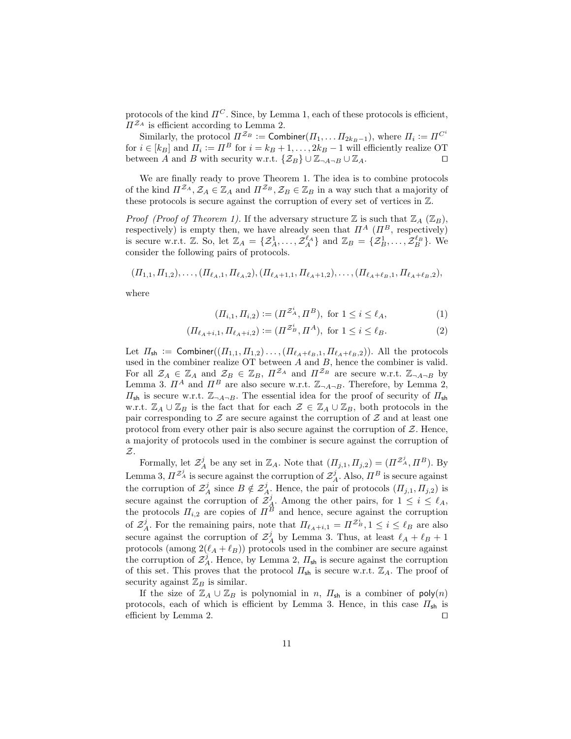protocols of the kind $\Pi^C$. Since, by Lemma 1, each of these protocols is efficient, $\Pi^{\mathcal{Z}_A}$ is efficient according to Lemma 2.

Similarly, the protocol $\Pi^{\mathcal{Z}_B} := \mathsf{Combiner}(\Pi_1, \ldots \Pi_{2k_B-1})$, where $\Pi_i := \Pi^{C^i}$ for $i \in [k_B]$ and $\Pi_i := \Pi^B$ for $i = k_B+1, \ldots, 2k_B - 1$ will efficiently realize OT between $A$ and $B$ with security w.r.t. $\{\mathcal{Z}_B\} \cup \mathbb{Z}_{\neg A \neg B} \cup \mathbb{Z}_A$. ◻

We are finally ready to prove Theorem 1. The idea is to combine protocols of the kind $\Pi^{\mathcal{Z}_A}, \mathcal{Z}_A \in \mathbb{Z}_A$ and $\Pi^{\mathcal{Z}_B}, \mathcal{Z}_B \in \mathbb{Z}_B$ in a way such that a majority of these protocols is secure against the corruption of every set of vertices in $\mathbb{Z}$.

*Proof (Proof of Theorem 1).* If the adversary structure $\mathbb{Z}$ is such that $\mathbb{Z}_A$ ($\mathbb{Z}_B$), respectively) is empty then, we have already seen that $\Pi^A$ ($\Pi^B$, respectively) is secure w.r.t. $\mathbb{Z}$. So, let $\mathbb{Z}_A = \{\mathcal{Z}_A^1, \ldots, \mathcal{Z}_A^{\ell_A}\}$ and $\mathbb{Z}_B = \{\mathcal{Z}_B^1, \ldots, \mathcal{Z}_B^{\ell_B}\}$. We consider the following pairs of protocols.

$$(\Pi_{1,1}, \Pi_{1,2}), \ldots, (\Pi_{\ell_A,1}, \Pi_{\ell_A,2}), (\Pi_{\ell_A+1,1}, \Pi_{\ell_A+1,2}), \ldots, (\Pi_{\ell_A+\ell_B,1}, \Pi_{\ell_A+\ell_B,2}),$$

where

$$(\Pi_{i,1}, \Pi_{i,2}) := (\Pi^{\mathcal{Z}_A^i}, \Pi^B), \text{ for } 1 \leq i \leq \ell_A, \tag{1}$$

$$(\Pi_{\ell_A+i,1}, \Pi_{\ell_A+i,2}) := (\Pi^{\mathcal{Z}_B^i}, \Pi^A), \text{ for } 1 \leq i \leq \ell_B. \tag{2}$$

Let $\Pi_{\mathsf{sh}} := \mathsf{Combiner}((\Pi_{1,1}, \Pi_{1,2}) \ldots, (\Pi_{\ell_A+\ell_B,1}, \Pi_{\ell_A+\ell_B,2}))$. All the protocols used in the combiner realize OT between $A$ and $B$, hence the combiner is valid. For all $\mathcal{Z}_A \in \mathbb{Z}_A$ and $\mathcal{Z}_B \in \mathbb{Z}_B$, $\Pi^{\mathcal{Z}_A}$ and $\Pi^{\mathcal{Z}_B}$ are secure w.r.t. $\mathbb{Z}_{\neg A \neg B}$ by Lemma 3. $\Pi^A$ and $\Pi^B$ are also secure w.r.t. $\mathbb{Z}_{\neg A \neg B}$. Therefore, by Lemma 2, $\Pi_{\mathsf{sh}}$ is secure w.r.t. $\mathbb{Z}_{\neg A \neg B}$. The essential idea for the proof of security of $\Pi_{\mathsf{sh}}$ w.r.t. $\mathbb{Z}_A \cup \mathbb{Z}_B$ is the fact that for each $\mathcal{Z} \in \mathbb{Z}_A \cup \mathbb{Z}_B$, both protocols in the pair corresponding to $\mathcal{Z}$ are secure against the corruption of $\mathcal{Z}$ and at least one protocol from every other pair is also secure against the corruption of $\mathcal{Z}$. Hence, a majority of protocols used in the combiner is secure against the corruption of $\mathcal{Z}$.

Formally, let $\mathcal{Z}_A^j$ be any set in $\mathbb{Z}_A$. Note that $(\Pi_{j,1}, \Pi_{j,2}) = (\Pi^{\mathcal{Z}_A^j}, \Pi^B)$. By Lemma 3, $\Pi^{\mathcal{Z}_A^j}$ is secure against the corruption of $\mathcal{Z}_A^j$. Also, $\Pi^B$ is secure against the corruption of $\mathcal{Z}_A^j$ since $B \notin \mathcal{Z}_A^j$. Hence, the pair of protocols $(\Pi_{j,1}, \Pi_{j,2})$ is secure against the corruption of $\mathcal{Z}_A^j$. Among the other pairs, for $1 \leq i \leq \ell_A$, the protocols $\Pi_{i,2}$ are copies of $\Pi^B$ and hence, secure against the corruption of $\mathcal{Z}_A^j$. For the remaining pairs, note that $\Pi_{\ell_A+i,1} = \Pi^{\mathcal{Z}_B^i}, 1 \leq i \leq \ell_B$ are also secure against the corruption of $\mathcal{Z}_A^j$ by Lemma 3. Thus, at least $\ell_A + \ell_B + 1$ protocols (among $2(\ell_A + \ell_B)$) protocols used in the combiner are secure against the corruption of $\mathcal{Z}_A^j$. Hence, by Lemma 2, $\Pi_{\mathsf{sh}}$ is secure against the corruption of this set. This proves that the protocol $\Pi_{\mathsf{sh}}$ is secure w.r.t. $\mathbb{Z}_A$. The proof of security against $\mathbb{Z}_B$ is similar.

If the size of $\mathbb{Z}_A \cup \mathbb{Z}_B$ is polynomial in $n$, $\Pi_{\mathsf{sh}}$ is a combiner of $\mathsf{poly}(n)$ protocols, each of which is efficient by Lemma 3. Hence, in this case $\Pi_{\mathsf{sh}}$ is efficient by Lemma 2. ◻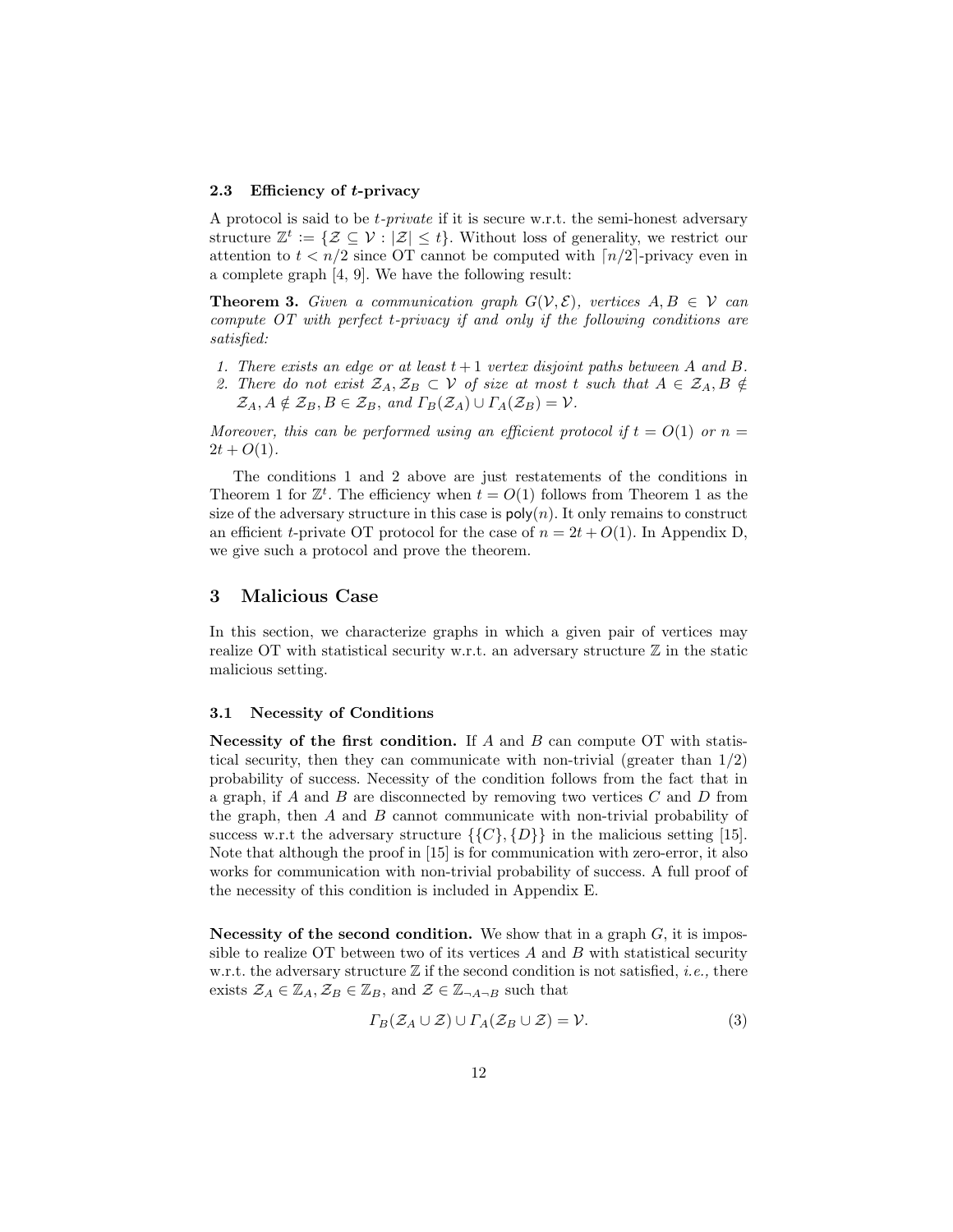### 2.3 Efficiency of $t$-privacy

A protocol is said to be *$t$-private* if it is secure w.r.t. the semi-honest adversary structure $\mathbb{Z}^t := \{\mathcal{Z} \subseteq \mathcal{V} : |\mathcal{Z}| \leq t\}$. Without loss of generality, we restrict our attention to $t < n/2$ since OT cannot be computed with $\lceil n/2 \rceil$-privacy even in a complete graph [4, 9]. We have the following result:

**Theorem 3.** *Given a communication graph $G(\mathcal{V}, \mathcal{E})$, vertices $A, B \in \mathcal{V}$ can compute OT with perfect $t$-privacy if and only if the following conditions are satisfied:*

1. *There exists an edge or at least $t+1$ vertex disjoint paths between $A$ and $B$.*
2. *There do not exist $\mathcal{Z}_A, \mathcal{Z}_B \subset \mathcal{V}$ of size at most $t$ such that $A \in \mathcal{Z}_A, B \notin \mathcal{Z}_A, A \notin \mathcal{Z}_B, B \in \mathcal{Z}_B$, and $\Gamma_B(\mathcal{Z}_A) \cup \Gamma_A(\mathcal{Z}_B) = \mathcal{V}$.*

*Moreover, this can be performed using an efficient protocol if $t = O(1)$ or $n = 2t + O(1)$.*

The conditions 1 and 2 above are just restatements of the conditions in Theorem 1 for $\mathbb{Z}^t$. The efficiency when $t = O(1)$ follows from Theorem 1 as the size of the adversary structure in this case is $\mathsf{poly}(n)$. It only remains to construct an efficient $t$-private OT protocol for the case of $n = 2t + O(1)$. In Appendix D, we give such a protocol and prove the theorem.

## 3 Malicious Case

In this section, we characterize graphs in which a given pair of vertices may realize OT with statistical security w.r.t. an adversary structure $\mathbb{Z}$ in the static malicious setting.

### 3.1 Necessity of Conditions

**Necessity of the first condition.** If $A$ and $B$ can compute OT with statistical security, then they can communicate with non-trivial (greater than 1/2) probability of success. Necessity of the condition follows from the fact that in a graph, if $A$ and $B$ are disconnected by removing two vertices $C$ and $D$ from the graph, then $A$ and $B$ cannot communicate with non-trivial probability of success w.r.t the adversary structure $\{\{C\}, \{D\}\}$ in the malicious setting [15]. Note that although the proof in [15] is for communication with zero-error, it also works for communication with non-trivial probability of success. A full proof of the necessity of this condition is included in Appendix E.

**Necessity of the second condition.** We show that in a graph $G$, it is impossible to realize OT between two of its vertices $A$ and $B$ with statistical security w.r.t. the adversary structure $\mathbb{Z}$ if the second condition is not satisfied, *i.e.,* there exists $\mathcal{Z}_A \in \mathbb{Z}_A$, $\mathcal{Z}_B \in \mathbb{Z}_B$, and $\mathcal{Z} \in \mathbb{Z}_{\neg A \neg B}$ such that

$$\Gamma_B(\mathcal{Z}_A \cup \mathcal{Z}) \cup \Gamma_A(\mathcal{Z}_B \cup \mathcal{Z}) = \mathcal{V}. \tag{3}$$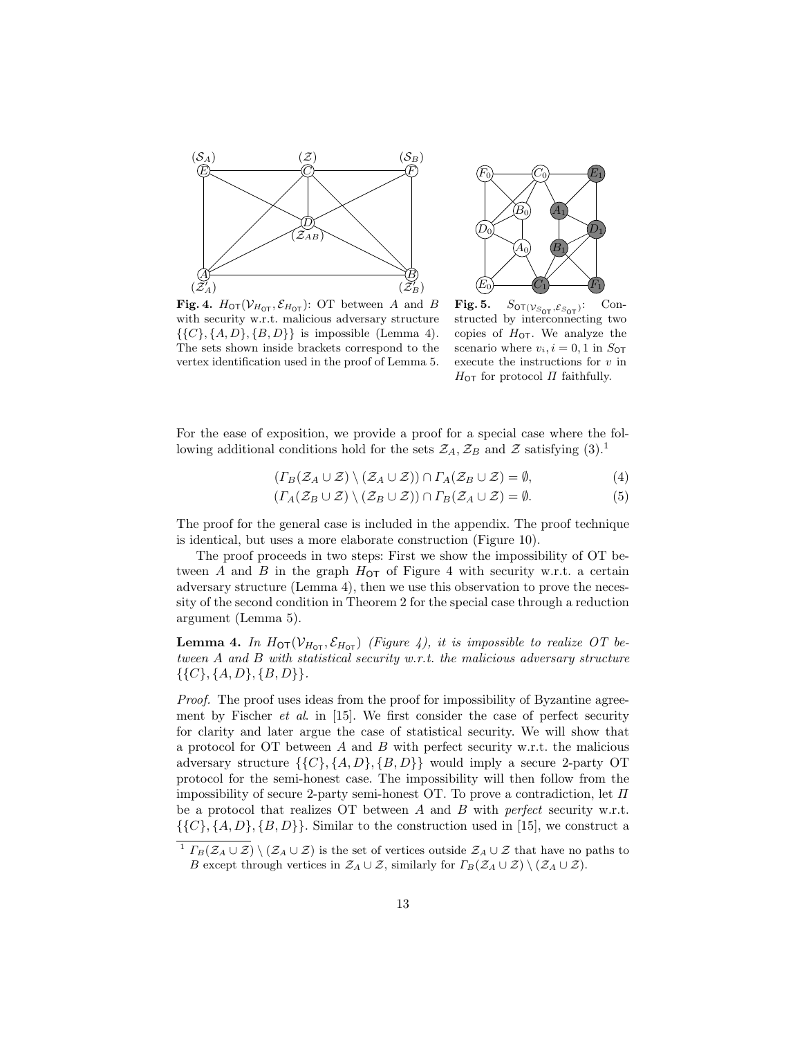**Fig. 4.** $H_{\mathsf{OT}}(\mathcal{V}_{H_{\mathsf{OT}}}, \mathcal{E}_{H_{\mathsf{OT}}})$: OT between $A$ and $B$ with security w.r.t. malicious adversary structure $\{\{C\}, \{A, D\}, \{B, D\}\}$ is impossible (Lemma 4). The sets shown inside brackets correspond to the vertex identification used in the proof of Lemma 5.

**Fig. 5.** $S_{\mathsf{OT}(\mathcal{V}_{S_{\mathsf{OT}}}, \mathcal{E}_{S_{\mathsf{OT}}})}$: Constructed by interconnecting two copies of $H_{\mathsf{OT}}$. We analyze the scenario where $v_i, i = 0, 1$ in $S_{\mathsf{OT}}$ execute the instructions for $v$ in $H_{\mathsf{OT}}$ for protocol $\Pi$ faithfully.

For the ease of exposition, we provide a proof for a special case where the following additional conditions hold for the sets $\mathcal{Z}_A, \mathcal{Z}_B$ and $\mathcal{Z}$ satisfying (3).[1]

$$(\Gamma_B(\mathcal{Z}_A \cup \mathcal{Z}) \setminus (\mathcal{Z}_A \cup \mathcal{Z})) \cap \Gamma_A(\mathcal{Z}_B \cup \mathcal{Z}) = \emptyset, \tag{4}$$

$$(\Gamma_A(\mathcal{Z}_B \cup \mathcal{Z}) \setminus (\mathcal{Z}_B \cup \mathcal{Z})) \cap \Gamma_B(\mathcal{Z}_A \cup \mathcal{Z}) = \emptyset. \tag{5}$$

The proof for the general case is included in the appendix. The proof technique is identical, but uses a more elaborate construction (Figure 10).

The proof proceeds in two steps: First we show the impossibility of OT between $A$ and $B$ in the graph $H_{\mathsf{OT}}$ of Figure 4 with security w.r.t. a certain adversary structure (Lemma 4), then we use this observation to prove the necessity of the second condition in Theorem 2 for the special case through a reduction argument (Lemma 5).

**Lemma 4.** *In $H_{\mathsf{OT}}(\mathcal{V}_{H_{\mathsf{OT}}}, \mathcal{E}_{H_{\mathsf{OT}}})$ (Figure 4), it is impossible to realize OT between $A$ and $B$ with statistical security w.r.t. the malicious adversary structure $\{\{C\}, \{A, D\}, \{B, D\}\}$.*

*Proof.* The proof uses ideas from the proof for impossibility of Byzantine agreement by Fischer *et al.* in [15]. We first consider the case of perfect security for clarity and later argue the case of statistical security. We will show that a protocol for OT between $A$ and $B$ with perfect security w.r.t. the malicious adversary structure $\{\{C\}, \{A, D\}, \{B, D\}\}$ would imply a secure 2-party OT protocol for the semi-honest case. The impossibility will then follow from the impossibility of secure 2-party semi-honest OT. To prove a contradiction, let $\Pi$ be a protocol that realizes OT between $A$ and $B$ with *perfect* security w.r.t. $\{\{C\}, \{A, D\}, \{B, D\}\}$. Similar to the construction used in [15], we construct a

[1] $\Gamma_B(\mathcal{Z}_A \cup \mathcal{Z}) \setminus (\mathcal{Z}_A \cup \mathcal{Z})$ is the set of vertices outside $\mathcal{Z}_A \cup \mathcal{Z}$ that have no paths to $B$ except through vertices in $\mathcal{Z}_A \cup \mathcal{Z}$, similarly for $\Gamma_B(\mathcal{Z}_A \cup \mathcal{Z}) \setminus (\mathcal{Z}_A \cup \mathcal{Z})$.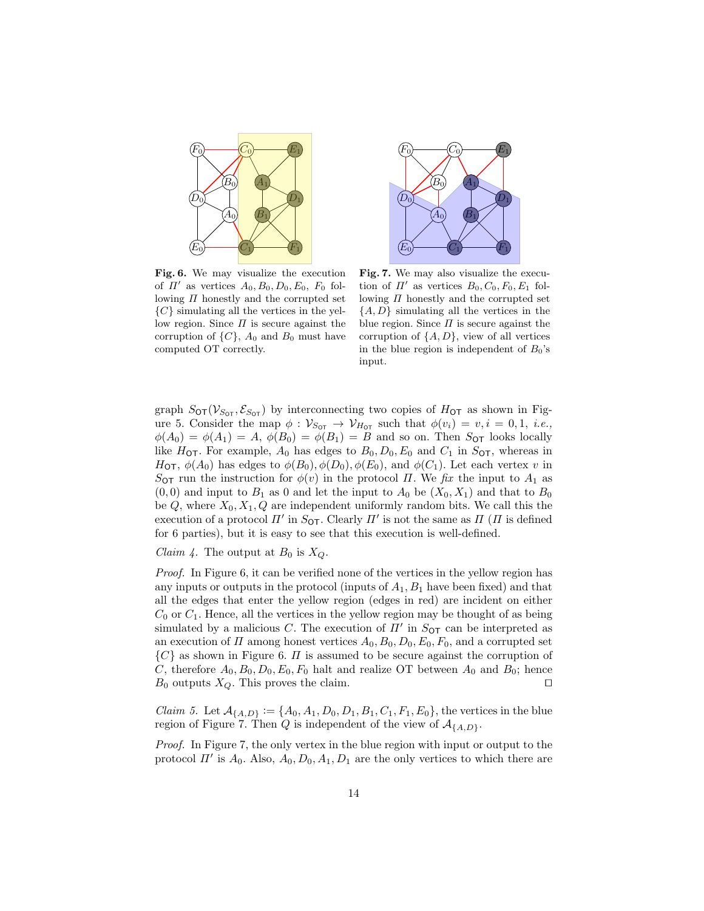**Fig. 6.** We may visualize the execution of $\Pi'$ as vertices $A_0, B_0, D_0, E_0, F_0$ following $\Pi$ honestly and the corrupted set $\{C\}$ simulating all the vertices in the yellow region. Since $\Pi$ is secure against the corruption of $\{C\}$, $A_0$ and $B_0$ must have computed OT correctly.

**Fig. 7.** We may also visualize the execution of $\Pi'$ as vertices $B_0, C_0, F_0, E_1$ following $\Pi$ honestly and the corrupted set $\{A, D\}$ simulating all the vertices in the blue region. Since $\Pi$ is secure against the corruption of $\{A, D\}$, view of all vertices in the blue region is independent of $B_0$'s input.

graph $S_{\mathsf{OT}}(\mathcal{V}_{S_{\mathsf{OT}}}, \mathcal{E}_{S_{\mathsf{OT}}})$ by interconnecting two copies of $H_{\mathsf{OT}}$ as shown in Figure 5. Consider the map $\phi : \mathcal{V}_{S_{\mathsf{OT}}} \to \mathcal{V}_{H_{\mathsf{OT}}}$ such that $\phi(v_i) = v, i = 0, 1$, *i.e.*, $\phi(A_0) = \phi(A_1) = A$, $\phi(B_0) = \phi(B_1) = B$ and so on. Then $S_{\mathsf{OT}}$ looks locally like $H_{\mathsf{OT}}$. For example, $A_0$ has edges to $B_0, D_0, E_0$ and $C_1$ in $S_{\mathsf{OT}}$, whereas in $H_{\mathsf{OT}}$, $\phi(A_0)$ has edges to $\phi(B_0), \phi(D_0), \phi(E_0)$, and $\phi(C_1)$. Let each vertex $v$ in $S_{\mathsf{OT}}$ run the instruction for $\phi(v)$ in the protocol $\Pi$. We *fix* the input to $A_1$ as $(0, 0)$ and input to $B_1$ as 0 and let the input to $A_0$ be $(X_0, X_1)$ and that to $B_0$ be $Q$, where $X_0, X_1, Q$ are independent uniformly random bits. We call this the execution of a protocol $\Pi'$ in $S_{\mathsf{OT}}$. Clearly $\Pi'$ is not the same as $\Pi$ ($\Pi$ is defined for 6 parties), but it is easy to see that this execution is well-defined.

*Claim 4.* The output at $B_0$ is $X_Q$.

*Proof.* In Figure 6, it can be verified none of the vertices in the yellow region has any inputs or outputs in the protocol (inputs of $A_1, B_1$ have been fixed) and that all the edges that enter the yellow region (edges in red) are incident on either $C_0$ or $C_1$. Hence, all the vertices in the yellow region may be thought of as being simulated by a malicious $C$. The execution of $\Pi'$ in $S_{\mathsf{OT}}$ can be interpreted as an execution of $\Pi$ among honest vertices $A_0, B_0, D_0, E_0, F_0$, and a corrupted set $\{C\}$ as shown in Figure 6. $\Pi$ is assumed to be secure against the corruption of $C$, therefore $A_0, B_0, D_0, E_0, F_0$ halt and realize OT between $A_0$ and $B_0$; hence $B_0$ outputs $X_Q$. This proves the claim. ◻

*Claim 5.* Let $\mathcal{A}_{\{A,D\}} := \{A_0, A_1, D_0, D_1, B_1, C_1, F_1, E_0\}$, the vertices in the blue region of Figure 7. Then $Q$ is independent of the view of $\mathcal{A}_{\{A,D\}}$.

*Proof.* In Figure 7, the only vertex in the blue region with input or output to the protocol $\Pi'$ is $A_0$. Also, $A_0, D_0, A_1, D_1$ are the only vertices to which there are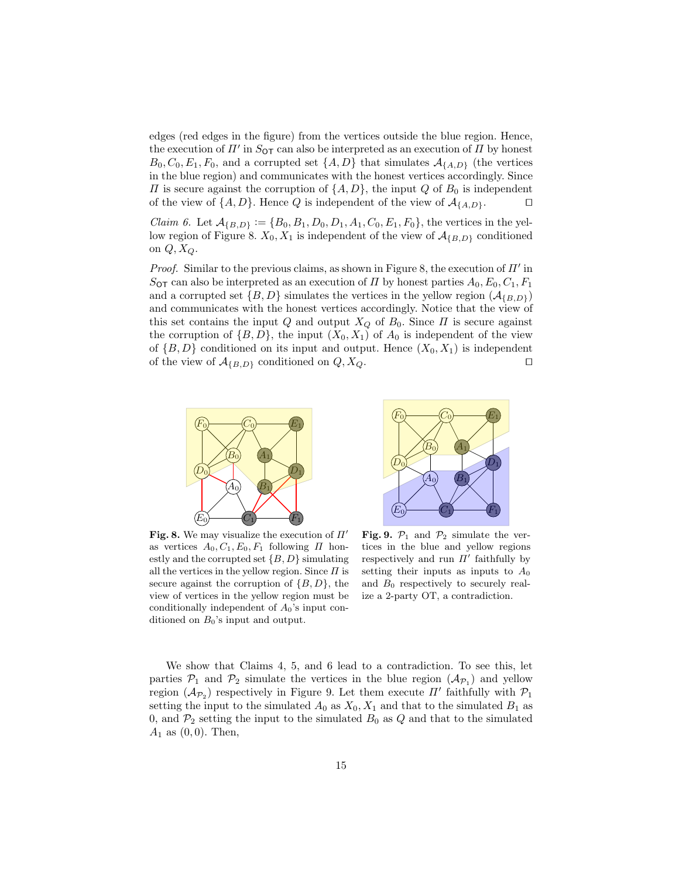edges (red edges in the figure) from the vertices outside the blue region. Hence, the execution of $\Pi'$ in $S_{\mathsf{OT}}$ can also be interpreted as an execution of $\Pi$ by honest $B_0, C_0, E_1, F_0$, and a corrupted set $\{A, D\}$ that simulates $\mathcal{A}_{\{A,D\}}$ (the vertices in the blue region) and communicates with the honest vertices accordingly. Since $\Pi$ is secure against the corruption of $\{A, D\}$, the input $Q$ of $B_0$ is independent of the view of $\{A, D\}$. Hence $Q$ is independent of the view of $\mathcal{A}_{\{A,D\}}$. □

*Claim 6.* Let $\mathcal{A}_{\{B,D\}} := \{B_0, B_1, D_0, D_1, A_1, C_0, E_1, F_0\}$, the vertices in the yellow region of Figure 8. $X_0, X_1$ is independent of the view of $\mathcal{A}_{\{B,D\}}$ conditioned on $Q, X_Q$.

*Proof.* Similar to the previous claims, as shown in Figure 8, the execution of $\Pi'$ in $S_{\mathsf{OT}}$ can also be interpreted as an execution of $\Pi$ by honest parties $A_0, E_0, C_1, F_1$ and a corrupted set $\{B, D\}$ simulates the vertices in the yellow region ($\mathcal{A}_{\{B,D\}}$) and communicates with the honest vertices accordingly. Notice that the view of this set contains the input $Q$ and output $X_Q$ of $B_0$. Since $\Pi$ is secure against the corruption of $\{B, D\}$, the input $(X_0, X_1)$ of $A_0$ is independent of the view of $\{B, D\}$ conditioned on its input and output. Hence $(X_0, X_1)$ is independent of the view of $\mathcal{A}_{\{B,D\}}$ conditioned on $Q, X_Q$. □

**Fig. 8.** We may visualize the execution of $\Pi'$ as vertices $A_0, C_1, E_0, F_1$ following $\Pi$ honestly and the corrupted set $\{B, D\}$ simulating all the vertices in the yellow region. Since $\Pi$ is secure against the corruption of $\{B, D\}$, the view of vertices in the yellow region must be conditionally independent of $A_0$'s input conditioned on $B_0$'s input and output.

**Fig. 9.** $\mathcal{P}_1$ and $\mathcal{P}_2$ simulate the vertices in the blue and yellow regions respectively and run $\Pi'$ faithfully by setting their inputs as inputs to $A_0$ and $B_0$ respectively to securely realize a 2-party OT, a contradiction.

We show that Claims 4, 5, and 6 lead to a contradiction. To see this, let parties $\mathcal{P}_1$ and $\mathcal{P}_2$ simulate the vertices in the blue region ($\mathcal{A}_{\mathcal{P}_1}$) and yellow region ($\mathcal{A}_{\mathcal{P}_2}$) respectively in Figure 9. Let them execute $\Pi'$ faithfully with $\mathcal{P}_1$ setting the input to the simulated $A_0$ as $X_0, X_1$ and that to the simulated $B_1$ as 0, and $\mathcal{P}_2$ setting the input to the simulated $B_0$ as $Q$ and that to the simulated $A_1$ as $(0, 0)$. Then,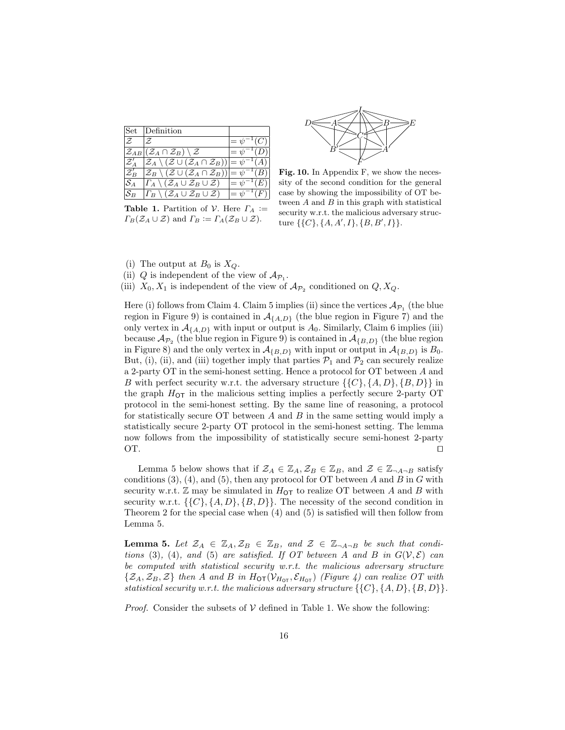| Set | Definition | |
|---|---|---|
| $\mathcal{Z}$ | $\mathcal{Z}$ | $= \psi^{-1}(C)$ |
| $\mathcal{Z}_{AB}$ | $(\mathcal{Z}_A \cap \mathcal{Z}_B) \setminus \mathcal{Z}$ | $= \psi^{-1}(D)$ |
| $\mathcal{Z}'_A$ | $\mathcal{Z}_A \setminus (\mathcal{Z} \cup (\mathcal{Z}_A \cap \mathcal{Z}_B))$ | $= \psi^{-1}(A)$ |
| $\mathcal{Z}'_B$ | $\mathcal{Z}_B \setminus (\mathcal{Z} \cup (\mathcal{Z}_A \cap \mathcal{Z}_B))$ | $= \psi^{-1}(B)$ |
| $\mathcal{S}_A$ | $\Gamma_A \setminus (\mathcal{Z}_A \cup \mathcal{Z}_B \cup \mathcal{Z})$ | $= \psi^{-1}(E)$ |
| $\mathcal{S}_B$ | $\Gamma_B \setminus (\mathcal{Z}_A \cup \mathcal{Z}_B \cup \mathcal{Z})$ | $= \psi^{-1}(F)$ |

**Table 1.** Partition of $\mathcal{V}$. Here $\Gamma_A := \Gamma_B(\mathcal{Z}_A \cup \mathcal{Z})$ and $\Gamma_B := \Gamma_A(\mathcal{Z}_B \cup \mathcal{Z})$.

**Fig. 10.** In Appendix F, we show the necessity of the second condition for the general case by showing the impossibility of OT between $A$ and $B$ in this graph with statistical security w.r.t. the malicious adversary structure $\{\{C\}, \{A, A', I\}, \{B, B', I\}\}$.

(i) The output at $B_0$ is $X_Q$.
(ii) $Q$ is independent of the view of $\mathcal{A}_{\mathcal{P}_1}$.
(iii) $X_0, X_1$ is independent of the view of $\mathcal{A}_{\mathcal{P}_2}$ conditioned on $Q, X_Q$.

Here (i) follows from Claim 4. Claim 5 implies (ii) since the vertices $\mathcal{A}_{\mathcal{P}_1}$ (the blue region in Figure 9) is contained in $\mathcal{A}_{\{A,D\}}$ (the blue region in Figure 7) and the only vertex in $\mathcal{A}_{\{A,D\}}$ with input or output is $A_0$. Similarly, Claim 6 implies (iii) because $\mathcal{A}_{\mathcal{P}_2}$ (the blue region in Figure 9) is contained in $\mathcal{A}_{\{B,D\}}$ (the blue region in Figure 8) and the only vertex in $\mathcal{A}_{\{B,D\}}$ with input or output in $\mathcal{A}_{\{B,D\}}$ is $B_0$. But, (i), (ii), and (iii) together imply that parties $\mathcal{P}_1$ and $\mathcal{P}_2$ can securely realize a 2-party OT in the semi-honest setting. Hence a protocol for OT between $A$ and $B$ with perfect security w.r.t. the adversary structure $\{\{C\}, \{A, D\}, \{B, D\}\}$ in the graph $H_{\mathsf{OT}}$ in the malicious setting implies a perfectly secure 2-party OT protocol in the semi-honest setting. By the same line of reasoning, a protocol for statistically secure OT between $A$ and $B$ in the same setting would imply a statistically secure 2-party OT protocol in the semi-honest setting. The lemma now follows from the impossibility of statistically secure semi-honest 2-party OT. ◻

Lemma 5 below shows that if $\mathcal{Z}_A \in \mathbb{Z}_A, \mathcal{Z}_B \in \mathbb{Z}_B$, and $\mathcal{Z} \in \mathbb{Z}_{\neg A \neg B}$ satisfy conditions (3), (4), and (5), then any protocol for OT between $A$ and $B$ in $G$ with security w.r.t. $\mathbb{Z}$ may be simulated in $H_{\mathsf{OT}}$ to realize OT between $A$ and $B$ with security w.r.t. $\{\{C\}, \{A, D\}, \{B, D\}\}$. The necessity of the second condition in Theorem 2 for the special case when (4) and (5) is satisfied will then follow from Lemma 5.

**Lemma 5.** *Let $\mathcal{Z}_A \in \mathbb{Z}_A, \mathcal{Z}_B \in \mathbb{Z}_B$, and $\mathcal{Z} \in \mathbb{Z}_{\neg A \neg B}$ be such that conditions (3), (4), and (5) are satisfied. If OT between $A$ and $B$ in $G(\mathcal{V}, \mathcal{E})$ can be computed with statistical security w.r.t. the malicious adversary structure $\{\mathcal{Z}_A, \mathcal{Z}_B, \mathcal{Z}\}$ then $A$ and $B$ in $H_{\mathsf{OT}}(\mathcal{V}_{H_{\mathsf{OT}}}, \mathcal{E}_{H_{\mathsf{OT}}})$ (Figure 4) can realize OT with statistical security w.r.t. the malicious adversary structure $\{\{C\}, \{A, D\}, \{B, D\}\}$.*

*Proof.* Consider the subsets of $\mathcal{V}$ defined in Table 1. We show the following: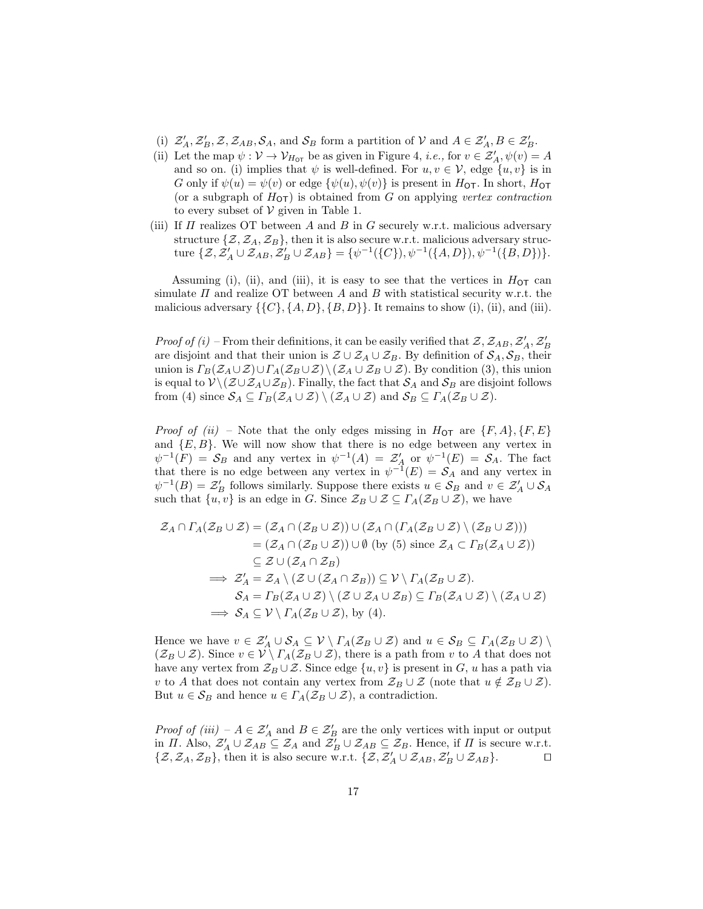(i) $\mathcal{Z}'_A, \mathcal{Z}'_B, \mathcal{Z}, \mathcal{Z}_{AB}, \mathcal{S}_A$, and $\mathcal{S}_B$ form a partition of $\mathcal{V}$ and $A \in \mathcal{Z}'_A, B \in \mathcal{Z}'_B$.

(ii) Let the map $\psi : \mathcal{V} \to \mathcal{V}_{H_{\mathsf{OT}}}$ be as given in Figure 4, *i.e.*, for $v \in \mathcal{Z}'_A, \psi(v) = A$ and so on. (i) implies that $\psi$ is well-defined. For $u, v \in \mathcal{V}$, edge $\{u, v\}$ is in $G$ only if $\psi(u) = \psi(v)$ or edge $\{\psi(u), \psi(v)\}$ is present in $H_{\mathsf{OT}}$. In short, $H_{\mathsf{OT}}$ (or a subgraph of $H_{\mathsf{OT}}$) is obtained from $G$ on applying *vertex contraction* to every subset of $\mathcal{V}$ given in Table 1.

(iii) If $\Pi$ realizes OT between $A$ and $B$ in $G$ securely w.r.t. malicious adversary structure $\{\mathcal{Z}, \mathcal{Z}_A, \mathcal{Z}_B\}$, then it is also secure w.r.t. malicious adversary structure $\{\mathcal{Z}, \mathcal{Z}'_A \cup \mathcal{Z}_{AB}, \mathcal{Z}'_B \cup \mathcal{Z}_{AB}\} = \{\psi^{-1}(\{C\}), \psi^{-1}(\{A, D\}), \psi^{-1}(\{B, D\})\}$.

Assuming (i), (ii), and (iii), it is easy to see that the vertices in $H_{\mathsf{OT}}$ can simulate $\Pi$ and realize OT between $A$ and $B$ with statistical security w.r.t. the malicious adversary $\{\{C\}, \{A, D\}, \{B, D\}\}$. It remains to show (i), (ii), and (iii).

*Proof of (i)* – From their definitions, it can be easily verified that $\mathcal{Z}, \mathcal{Z}_{AB}, \mathcal{Z}'_A, \mathcal{Z}'_B$ are disjoint and that their union is $\mathcal{Z} \cup \mathcal{Z}_A \cup \mathcal{Z}_B$. By definition of $\mathcal{S}_A, \mathcal{S}_B$, their union is $\Gamma_B(\mathcal{Z}_A \cup \mathcal{Z}) \cup \Gamma_A(\mathcal{Z}_B \cup \mathcal{Z}) \setminus (\mathcal{Z}_A \cup \mathcal{Z}_B \cup \mathcal{Z})$. By condition (3), this union is equal to $\mathcal{V} \setminus (\mathcal{Z} \cup \mathcal{Z}_A \cup \mathcal{Z}_B)$. Finally, the fact that $\mathcal{S}_A$ and $\mathcal{S}_B$ are disjoint follows from (4) since $\mathcal{S}_A \subseteq \Gamma_B(\mathcal{Z}_A \cup \mathcal{Z}) \setminus (\mathcal{Z}_A \cup \mathcal{Z})$ and $\mathcal{S}_B \subseteq \Gamma_A(\mathcal{Z}_B \cup \mathcal{Z})$.

*Proof of (ii)* – Note that the only edges missing in $H_{\mathsf{OT}}$ are $\{F, A\}, \{F, E\}$ and $\{E, B\}$. We will now show that there is no edge between any vertex in $\psi^{-1}(F) = \mathcal{S}_B$ and any vertex in $\psi^{-1}(A) = \mathcal{Z}'_A$ or $\psi^{-1}(E) = \mathcal{S}_A$. The fact that there is no edge between any vertex in $\psi^{-1}(E) = \mathcal{S}_A$ and any vertex in $\psi^{-1}(B) = \mathcal{Z}'_B$ follows similarly. Suppose there exists $u \in \mathcal{S}_B$ and $v \in \mathcal{Z}'_A \cup \mathcal{S}_A$ such that $\{u, v\}$ is an edge in $G$. Since $\mathcal{Z}_B \cup \mathcal{Z} \subseteq \Gamma_A(\mathcal{Z}_B \cup \mathcal{Z})$, we have

$$
\begin{aligned}
\mathcal{Z}_A \cap \Gamma_A(\mathcal{Z}_B \cup \mathcal{Z}) &= (\mathcal{Z}_A \cap (\mathcal{Z}_B \cup \mathcal{Z})) \cup (\mathcal{Z}_A \cap (\Gamma_A(\mathcal{Z}_B \cup \mathcal{Z}) \setminus (\mathcal{Z}_B \cup \mathcal{Z}))) \\
&= (\mathcal{Z}_A \cap (\mathcal{Z}_B \cup \mathcal{Z})) \cup \emptyset \text{ (by (5) since } \mathcal{Z}_A \subset \Gamma_B(\mathcal{Z}_A \cup \mathcal{Z})) \\
&\subseteq \mathcal{Z} \cup (\mathcal{Z}_A \cap \mathcal{Z}_B) \\
\implies \mathcal{Z}'_A &= \mathcal{Z}_A \setminus (\mathcal{Z} \cup (\mathcal{Z}_A \cap \mathcal{Z}_B)) \subseteq \mathcal{V} \setminus \Gamma_A(\mathcal{Z}_B \cup \mathcal{Z}). \\
\mathcal{S}_A &= \Gamma_B(\mathcal{Z}_A \cup \mathcal{Z}) \setminus (\mathcal{Z} \cup \mathcal{Z}_A \cup \mathcal{Z}_B) \subseteq \Gamma_B(\mathcal{Z}_A \cup \mathcal{Z}) \setminus (\mathcal{Z}_A \cup \mathcal{Z}) \\
\implies \mathcal{S}_A &\subseteq \mathcal{V} \setminus \Gamma_A(\mathcal{Z}_B \cup \mathcal{Z}), \text{ by (4).}
\end{aligned}
$$

Hence we have $v \in \mathcal{Z}'_A \cup \mathcal{S}_A \subseteq \mathcal{V} \setminus \Gamma_A(\mathcal{Z}_B \cup \mathcal{Z})$ and $u \in \mathcal{S}_B \subseteq \Gamma_A(\mathcal{Z}_B \cup \mathcal{Z}) \setminus (\mathcal{Z}_B \cup \mathcal{Z})$. Since $v \in \mathcal{V} \setminus \Gamma_A(\mathcal{Z}_B \cup \mathcal{Z})$, there is a path from $v$ to $A$ that does not have any vertex from $\mathcal{Z}_B \cup \mathcal{Z}$. Since edge $\{u, v\}$ is present in $G$, $u$ has a path via $v$ to $A$ that does not contain any vertex from $\mathcal{Z}_B \cup \mathcal{Z}$ (note that $u \notin \mathcal{Z}_B \cup \mathcal{Z}$). But $u \in \mathcal{S}_B$ and hence $u \in \Gamma_A(\mathcal{Z}_B \cup \mathcal{Z})$, a contradiction.

*Proof of (iii)* – $A \in \mathcal{Z}'_A$ and $B \in \mathcal{Z}'_B$ are the only vertices with input or output in $\Pi$. Also, $\mathcal{Z}'_A \cup \mathcal{Z}_{AB} \subseteq \mathcal{Z}_A$ and $\mathcal{Z}'_B \cup \mathcal{Z}_{AB} \subseteq \mathcal{Z}_B$. Hence, if $\Pi$ is secure w.r.t. $\{\mathcal{Z}, \mathcal{Z}_A, \mathcal{Z}_B\}$, then it is also secure w.r.t. $\{\mathcal{Z}, \mathcal{Z}'_A \cup \mathcal{Z}_{AB}, \mathcal{Z}'_B \cup \mathcal{Z}_{AB}\}$. $\square$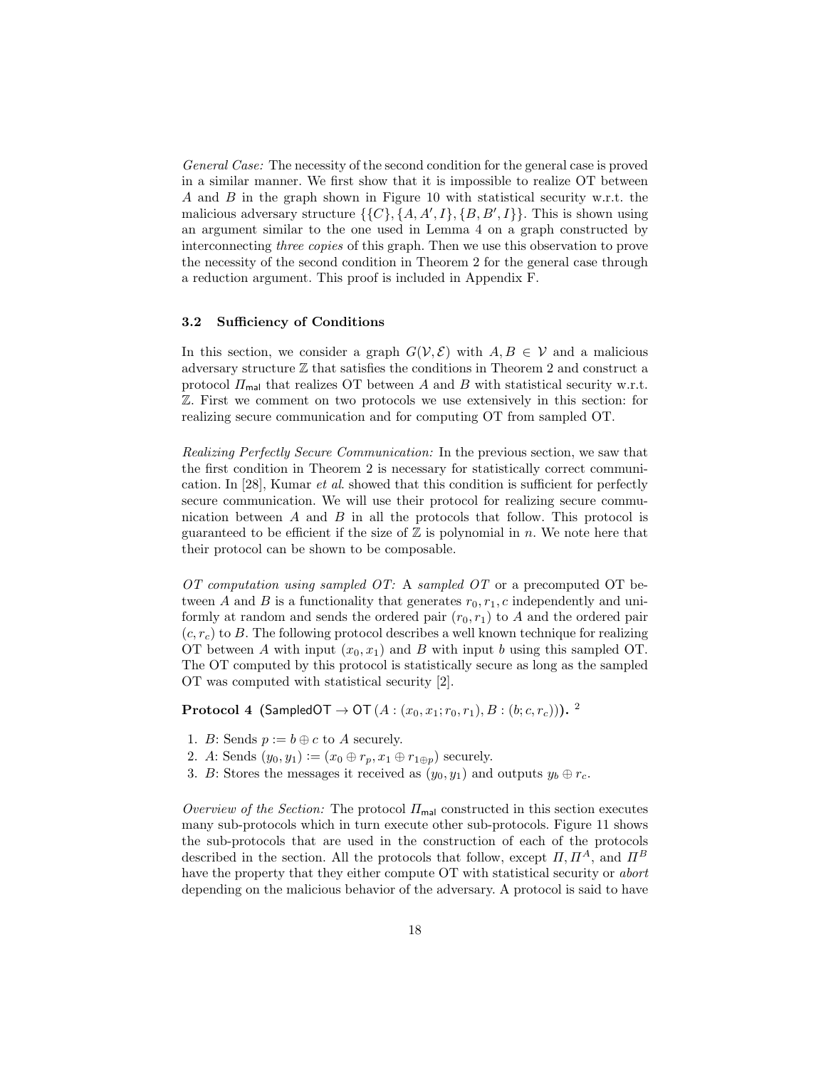*General Case:* The necessity of the second condition for the general case is proved in a similar manner. We first show that it is impossible to realize OT between $A$ and $B$ in the graph shown in Figure 10 with statistical security w.r.t. the malicious adversary structure $\{\{C\}, \{A, A', I\}, \{B, B', I\}\}$. This is shown using an argument similar to the one used in Lemma 4 on a graph constructed by interconnecting *three copies* of this graph. Then we use this observation to prove the necessity of the second condition in Theorem 2 for the general case through a reduction argument. This proof is included in Appendix F.

### 3.2 Sufficiency of Conditions

In this section, we consider a graph $G(\mathcal{V}, \mathcal{E})$ with $A, B \in \mathcal{V}$ and a malicious adversary structure $\mathbb{Z}$ that satisfies the conditions in Theorem 2 and construct a protocol $\Pi_{\mathsf{mal}}$ that realizes OT between $A$ and $B$ with statistical security w.r.t. $\mathbb{Z}$. First we comment on two protocols we use extensively in this section: for realizing secure communication and for computing OT from sampled OT.

*Realizing Perfectly Secure Communication:* In the previous section, we saw that the first condition in Theorem 2 is necessary for statistically correct communication. In [28], Kumar *et al.* showed that this condition is sufficient for perfectly secure communication. We will use their protocol for realizing secure communication between $A$ and $B$ in all the protocols that follow. This protocol is guaranteed to be efficient if the size of $\mathbb{Z}$ is polynomial in $n$. We note here that their protocol can be shown to be composable.

*OT computation using sampled OT:* A *sampled OT* or a precomputed OT between $A$ and $B$ is a functionality that generates $r_0, r_1, c$ independently and uniformly at random and sends the ordered pair $(r_0, r_1)$ to $A$ and the ordered pair $(c, r_c)$ to $B$. The following protocol describes a well known technique for realizing OT between $A$ with input $(x_0, x_1)$ and $B$ with input $b$ using this sampled OT. The OT computed by this protocol is statistically secure as long as the sampled OT was computed with statistical security [2].

**Protocol 4** $(\mathsf{SampledOT} \rightarrow \mathsf{OT}\,(A : (x_0, x_1; r_0, r_1), B : (b; c, r_c)))$**.** [2]

1. $B$: Sends $p := b \oplus c$ to $A$ securely.
2. $A$: Sends $(y_0, y_1) := (x_0 \oplus r_p, x_1 \oplus r_{1 \oplus p})$ securely.
3. $B$: Stores the messages it received as $(y_0, y_1)$ and outputs $y_b \oplus r_c$.

*Overview of the Section:* The protocol $\Pi_{\mathsf{mal}}$ constructed in this section executes many sub-protocols which in turn execute other sub-protocols. Figure 11 shows the sub-protocols that are used in the construction of each of the protocols described in the section. All the protocols that follow, except $\Pi, \Pi^A$, and $\Pi^B$ have the property that they either compute OT with statistical security or *abort* depending on the malicious behavior of the adversary. A protocol is said to have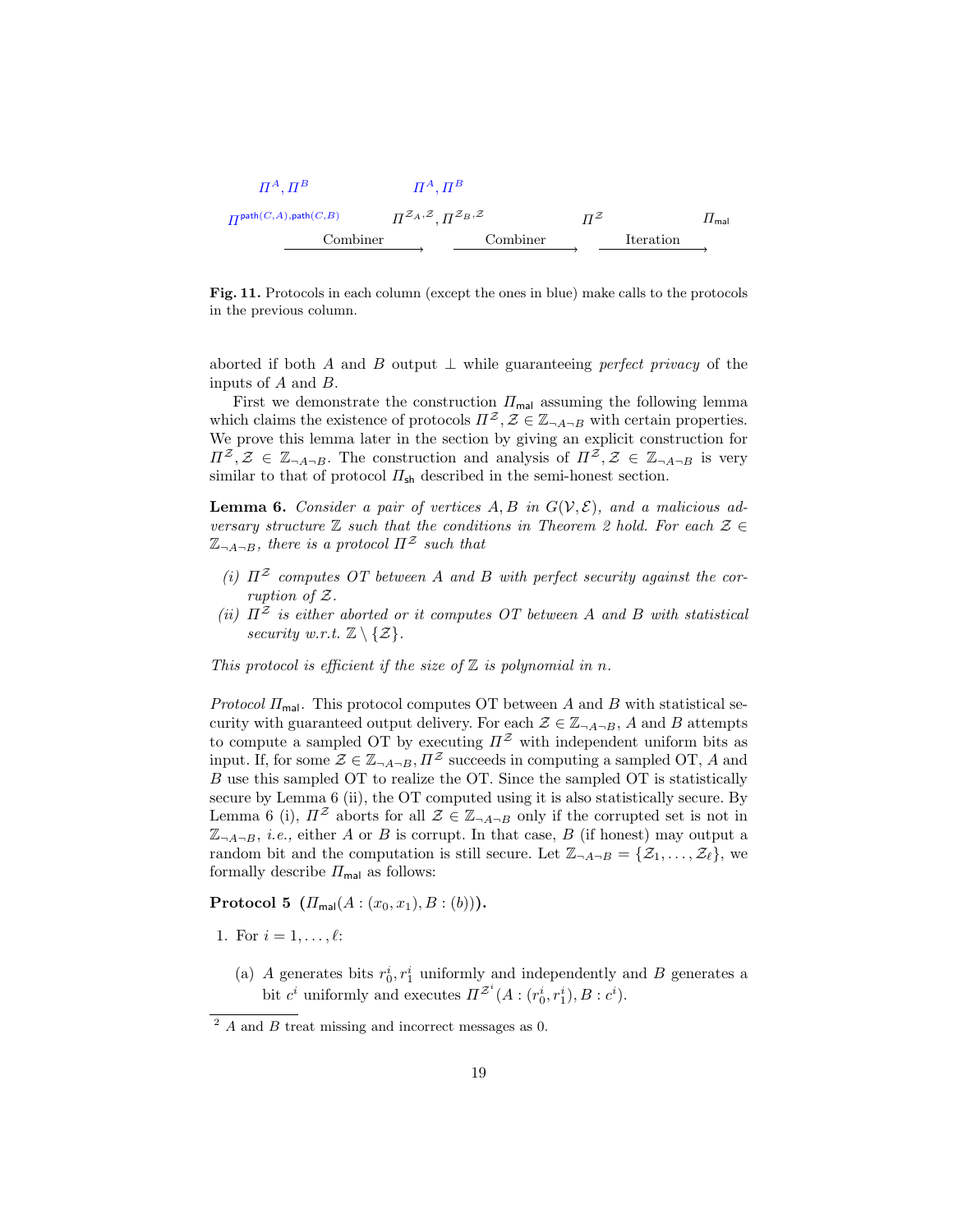$\Pi^A, \Pi^B$ $\qquad\qquad\qquad\qquad$ $\Pi^A, \Pi^B$

$\Pi^{\mathsf{path}(C,A),\mathsf{path}(C,B)}$ $\xrightarrow{\text{Combiner}}$ $\Pi^{\mathcal{Z}_A,\mathcal{Z}}, \Pi^{\mathcal{Z}_B,\mathcal{Z}}$ $\xrightarrow{\text{Combiner}}$ $\Pi^{\mathcal{Z}}$ $\xrightarrow{\text{Iteration}}$ $\Pi_{\mathsf{mal}}$

**Fig. 11.** Protocols in each column (except the ones in blue) make calls to the protocols in the previous column.

aborted if both $A$ and $B$ output $\perp$ while guaranteeing *perfect privacy* of the inputs of $A$ and $B$.

First we demonstrate the construction $\Pi_{\mathsf{mal}}$ assuming the following lemma which claims the existence of protocols $\Pi^{\mathcal{Z}}, \mathcal{Z} \in \mathbb{Z}_{\neg A \neg B}$ with certain properties. We prove this lemma later in the section by giving an explicit construction for $\Pi^{\mathcal{Z}}, \mathcal{Z} \in \mathbb{Z}_{\neg A \neg B}$. The construction and analysis of $\Pi^{\mathcal{Z}}, \mathcal{Z} \in \mathbb{Z}_{\neg A \neg B}$ is very similar to that of protocol $\Pi_{\mathsf{sh}}$ described in the semi-honest section.

**Lemma 6.** *Consider a pair of vertices $A, B$ in $G(\mathcal{V}, \mathcal{E})$, and a malicious adversary structure $\mathbb{Z}$ such that the conditions in Theorem 2 hold. For each $\mathcal{Z} \in \mathbb{Z}_{\neg A \neg B}$, there is a protocol $\Pi^{\mathcal{Z}}$ such that*

- *(i) $\Pi^{\mathcal{Z}}$ computes OT between $A$ and $B$ with perfect security against the corruption of $\mathcal{Z}$.*
- *(ii) $\Pi^{\mathcal{Z}}$ is either aborted or it computes OT between $A$ and $B$ with statistical security w.r.t. $\mathbb{Z} \setminus \{\mathcal{Z}\}$.*

*This protocol is efficient if the size of $\mathbb{Z}$ is polynomial in $n$.*

*Protocol $\Pi_{\mathsf{mal}}$.* This protocol computes OT between $A$ and $B$ with statistical security with guaranteed output delivery. For each $\mathcal{Z} \in \mathbb{Z}_{\neg A \neg B}$, $A$ and $B$ attempts to compute a sampled OT by executing $\Pi^{\mathcal{Z}}$ with independent uniform bits as input. If, for some $\mathcal{Z} \in \mathbb{Z}_{\neg A \neg B}$, $\Pi^{\mathcal{Z}}$ succeeds in computing a sampled OT, $A$ and $B$ use this sampled OT to realize the OT. Since the sampled OT is statistically secure by Lemma 6 (ii), the OT computed using it is also statistically secure. By Lemma 6 (i), $\Pi^{\mathcal{Z}}$ aborts for all $\mathcal{Z} \in \mathbb{Z}_{\neg A \neg B}$ only if the corrupted set is not in $\mathbb{Z}_{\neg A \neg B}$, *i.e.*, either $A$ or $B$ is corrupt. In that case, $B$ (if honest) may output a random bit and the computation is still secure. Let $\mathbb{Z}_{\neg A \neg B} = \{\mathcal{Z}_1, \ldots, \mathcal{Z}_\ell\}$, we formally describe $\Pi_{\mathsf{mal}}$ as follows:

**Protocol 5 ($\Pi_{\mathsf{mal}}(A : (x_0, x_1), B : (b))$).**

1. For $i = 1, \ldots, \ell$:
   (a) $A$ generates bits $r_0^i, r_1^i$ uniformly and independently and $B$ generates a bit $c^i$ uniformly and executes $\Pi^{\mathcal{Z}^i}(A : (r_0^i, r_1^i), B : c^i)$.

[2] $A$ and $B$ treat missing and incorrect messages as 0.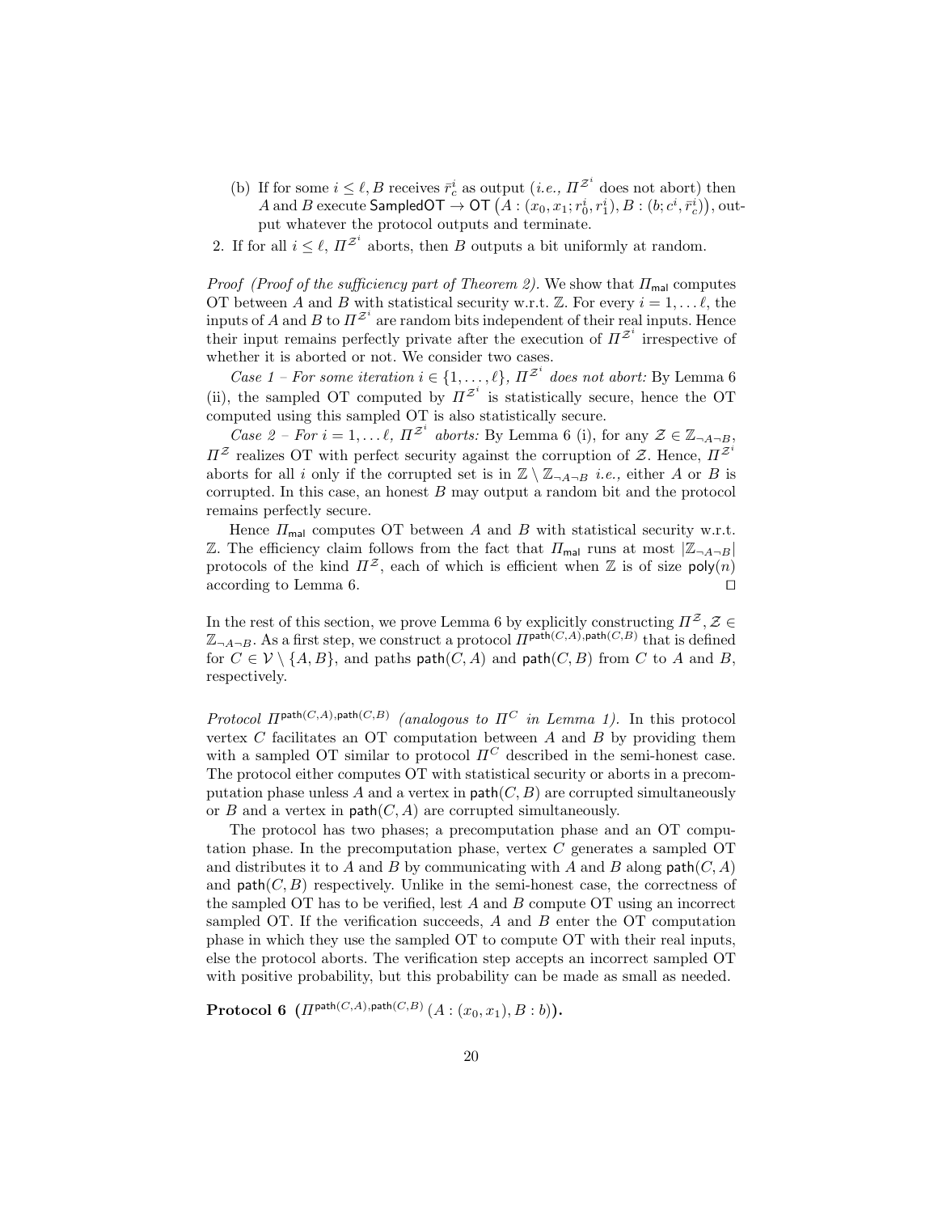(b) If for some $i \leq \ell, B$ receives $\bar{r}_c^i$ as output (*i.e.*, $\Pi^{\mathcal{Z}^i}$ does not abort) then $A$ and $B$ execute $\mathsf{SampledOT} \rightarrow \mathsf{OT}\left(A : (x_0, x_1; r_0^i, r_1^i), B : (b; c^i, \bar{r}_c^i)\right)$, output whatever the protocol outputs and terminate.

2. If for all $i \leq \ell$, $\Pi^{\mathcal{Z}^i}$ aborts, then $B$ outputs a bit uniformly at random.

*Proof (Proof of the sufficiency part of Theorem 2).* We show that $\Pi_{\mathsf{mal}}$ computes OT between $A$ and $B$ with statistical security w.r.t. $\mathbb{Z}$. For every $i = 1, \ldots \ell$, the inputs of $A$ and $B$ to $\Pi^{\mathcal{Z}^i}$ are random bits independent of their real inputs. Hence their input remains perfectly private after the execution of $\Pi^{\mathcal{Z}^i}$ irrespective of whether it is aborted or not. We consider two cases.

*Case 1 – For some iteration $i \in \{1, \ldots, \ell\}$, $\Pi^{\mathcal{Z}^i}$ does not abort:* By Lemma 6 (ii), the sampled OT computed by $\Pi^{\mathcal{Z}^i}$ is statistically secure, hence the OT computed using this sampled OT is also statistically secure.

*Case 2 – For $i = 1, \ldots \ell$, $\Pi^{\mathcal{Z}^i}$ aborts:* By Lemma 6 (i), for any $\mathcal{Z} \in \mathbb{Z}_{\neg A \neg B}$, $\Pi^{\mathcal{Z}}$ realizes OT with perfect security against the corruption of $\mathcal{Z}$. Hence, $\Pi^{\mathcal{Z}^i}$ aborts for all $i$ only if the corrupted set is in $\mathbb{Z} \setminus \mathbb{Z}_{\neg A \neg B}$ *i.e.,* either $A$ or $B$ is corrupted. In this case, an honest $B$ may output a random bit and the protocol remains perfectly secure.

Hence $\Pi_{\mathsf{mal}}$ computes OT between $A$ and $B$ with statistical security w.r.t. $\mathbb{Z}$. The efficiency claim follows from the fact that $\Pi_{\mathsf{mal}}$ runs at most $|\mathbb{Z}_{\neg A \neg B}|$ protocols of the kind $\Pi^{\mathcal{Z}}$, each of which is efficient when $\mathbb{Z}$ is of size $\mathsf{poly}(n)$ according to Lemma 6. $\square$

In the rest of this section, we prove Lemma 6 by explicitly constructing $\Pi^{\mathcal{Z}}, \mathcal{Z} \in \mathbb{Z}_{\neg A \neg B}$. As a first step, we construct a protocol $\Pi^{\mathsf{path}(C,A),\mathsf{path}(C,B)}$ that is defined for $C \in \mathcal{V} \setminus \{A, B\}$, and paths $\mathsf{path}(C, A)$ and $\mathsf{path}(C, B)$ from $C$ to $A$ and $B$, respectively.

*Protocol $\Pi^{\mathsf{path}(C,A),\mathsf{path}(C,B)}$ (analogous to $\Pi^C$ in Lemma 1).* In this protocol vertex $C$ facilitates an OT computation between $A$ and $B$ by providing them with a sampled OT similar to protocol $\Pi^C$ described in the semi-honest case. The protocol either computes OT with statistical security or aborts in a precomputation phase unless $A$ and a vertex in $\mathsf{path}(C, B)$ are corrupted simultaneously or $B$ and a vertex in $\mathsf{path}(C, A)$ are corrupted simultaneously.

The protocol has two phases; a precomputation phase and an OT computation phase. In the precomputation phase, vertex $C$ generates a sampled OT and distributes it to $A$ and $B$ by communicating with $A$ and $B$ along $\mathsf{path}(C, A)$ and $\mathsf{path}(C, B)$ respectively. Unlike in the semi-honest case, the correctness of the sampled OT has to be verified, lest $A$ and $B$ compute OT using an incorrect sampled OT. If the verification succeeds, $A$ and $B$ enter the OT computation phase in which they use the sampled OT to compute OT with their real inputs, else the protocol aborts. The verification step accepts an incorrect sampled OT with positive probability, but this probability can be made as small as needed.

**Protocol 6** **($\Pi^{\mathsf{path}(C,A),\mathsf{path}(C,B)}\left(A : (x_0, x_1), B : b\right)$).**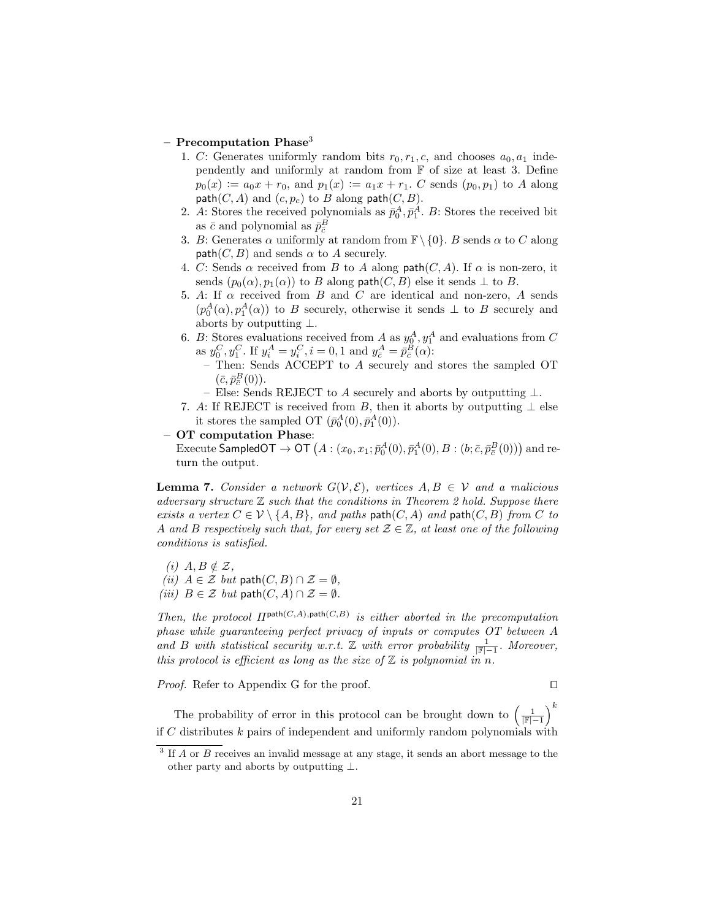- **Precomputation Phase**[3]
  1. $C$: Generates uniformly random bits $r_0, r_1, c$, and chooses $a_0, a_1$ independently and uniformly at random from $\mathbb{F}$ of size at least 3. Define $p_0(x) := a_0 x + r_0$, and $p_1(x) := a_1 x + r_1$. $C$ sends $(p_0, p_1)$ to $A$ along $\mathsf{path}(C, A)$ and $(c, p_c)$ to $B$ along $\mathsf{path}(C, B)$.
  2. $A$: Stores the received polynomials as $\bar{p}_0^A, \bar{p}_1^A$. $B$: Stores the received bit as $\bar{c}$ and polynomial as $\bar{p}_{\bar{c}}^B$
  3. $B$: Generates $\alpha$ uniformly at random from $\mathbb{F} \setminus \{0\}$. $B$ sends $\alpha$ to $C$ along $\mathsf{path}(C, B)$ and sends $\alpha$ to $A$ securely.
  4. $C$: Sends $\alpha$ received from $B$ to $A$ along $\mathsf{path}(C, A)$. If $\alpha$ is non-zero, it sends $(p_0(\alpha), p_1(\alpha))$ to $B$ along $\mathsf{path}(C, B)$ else it sends $\perp$ to $B$.
  5. $A$: If $\alpha$ received from $B$ and $C$ are identical and non-zero, $A$ sends $(p_0^A(\alpha), p_1^A(\alpha))$ to $B$ securely, otherwise it sends $\perp$ to $B$ securely and aborts by outputting $\perp$.
  6. $B$: Stores evaluations received from $A$ as $y_0^A, y_1^A$ and evaluations from $C$ as $y_0^C, y_1^C$. If $y_i^A = y_i^C, i = 0, 1$ and $y_{\bar{c}}^A = \bar{p}_{\bar{c}}^B(\alpha)$:
     - Then: Sends ACCEPT to $A$ securely and stores the sampled OT $(\bar{c}, \bar{p}_{\bar{c}}^B(0))$.
     - Else: Sends REJECT to $A$ securely and aborts by outputting $\perp$.
  7. $A$: If REJECT is received from $B$, then it aborts by outputting $\perp$ else it stores the sampled OT $(\bar{p}_0^A(0), \bar{p}_1^A(0))$.
- **OT computation Phase**:
  Execute $\mathsf{SampledOT} \to \mathsf{OT}\left(A : (x_0, x_1; \bar{p}_0^A(0), \bar{p}_1^A(0), B : (b; \bar{c}, \bar{p}_{\bar{c}}^B(0))\right)$ and return the output.

**Lemma 7.** *Consider a network $G(\mathcal{V}, \mathcal{E})$, vertices $A, B \in \mathcal{V}$ and a malicious adversary structure $\mathbb{Z}$ such that the conditions in Theorem 2 hold. Suppose there exists a vertex $C \in \mathcal{V} \setminus \{A, B\}$, and paths $\mathsf{path}(C, A)$ and $\mathsf{path}(C, B)$ from $C$ to $A$ and $B$ respectively such that, for every set $\mathcal{Z} \in \mathbb{Z}$, at least one of the following conditions is satisfied.*

*(i)* $A, B \notin \mathcal{Z}$,
*(ii)* $A \in \mathcal{Z}$ *but* $\mathsf{path}(C, B) \cap \mathcal{Z} = \emptyset$,
*(iii)* $B \in \mathcal{Z}$ *but* $\mathsf{path}(C, A) \cap \mathcal{Z} = \emptyset$.

*Then, the protocol $\Pi^{\mathsf{path}(C,A), \mathsf{path}(C,B)}$ is either aborted in the precomputation phase while guaranteeing perfect privacy of inputs or computes OT between $A$ and $B$ with statistical security w.r.t. $\mathbb{Z}$ with error probability $\frac{1}{|\mathbb{F}|-1}$. Moreover, this protocol is efficient as long as the size of $\mathbb{Z}$ is polynomial in $n$.*

*Proof.* Refer to Appendix G for the proof. ☐

The probability of error in this protocol can be brought down to $\left(\frac{1}{|\mathbb{F}|-1}\right)^k$ if $C$ distributes $k$ pairs of independent and uniformly random polynomials with

[3] If $A$ or $B$ receives an invalid message at any stage, it sends an abort message to the other party and aborts by outputting $\perp$.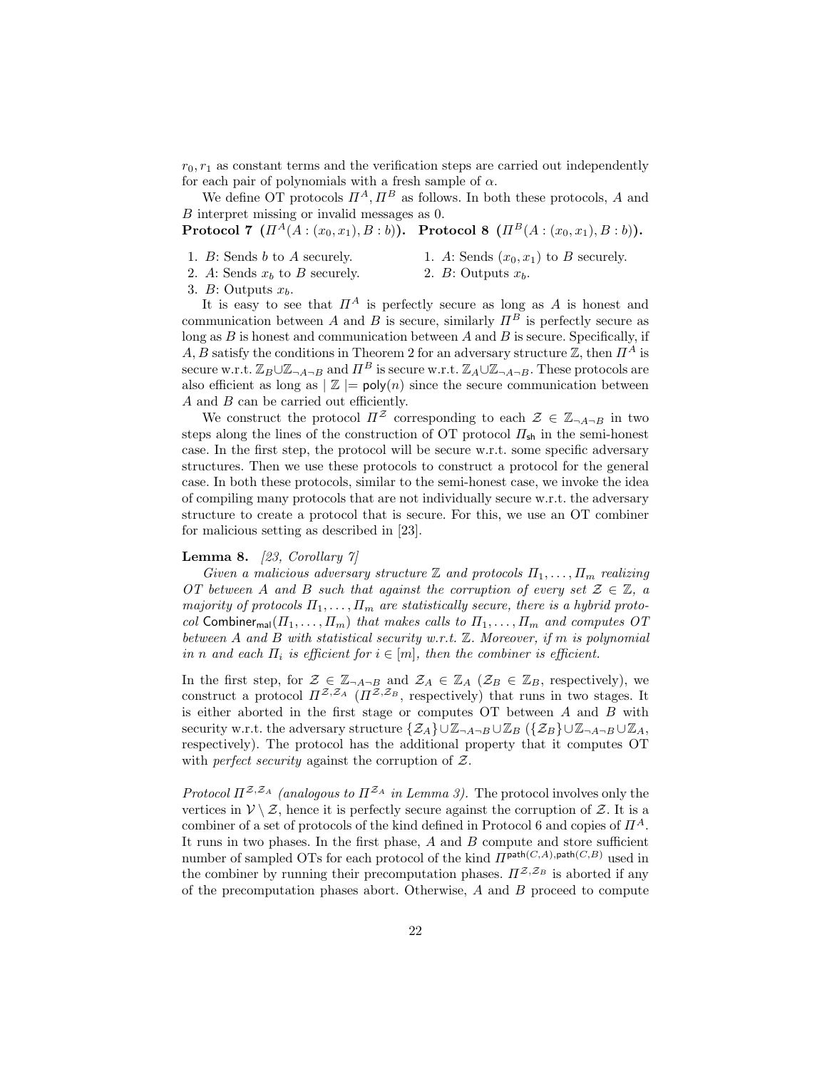$r_0, r_1$ as constant terms and the verification steps are carried out independently for each pair of polynomials with a fresh sample of $\alpha$.

We define OT protocols $\Pi^A, \Pi^B$ as follows. In both these protocols, $A$ and $B$ interpret missing or invalid messages as 0.

**Protocol 7** **($\Pi^A(A:(x_0,x_1), B:b)$).**

1. $B$: Sends $b$ to $A$ securely.
2. $A$: Sends $x_b$ to $B$ securely.
3. $B$: Outputs $x_b$.

**Protocol 8** **($\Pi^B(A:(x_0,x_1), B:b)$).**

1. $A$: Sends $(x_0, x_1)$ to $B$ securely.
2. $B$: Outputs $x_b$.

It is easy to see that $\Pi^A$ is perfectly secure as long as $A$ is honest and communication between $A$ and $B$ is secure, similarly $\Pi^B$ is perfectly secure as long as $B$ is honest and communication between $A$ and $B$ is secure. Specifically, if $A, B$ satisfy the conditions in Theorem 2 for an adversary structure $\mathbb{Z}$, then $\Pi^A$ is secure w.r.t. $\mathbb{Z}_B \cup \mathbb{Z}_{\neg A \neg B}$ and $\Pi^B$ is secure w.r.t. $\mathbb{Z}_A \cup \mathbb{Z}_{\neg A \neg B}$. These protocols are also efficient as long as $|\mathbb{Z}| = \mathsf{poly}(n)$ since the secure communication between $A$ and $B$ can be carried out efficiently.

We construct the protocol $\Pi^{\mathcal{Z}}$ corresponding to each $\mathcal{Z} \in \mathbb{Z}_{\neg A \neg B}$ in two steps along the lines of the construction of OT protocol $\Pi_{\mathsf{sh}}$ in the semi-honest case. In the first step, the protocol will be secure w.r.t. some specific adversary structures. Then we use these protocols to construct a protocol for the general case. In both these protocols, similar to the semi-honest case, we invoke the idea of compiling many protocols that are not individually secure w.r.t. the adversary structure to create a protocol that is secure. For this, we use an OT combiner for malicious setting as described in [23].

**Lemma 8.** *[23, Corollary 7]*

*Given a malicious adversary structure $\mathbb{Z}$ and protocols $\Pi_1, \ldots, \Pi_m$ realizing OT between $A$ and $B$ such that against the corruption of every set $\mathcal{Z} \in \mathbb{Z}$, a majority of protocols $\Pi_1, \ldots, \Pi_m$ are statistically secure, there is a hybrid protocol $\mathsf{Combiner}_{\mathsf{mal}}(\Pi_1, \ldots, \Pi_m)$ that makes calls to $\Pi_1, \ldots, \Pi_m$ and computes OT between $A$ and $B$ with statistical security w.r.t. $\mathbb{Z}$. Moreover, if $m$ is polynomial in $n$ and each $\Pi_i$ is efficient for $i \in [m]$, then the combiner is efficient.*

In the first step, for $\mathcal{Z} \in \mathbb{Z}_{\neg A \neg B}$ and $\mathcal{Z}_A \in \mathbb{Z}_A$ ($\mathcal{Z}_B \in \mathbb{Z}_B$, respectively), we construct a protocol $\Pi^{\mathcal{Z},\mathcal{Z}_A}$ ($\Pi^{\mathcal{Z},\mathcal{Z}_B}$, respectively) that runs in two stages. It is either aborted in the first stage or computes OT between $A$ and $B$ with security w.r.t. the adversary structure $\{\mathcal{Z}_A\} \cup \mathbb{Z}_{\neg A \neg B} \cup \mathbb{Z}_B$ ($\{\mathcal{Z}_B\} \cup \mathbb{Z}_{\neg A \neg B} \cup \mathbb{Z}_A$, respectively). The protocol has the additional property that it computes OT with *perfect security* against the corruption of $\mathcal{Z}$.

*Protocol $\Pi^{\mathcal{Z},\mathcal{Z}_A}$ (analogous to $\Pi^{\mathcal{Z}_A}$ in Lemma 3).* The protocol involves only the vertices in $\mathcal{V} \setminus \mathcal{Z}$, hence it is perfectly secure against the corruption of $\mathcal{Z}$. It is a combiner of a set of protocols of the kind defined in Protocol 6 and copies of $\Pi^A$. It runs in two phases. In the first phase, $A$ and $B$ compute and store sufficient number of sampled OTs for each protocol of the kind $\Pi^{\mathsf{path}(C,A),\mathsf{path}(C,B)}$ used in the combiner by running their precomputation phases. $\Pi^{\mathcal{Z},\mathcal{Z}_B}$ is aborted if any of the precomputation phases abort. Otherwise, $A$ and $B$ proceed to compute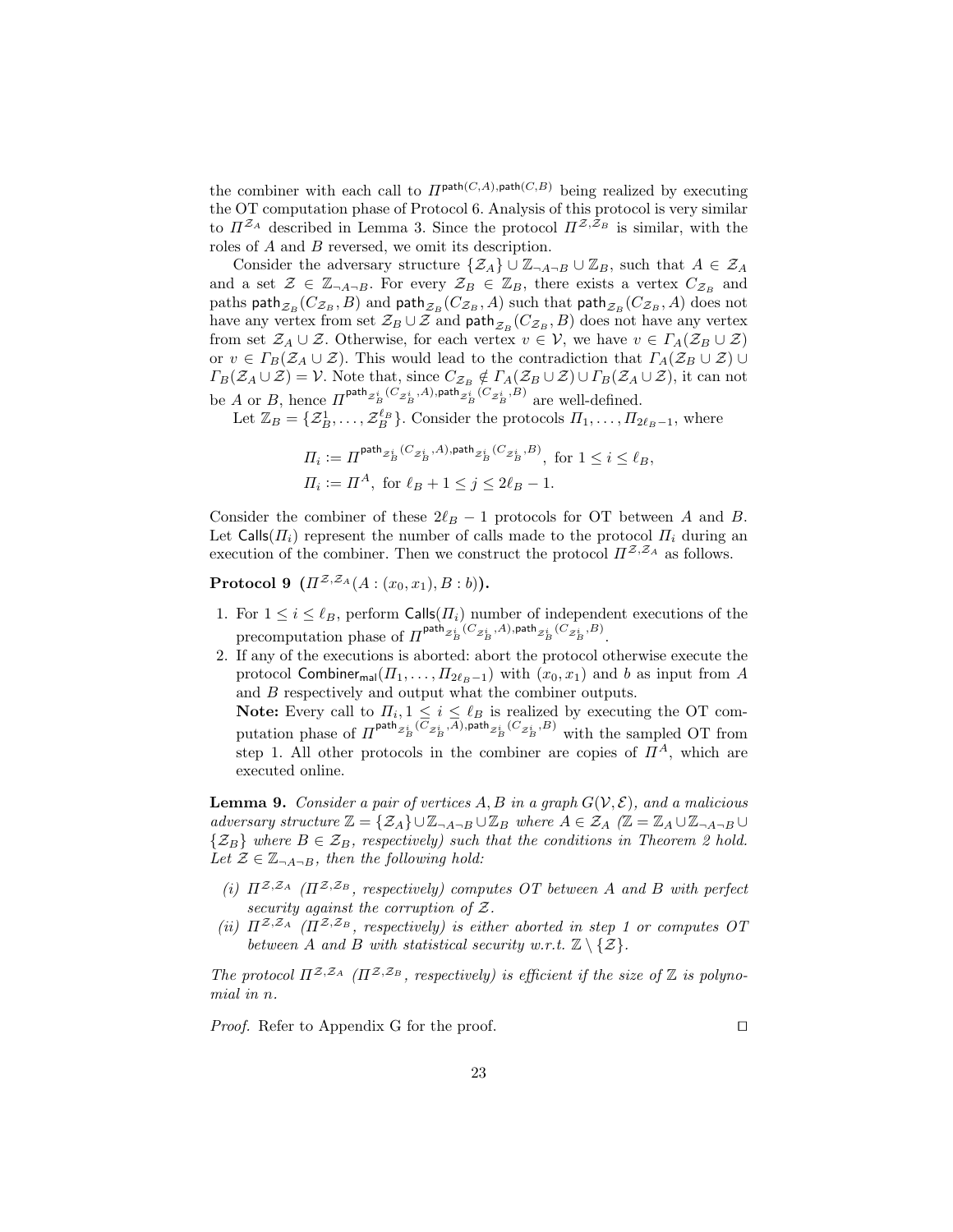the combiner with each call to $\Pi^{\mathsf{path}(C,A),\mathsf{path}(C,B)}$ being realized by executing the OT computation phase of Protocol 6. Analysis of this protocol is very similar to $\Pi^{\mathcal{Z}_A}$ described in Lemma 3. Since the protocol $\Pi^{\mathcal{Z},\mathcal{Z}_B}$ is similar, with the roles of $A$ and $B$ reversed, we omit its description.

Consider the adversary structure $\{\mathcal{Z}_A\} \cup \mathbb{Z}_{\neg A \neg B} \cup \mathbb{Z}_B$, such that $A \in \mathcal{Z}_A$ and a set $\mathcal{Z} \in \mathbb{Z}_{\neg A \neg B}$. For every $\mathcal{Z}_B \in \mathbb{Z}_B$, there exists a vertex $C_{\mathcal{Z}_B}$ and paths $\mathsf{path}_{\mathcal{Z}_B}(C_{\mathcal{Z}_B}, B)$ and $\mathsf{path}_{\mathcal{Z}_B}(C_{\mathcal{Z}_B}, A)$ such that $\mathsf{path}_{\mathcal{Z}_B}(C_{\mathcal{Z}_B}, A)$ does not have any vertex from set $\mathcal{Z}_B \cup \mathcal{Z}$ and $\mathsf{path}_{\mathcal{Z}_B}(C_{\mathcal{Z}_B}, B)$ does not have any vertex from set $\mathcal{Z}_A \cup \mathcal{Z}$. Otherwise, for each vertex $v \in \mathcal{V}$, we have $v \in \Gamma_A(\mathcal{Z}_B \cup \mathcal{Z})$ or $v \in \Gamma_B(\mathcal{Z}_A \cup \mathcal{Z})$. This would lead to the contradiction that $\Gamma_A(\mathcal{Z}_B \cup \mathcal{Z}) \cup \Gamma_B(\mathcal{Z}_A \cup \mathcal{Z}) = \mathcal{V}$. Note that, since $C_{\mathcal{Z}_B} \notin \Gamma_A(\mathcal{Z}_B \cup \mathcal{Z}) \cup \Gamma_B(\mathcal{Z}_A \cup \mathcal{Z})$, it can not be $A$ or $B$, hence $\Pi^{\mathsf{path}_{\mathcal{Z}_B^i}(C_{\mathcal{Z}_B^i}, A),\mathsf{path}_{\mathcal{Z}_B^i}(C_{\mathcal{Z}_B^i}, B)}$ are well-defined.

Let $\mathbb{Z}_B = \{\mathcal{Z}_B^1, \ldots, \mathcal{Z}_B^{\ell_B}\}$. Consider the protocols $\Pi_1, \ldots, \Pi_{2\ell_B - 1}$, where

$$\Pi_i := \Pi^{\mathsf{path}_{\mathcal{Z}_B^i}(C_{\mathcal{Z}_B^i}, A),\mathsf{path}_{\mathcal{Z}_B^i}(C_{\mathcal{Z}_B^i}, B)}, \text{ for } 1 \le i \le \ell_B,$$
$$\Pi_i := \Pi^A, \text{ for } \ell_B + 1 \le j \le 2\ell_B - 1.$$

Consider the combiner of these $2\ell_B - 1$ protocols for OT between $A$ and $B$. Let $\mathsf{Calls}(\Pi_i)$ represent the number of calls made to the protocol $\Pi_i$ during an execution of the combiner. Then we construct the protocol $\Pi^{\mathcal{Z},\mathcal{Z}_A}$ as follows.

**Protocol 9** **($\Pi^{\mathcal{Z},\mathcal{Z}_A}(A : (x_0, x_1), B : b)$).**

1. For $1 \le i \le \ell_B$, perform $\mathsf{Calls}(\Pi_i)$ number of independent executions of the precomputation phase of $\Pi^{\mathsf{path}_{\mathcal{Z}_B^i}(C_{\mathcal{Z}_B^i}, A),\mathsf{path}_{\mathcal{Z}_B^i}(C_{\mathcal{Z}_B^i}, B)}$.
2. If any of the executions is aborted: abort the protocol otherwise execute the protocol $\mathsf{Combiner}_{\mathsf{mal}}(\Pi_1, \ldots, \Pi_{2\ell_B - 1})$ with $(x_0, x_1)$ and $b$ as input from $A$ and $B$ respectively and output what the combiner outputs.
   **Note:** Every call to $\Pi_i, 1 \le i \le \ell_B$ is realized by executing the OT computation phase of $\Pi^{\mathsf{path}_{\mathcal{Z}_B^i}(C_{\mathcal{Z}_B^i}, A),\mathsf{path}_{\mathcal{Z}_B^i}(C_{\mathcal{Z}_B^i}, B)}$ with the sampled OT from step 1. All other protocols in the combiner are copies of $\Pi^A$, which are executed online.

**Lemma 9.** *Consider a pair of vertices $A, B$ in a graph $G(\mathcal{V}, \mathcal{E})$, and a malicious adversary structure $\mathbb{Z} = \{\mathcal{Z}_A\} \cup \mathbb{Z}_{\neg A \neg B} \cup \mathbb{Z}_B$ where $A \in \mathcal{Z}_A$ ($\mathbb{Z} = \mathbb{Z}_A \cup \mathbb{Z}_{\neg A \neg B} \cup \{\mathcal{Z}_B\}$ where $B \in \mathcal{Z}_B$, respectively) such that the conditions in Theorem 2 hold. Let $\mathcal{Z} \in \mathbb{Z}_{\neg A \neg B}$, then the following hold:*

*(i) $\Pi^{\mathcal{Z},\mathcal{Z}_A}$ ($\Pi^{\mathcal{Z},\mathcal{Z}_B}$, respectively) computes OT between $A$ and $B$ with perfect security against the corruption of $\mathcal{Z}$.*

*(ii) $\Pi^{\mathcal{Z},\mathcal{Z}_A}$ ($\Pi^{\mathcal{Z},\mathcal{Z}_B}$, respectively) is either aborted in step 1 or computes OT between $A$ and $B$ with statistical security w.r.t. $\mathbb{Z} \setminus \{\mathcal{Z}\}$.*

*The protocol $\Pi^{\mathcal{Z},\mathcal{Z}_A}$ ($\Pi^{\mathcal{Z},\mathcal{Z}_B}$, respectively) is efficient if the size of $\mathbb{Z}$ is polynomial in $n$.*

*Proof.* Refer to Appendix G for the proof. ◻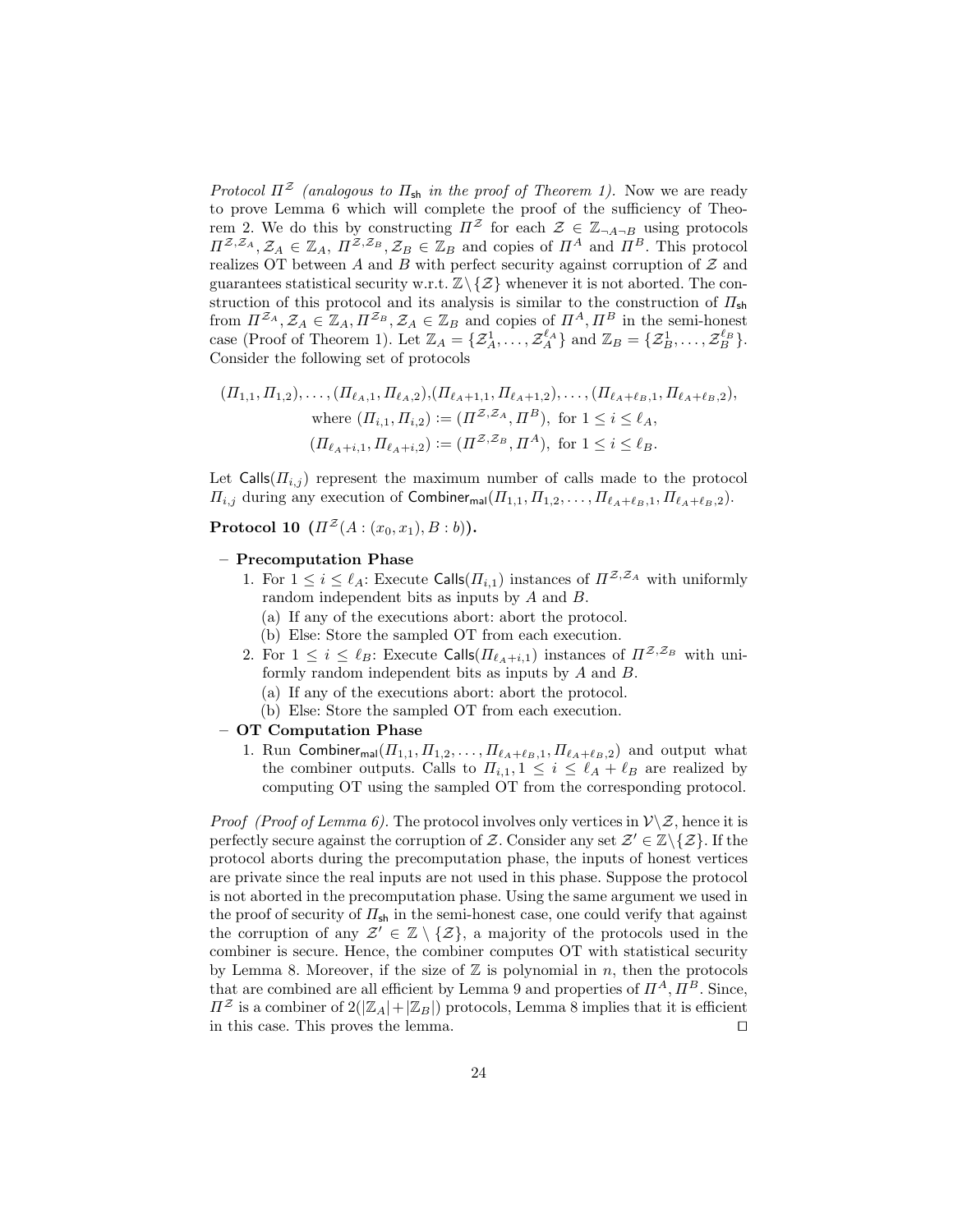*Protocol $\Pi^{\mathcal{Z}}$ (analogous to $\Pi_{\mathsf{sh}}$ in the proof of Theorem 1).* Now we are ready to prove Lemma 6 which will complete the proof of the sufficiency of Theorem 2. We do this by constructing $\Pi^{\mathcal{Z}}$ for each $\mathcal{Z} \in \mathbb{Z}_{\neg A \neg B}$ using protocols $\Pi^{\mathcal{Z},\mathcal{Z}_A}, \mathcal{Z}_A \in \mathbb{Z}_A$, $\Pi^{\mathcal{Z},\mathcal{Z}_B}, \mathcal{Z}_B \in \mathbb{Z}_B$ and copies of $\Pi^A$ and $\Pi^B$. This protocol realizes OT between $A$ and $B$ with perfect security against corruption of $\mathcal{Z}$ and guarantees statistical security w.r.t. $\mathbb{Z} \setminus \{\mathcal{Z}\}$ whenever it is not aborted. The construction of this protocol and its analysis is similar to the construction of $\Pi_{\mathsf{sh}}$ from $\Pi^{\mathcal{Z}_A}, \mathcal{Z}_A \in \mathbb{Z}_A, \Pi^{\mathcal{Z}_B}, \mathcal{Z}_A \in \mathbb{Z}_B$ and copies of $\Pi^A, \Pi^B$ in the semi-honest case (Proof of Theorem 1). Let $\mathbb{Z}_A = \{\mathcal{Z}_A^1, \ldots, \mathcal{Z}_A^{\ell_A}\}$ and $\mathbb{Z}_B = \{\mathcal{Z}_B^1, \ldots, \mathcal{Z}_B^{\ell_B}\}$. Consider the following set of protocols

$$(\Pi_{1,1}, \Pi_{1,2}), \ldots, (\Pi_{\ell_A,1}, \Pi_{\ell_A,2}), (\Pi_{\ell_A+1,1}, \Pi_{\ell_A+1,2}), \ldots, (\Pi_{\ell_A+\ell_B,1}, \Pi_{\ell_A+\ell_B,2}),$$
$$\text{where } (\Pi_{i,1}, \Pi_{i,2}) := (\Pi^{\mathcal{Z},\mathcal{Z}_A}, \Pi^B), \text{ for } 1 \leq i \leq \ell_A,$$
$$(\Pi_{\ell_A+i,1}, \Pi_{\ell_A+i,2}) := (\Pi^{\mathcal{Z},\mathcal{Z}_B}, \Pi^A), \text{ for } 1 \leq i \leq \ell_B.$$

Let $\mathsf{Calls}(\Pi_{i,j})$ represent the maximum number of calls made to the protocol $\Pi_{i,j}$ during any execution of $\mathsf{Combiner}_{\mathsf{mal}}(\Pi_{1,1}, \Pi_{1,2}, \ldots, \Pi_{\ell_A+\ell_B,1}, \Pi_{\ell_A+\ell_B,2})$.

**Protocol 10** **($\Pi^{\mathcal{Z}}(A : (x_0, x_1), B : b)$).**

- **Precomputation Phase**
  1. For $1 \leq i \leq \ell_A$: Execute $\mathsf{Calls}(\Pi_{i,1})$ instances of $\Pi^{\mathcal{Z},\mathcal{Z}_A}$ with uniformly random independent bits as inputs by $A$ and $B$.
     (a) If any of the executions abort: abort the protocol.
     (b) Else: Store the sampled OT from each execution.
  2. For $1 \leq i \leq \ell_B$: Execute $\mathsf{Calls}(\Pi_{\ell_A+i,1})$ instances of $\Pi^{\mathcal{Z},\mathcal{Z}_B}$ with uniformly random independent bits as inputs by $A$ and $B$.
     (a) If any of the executions abort: abort the protocol.
     (b) Else: Store the sampled OT from each execution.
- **OT Computation Phase**
  1. Run $\mathsf{Combiner}_{\mathsf{mal}}(\Pi_{1,1}, \Pi_{1,2}, \ldots, \Pi_{\ell_A+\ell_B,1}, \Pi_{\ell_A+\ell_B,2})$ and output what the combiner outputs. Calls to $\Pi_{i,1}, 1 \leq i \leq \ell_A + \ell_B$ are realized by computing OT using the sampled OT from the corresponding protocol.

*Proof (Proof of Lemma 6).* The protocol involves only vertices in $\mathcal{V} \setminus \mathcal{Z}$, hence it is perfectly secure against the corruption of $\mathcal{Z}$. Consider any set $\mathcal{Z}' \in \mathbb{Z} \setminus \{\mathcal{Z}\}$. If the protocol aborts during the precomputation phase, the inputs of honest vertices are private since the real inputs are not used in this phase. Suppose the protocol is not aborted in the precomputation phase. Using the same argument we used in the proof of security of $\Pi_{\mathsf{sh}}$ in the semi-honest case, one could verify that against the corruption of any $\mathcal{Z}' \in \mathbb{Z} \setminus \{\mathcal{Z}\}$, a majority of the protocols used in the combiner is secure. Hence, the combiner computes OT with statistical security by Lemma 8. Moreover, if the size of $\mathbb{Z}$ is polynomial in $n$, then the protocols that are combined are all efficient by Lemma 9 and properties of $\Pi^A, \Pi^B$. Since, $\Pi^{\mathcal{Z}}$ is a combiner of $2(|\mathbb{Z}_A| + |\mathbb{Z}_B|)$ protocols, Lemma 8 implies that it is efficient in this case. This proves the lemma. ◻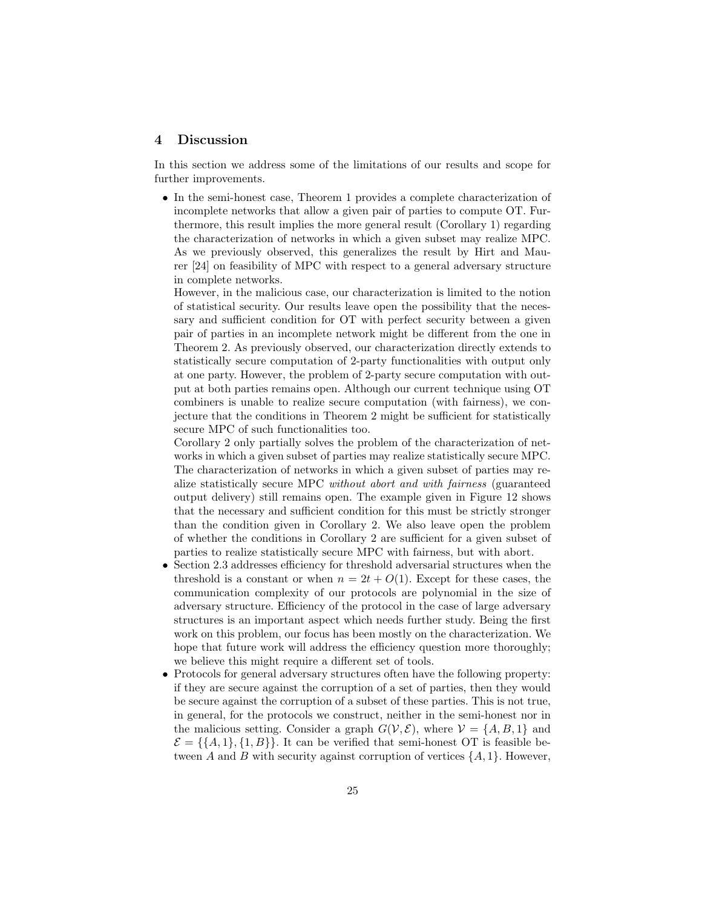## 4 Discussion

In this section we address some of the limitations of our results and scope for further improvements.

- In the semi-honest case, Theorem 1 provides a complete characterization of incomplete networks that allow a given pair of parties to compute OT. Furthermore, this result implies the more general result (Corollary 1) regarding the characterization of networks in which a given subset may realize MPC. As we previously observed, this generalizes the result by Hirt and Maurer [24] on feasibility of MPC with respect to a general adversary structure in complete networks.

  However, in the malicious case, our characterization is limited to the notion of statistical security. Our results leave open the possibility that the necessary and sufficient condition for OT with perfect security between a given pair of parties in an incomplete network might be different from the one in Theorem 2. As previously observed, our characterization directly extends to statistically secure computation of 2-party functionalities with output only at one party. However, the problem of 2-party secure computation with output at both parties remains open. Although our current technique using OT combiners is unable to realize secure computation (with fairness), we conjecture that the conditions in Theorem 2 might be sufficient for statistically secure MPC of such functionalities too.

  Corollary 2 only partially solves the problem of the characterization of networks in which a given subset of parties may realize statistically secure MPC. The characterization of networks in which a given subset of parties may realize statistically secure MPC *without abort and with fairness* (guaranteed output delivery) still remains open. The example given in Figure 12 shows that the necessary and sufficient condition for this must be strictly stronger than the condition given in Corollary 2. We also leave open the problem of whether the conditions in Corollary 2 are sufficient for a given subset of parties to realize statistically secure MPC with fairness, but with abort.
- Section 2.3 addresses efficiency for threshold adversarial structures when the threshold is a constant or when $n = 2t + O(1)$. Except for these cases, the communication complexity of our protocols are polynomial in the size of adversary structure. Efficiency of the protocol in the case of large adversary structures is an important aspect which needs further study. Being the first work on this problem, our focus has been mostly on the characterization. We hope that future work will address the efficiency question more thoroughly; we believe this might require a different set of tools.
- Protocols for general adversary structures often have the following property: if they are secure against the corruption of a set of parties, then they would be secure against the corruption of a subset of these parties. This is not true, in general, for the protocols we construct, neither in the semi-honest nor in the malicious setting. Consider a graph $G(\mathcal{V}, \mathcal{E})$, where $\mathcal{V} = \{A, B, 1\}$ and $\mathcal{E} = \{\{A, 1\}, \{1, B\}\}$. It can be verified that semi-honest OT is feasible between $A$ and $B$ with security against corruption of vertices $\{A, 1\}$. However,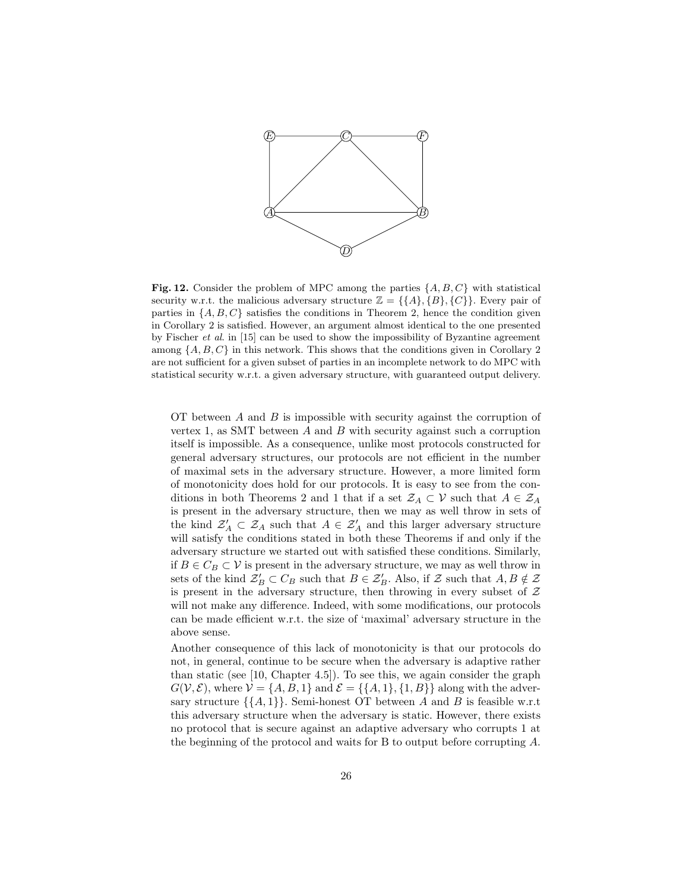**Fig. 12.** Consider the problem of MPC among the parties $\{A, B, C\}$ with statistical security w.r.t. the malicious adversary structure $\mathbb{Z} = \{\{A\}, \{B\}, \{C\}\}$. Every pair of parties in $\{A, B, C\}$ satisfies the conditions in Theorem 2, hence the condition given in Corollary 2 is satisfied. However, an argument almost identical to the one presented by Fischer *et al.* in [15] can be used to show the impossibility of Byzantine agreement among $\{A, B, C\}$ in this network. This shows that the conditions given in Corollary 2 are not sufficient for a given subset of parties in an incomplete network to do MPC with statistical security w.r.t. a given adversary structure, with guaranteed output delivery.

OT between $A$ and $B$ is impossible with security against the corruption of vertex 1, as SMT between $A$ and $B$ with security against such a corruption itself is impossible. As a consequence, unlike most protocols constructed for general adversary structures, our protocols are not efficient in the number of maximal sets in the adversary structure. However, a more limited form of monotonicity does hold for our protocols. It is easy to see from the conditions in both Theorems 2 and 1 that if a set $\mathcal{Z}_A \subset \mathcal{V}$ such that $A \in \mathcal{Z}_A$ is present in the adversary structure, then we may as well throw in sets of the kind $\mathcal{Z}'_A \subset \mathcal{Z}_A$ such that $A \in \mathcal{Z}'_A$ and this larger adversary structure will satisfy the conditions stated in both these Theorems if and only if the adversary structure we started out with satisfied these conditions. Similarly, if $B \in C_B \subset \mathcal{V}$ is present in the adversary structure, we may as well throw in sets of the kind $\mathcal{Z}'_B \subset C_B$ such that $B \in \mathcal{Z}'_B$. Also, if $\mathcal{Z}$ such that $A, B \notin \mathcal{Z}$ is present in the adversary structure, then throwing in every subset of $\mathcal{Z}$ will not make any difference. Indeed, with some modifications, our protocols can be made efficient w.r.t. the size of 'maximal' adversary structure in the above sense.

Another consequence of this lack of monotonicity is that our protocols do not, in general, continue to be secure when the adversary is adaptive rather than static (see [10, Chapter 4.5]). To see this, we again consider the graph $G(\mathcal{V}, \mathcal{E})$, where $\mathcal{V} = \{A, B, 1\}$ and $\mathcal{E} = \{\{A, 1\}, \{1, B\}\}$ along with the adversary structure $\{\{A, 1\}\}$. Semi-honest OT between $A$ and $B$ is feasible w.r.t this adversary structure when the adversary is static. However, there exists no protocol that is secure against an adaptive adversary who corrupts 1 at the beginning of the protocol and waits for B to output before corrupting $A$.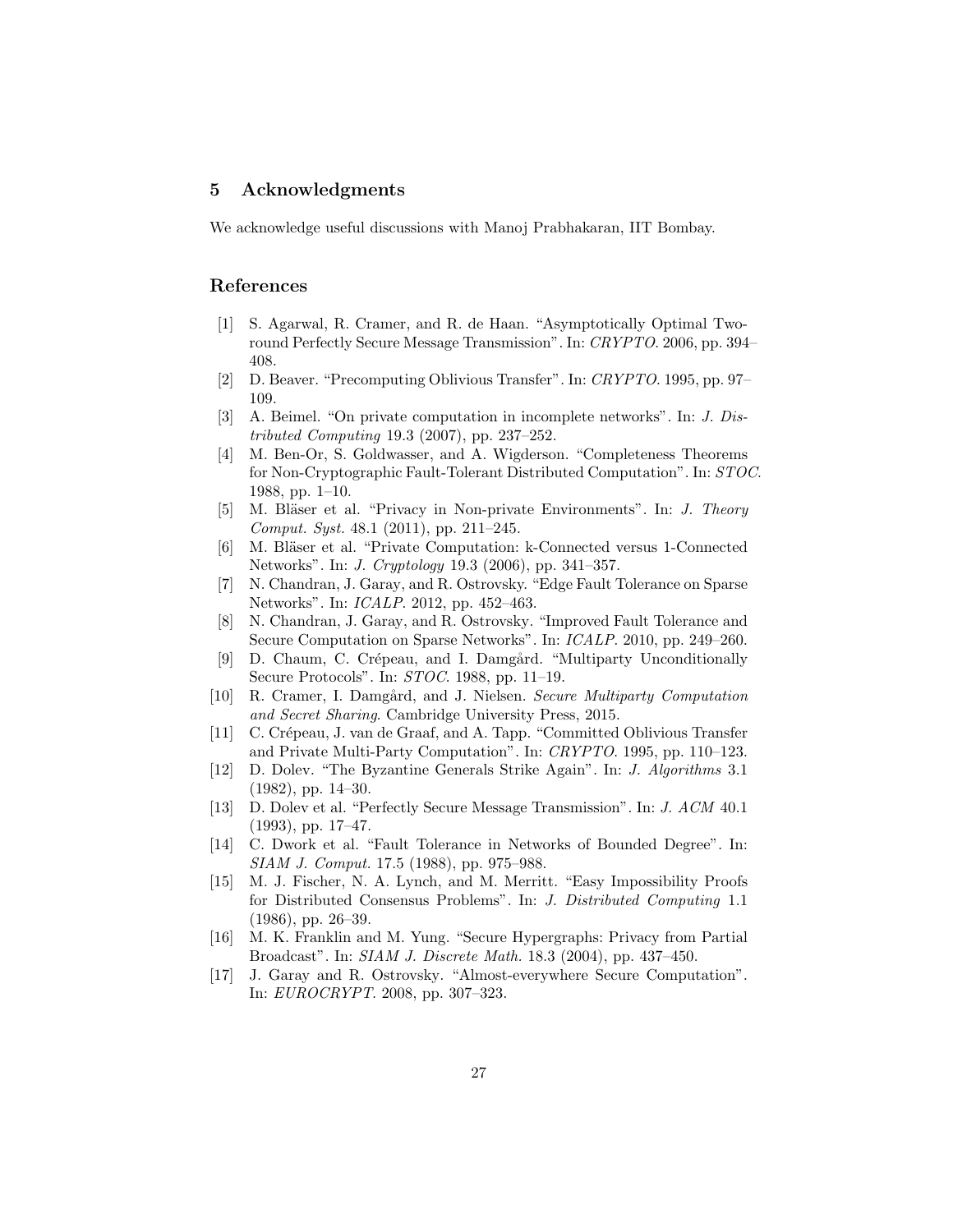## 5 Acknowledgments

We acknowledge useful discussions with Manoj Prabhakaran, IIT Bombay.

## References

[1] S. Agarwal, R. Cramer, and R. de Haan. "Asymptotically Optimal Two-round Perfectly Secure Message Transmission". In: *CRYPTO*. 2006, pp. 394–408.

[2] D. Beaver. "Precomputing Oblivious Transfer". In: *CRYPTO*. 1995, pp. 97–109.

[3] A. Beimel. "On private computation in incomplete networks". In: *J. Distributed Computing* 19.3 (2007), pp. 237–252.

[4] M. Ben-Or, S. Goldwasser, and A. Wigderson. "Completeness Theorems for Non-Cryptographic Fault-Tolerant Distributed Computation". In: *STOC*. 1988, pp. 1–10.

[5] M. Bläser et al. "Privacy in Non-private Environments". In: *J. Theory Comput. Syst.* 48.1 (2011), pp. 211–245.

[6] M. Bläser et al. "Private Computation: k-Connected versus 1-Connected Networks". In: *J. Cryptology* 19.3 (2006), pp. 341–357.

[7] N. Chandran, J. Garay, and R. Ostrovsky. "Edge Fault Tolerance on Sparse Networks". In: *ICALP*. 2012, pp. 452–463.

[8] N. Chandran, J. Garay, and R. Ostrovsky. "Improved Fault Tolerance and Secure Computation on Sparse Networks". In: *ICALP*. 2010, pp. 249–260.

[9] D. Chaum, C. Crépeau, and I. Damgård. "Multiparty Unconditionally Secure Protocols". In: *STOC*. 1988, pp. 11–19.

[10] R. Cramer, I. Damgård, and J. Nielsen. *Secure Multiparty Computation and Secret Sharing*. Cambridge University Press, 2015.

[11] C. Crépeau, J. van de Graaf, and A. Tapp. "Committed Oblivious Transfer and Private Multi-Party Computation". In: *CRYPTO*. 1995, pp. 110–123.

[12] D. Dolev. "The Byzantine Generals Strike Again". In: *J. Algorithms* 3.1 (1982), pp. 14–30.

[13] D. Dolev et al. "Perfectly Secure Message Transmission". In: *J. ACM* 40.1 (1993), pp. 17–47.

[14] C. Dwork et al. "Fault Tolerance in Networks of Bounded Degree". In: *SIAM J. Comput.* 17.5 (1988), pp. 975–988.

[15] M. J. Fischer, N. A. Lynch, and M. Merritt. "Easy Impossibility Proofs for Distributed Consensus Problems". In: *J. Distributed Computing* 1.1 (1986), pp. 26–39.

[16] M. K. Franklin and M. Yung. "Secure Hypergraphs: Privacy from Partial Broadcast". In: *SIAM J. Discrete Math.* 18.3 (2004), pp. 437–450.

[17] J. Garay and R. Ostrovsky. "Almost-everywhere Secure Computation". In: *EUROCRYPT*. 2008, pp. 307–323.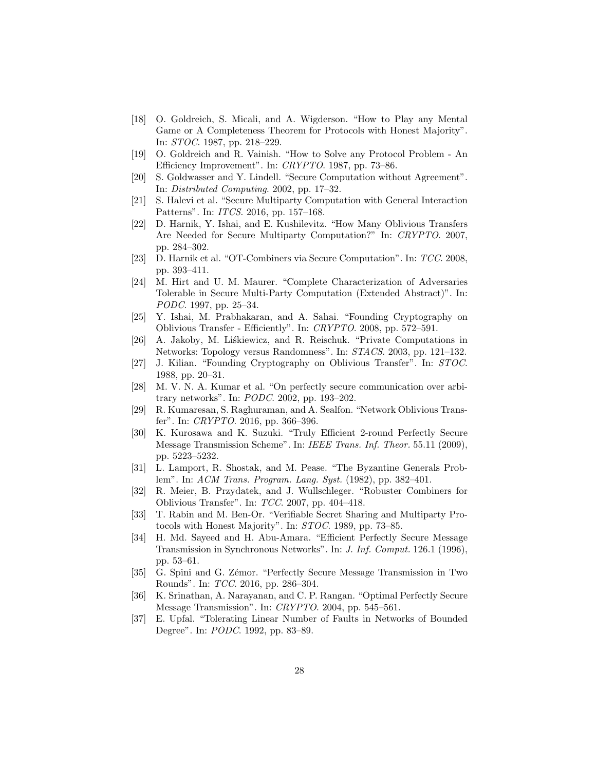[18] O. Goldreich, S. Micali, and A. Wigderson. "How to Play any Mental Game or A Completeness Theorem for Protocols with Honest Majority". In: *STOC*. 1987, pp. 218–229.

[19] O. Goldreich and R. Vainish. "How to Solve any Protocol Problem - An Efficiency Improvement". In: *CRYPTO*. 1987, pp. 73–86.

[20] S. Goldwasser and Y. Lindell. "Secure Computation without Agreement". In: *Distributed Computing*. 2002, pp. 17–32.

[21] S. Halevi et al. "Secure Multiparty Computation with General Interaction Patterns". In: *ITCS*. 2016, pp. 157–168.

[22] D. Harnik, Y. Ishai, and E. Kushilevitz. "How Many Oblivious Transfers Are Needed for Secure Multiparty Computation?" In: *CRYPTO*. 2007, pp. 284–302.

[23] D. Harnik et al. "OT-Combiners via Secure Computation". In: *TCC*. 2008, pp. 393–411.

[24] M. Hirt and U. M. Maurer. "Complete Characterization of Adversaries Tolerable in Secure Multi-Party Computation (Extended Abstract)". In: *PODC*. 1997, pp. 25–34.

[25] Y. Ishai, M. Prabhakaran, and A. Sahai. "Founding Cryptography on Oblivious Transfer - Efficiently". In: *CRYPTO*. 2008, pp. 572–591.

[26] A. Jakoby, M. Liśkiewicz, and R. Reischuk. "Private Computations in Networks: Topology versus Randomness". In: *STACS*. 2003, pp. 121–132.

[27] J. Kilian. "Founding Cryptography on Oblivious Transfer". In: *STOC*. 1988, pp. 20–31.

[28] M. V. N. A. Kumar et al. "On perfectly secure communication over arbitrary networks". In: *PODC*. 2002, pp. 193–202.

[29] R. Kumaresan, S. Raghuraman, and A. Sealfon. "Network Oblivious Transfer". In: *CRYPTO*. 2016, pp. 366–396.

[30] K. Kurosawa and K. Suzuki. "Truly Efficient 2-round Perfectly Secure Message Transmission Scheme". In: *IEEE Trans. Inf. Theor.* 55.11 (2009), pp. 5223–5232.

[31] L. Lamport, R. Shostak, and M. Pease. "The Byzantine Generals Problem". In: *ACM Trans. Program. Lang. Syst.* (1982), pp. 382–401.

[32] R. Meier, B. Przydatek, and J. Wullschleger. "Robuster Combiners for Oblivious Transfer". In: *TCC*. 2007, pp. 404–418.

[33] T. Rabin and M. Ben-Or. "Verifiable Secret Sharing and Multiparty Protocols with Honest Majority". In: *STOC*. 1989, pp. 73–85.

[34] H. Md. Sayeed and H. Abu-Amara. "Efficient Perfectly Secure Message Transmission in Synchronous Networks". In: *J. Inf. Comput.* 126.1 (1996), pp. 53–61.

[35] G. Spini and G. Zémor. "Perfectly Secure Message Transmission in Two Rounds". In: *TCC*. 2016, pp. 286–304.

[36] K. Srinathan, A. Narayanan, and C. P. Rangan. "Optimal Perfectly Secure Message Transmission". In: *CRYPTO*. 2004, pp. 545–561.

[37] E. Upfal. "Tolerating Linear Number of Faults in Networks of Bounded Degree". In: *PODC*. 1992, pp. 83–89.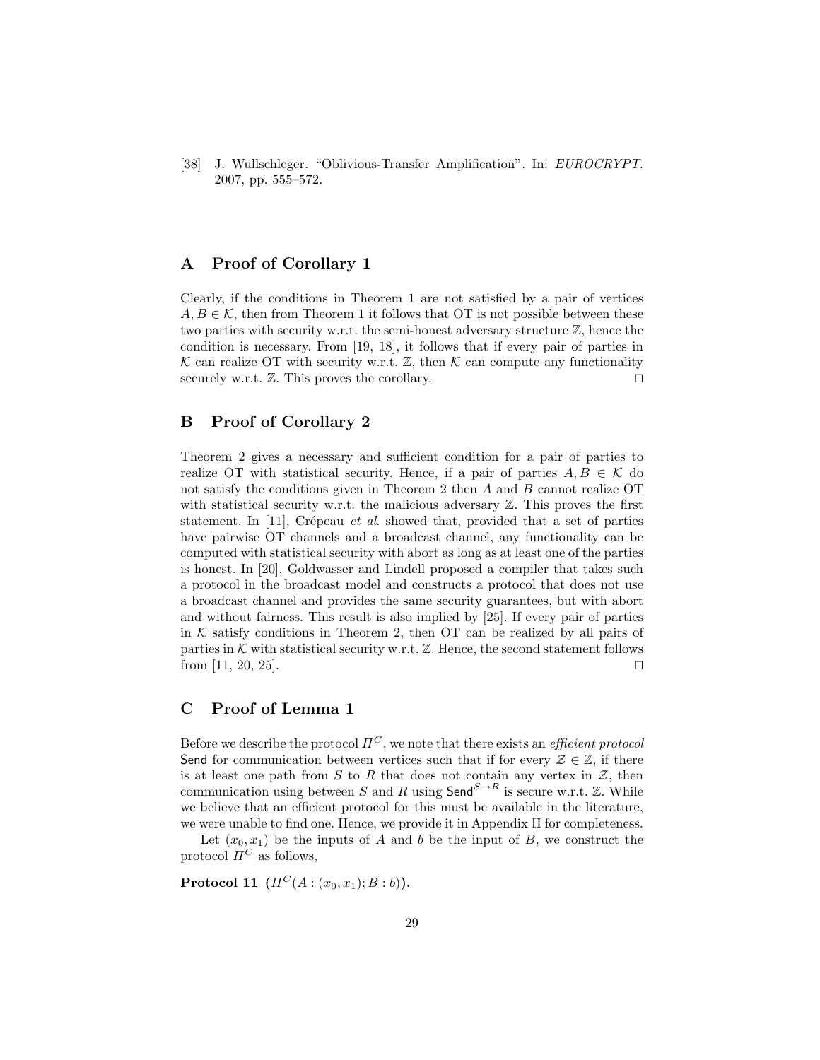[38] J. Wullschleger. "Oblivious-Transfer Amplification". In: *EUROCRYPT*. 2007, pp. 555–572.

## A Proof of Corollary 1

Clearly, if the conditions in Theorem 1 are not satisfied by a pair of vertices $A, B \in \mathcal{K}$, then from Theorem 1 it follows that OT is not possible between these two parties with security w.r.t. the semi-honest adversary structure $\mathbb{Z}$, hence the condition is necessary. From [19, 18], it follows that if every pair of parties in $\mathcal{K}$ can realize OT with security w.r.t. $\mathbb{Z}$, then $\mathcal{K}$ can compute any functionality securely w.r.t. $\mathbb{Z}$. This proves the corollary. ☐

## B Proof of Corollary 2

Theorem 2 gives a necessary and sufficient condition for a pair of parties to realize OT with statistical security. Hence, if a pair of parties $A, B \in \mathcal{K}$ do not satisfy the conditions given in Theorem 2 then $A$ and $B$ cannot realize OT with statistical security w.r.t. the malicious adversary $\mathbb{Z}$. This proves the first statement. In [11], Crépeau *et al*. showed that, provided that a set of parties have pairwise OT channels and a broadcast channel, any functionality can be computed with statistical security with abort as long as at least one of the parties is honest. In [20], Goldwasser and Lindell proposed a compiler that takes such a protocol in the broadcast model and constructs a protocol that does not use a broadcast channel and provides the same security guarantees, but with abort and without fairness. This result is also implied by [25]. If every pair of parties in $\mathcal{K}$ satisfy conditions in Theorem 2, then OT can be realized by all pairs of parties in $\mathcal{K}$ with statistical security w.r.t. $\mathbb{Z}$. Hence, the second statement follows from [11, 20, 25]. ☐

## C Proof of Lemma 1

Before we describe the protocol $\Pi^C$, we note that there exists an *efficient protocol* Send for communication between vertices such that if for every $\mathcal{Z} \in \mathbb{Z}$, if there is at least one path from $S$ to $R$ that does not contain any vertex in $\mathcal{Z}$, then communication using between $S$ and $R$ using $\mathsf{Send}^{S \to R}$ is secure w.r.t. $\mathbb{Z}$. While we believe that an efficient protocol for this must be available in the literature, we were unable to find one. Hence, we provide it in Appendix H for completeness.

Let $(x_0, x_1)$ be the inputs of $A$ and $b$ be the input of $B$, we construct the protocol $\Pi^C$ as follows,

**Protocol 11** **(**$\Pi^C(A : (x_0, x_1); B : b)$**).**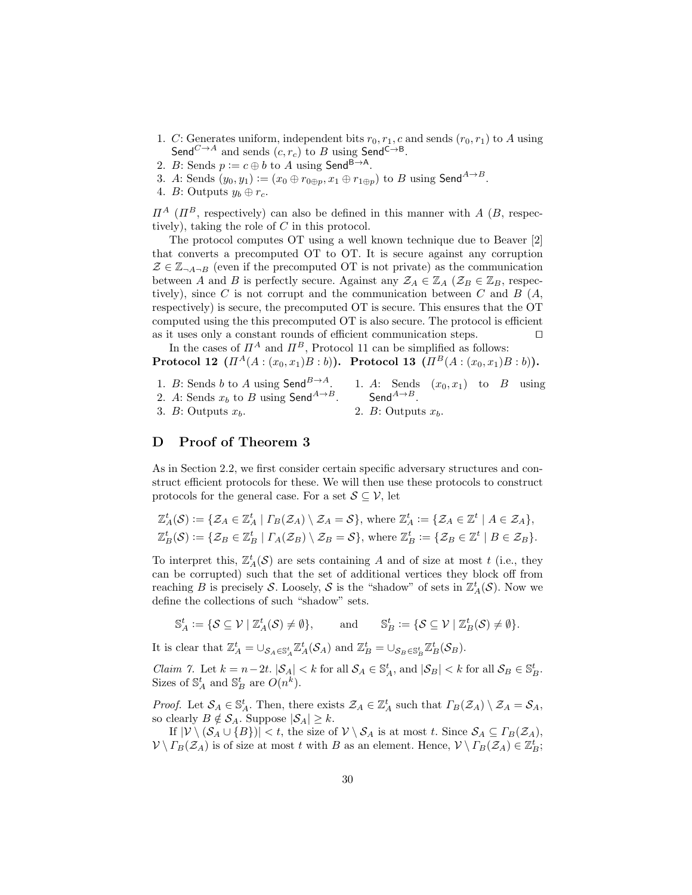1. $C$: Generates uniform, independent bits $r_0, r_1, c$ and sends $(r_0, r_1)$ to $A$ using $\mathsf{Send}^{C\to A}$ and sends $(c, r_c)$ to $B$ using $\mathsf{Send}^{\mathsf{C}\to\mathsf{B}}$.
2. $B$: Sends $p := c \oplus b$ to $A$ using $\mathsf{Send}^{\mathsf{B}\to\mathsf{A}}$.
3. $A$: Sends $(y_0, y_1) := (x_0 \oplus r_{0\oplus p}, x_1 \oplus r_{1\oplus p})$ to $B$ using $\mathsf{Send}^{A\to B}$.
4. $B$: Outputs $y_b \oplus r_c$.

$\Pi^A$ ($\Pi^B$, respectively) can also be defined in this manner with $A$ ($B$, respectively), taking the role of $C$ in this protocol.

The protocol computes OT using a well known technique due to Beaver [2] that converts a precomputed OT to OT. It is secure against any corruption $\mathcal{Z} \in \mathbb{Z}_{\neg A\neg B}$ (even if the precomputed OT is not private) as the communication between $A$ and $B$ is perfectly secure. Against any $\mathcal{Z}_A \in \mathbb{Z}_A$ ($\mathcal{Z}_B \in \mathbb{Z}_B$, respectively), since $C$ is not corrupt and the communication between $C$ and $B$ ($A$, respectively) is secure, the precomputed OT is secure. This ensures that the OT computed using the this precomputed OT is also secure. The protocol is efficient as it uses only a constant rounds of efficient communication steps. ◻

In the cases of $\Pi^A$ and $\Pi^B$, Protocol 11 can be simplified as follows:

**Protocol 12 ($\Pi^A(A : (x_0, x_1) B : b)$).**

1. $B$: Sends $b$ to $A$ using $\mathsf{Send}^{B\to A}$.
2. $A$: Sends $x_b$ to $B$ using $\mathsf{Send}^{A\to B}$.
3. $B$: Outputs $x_b$.

**Protocol 13 ($\Pi^B(A : (x_0, x_1) B : b)$).**

1. $A$: Sends $(x_0, x_1)$ to $B$ using $\mathsf{Send}^{A\to B}$.
2. $B$: Outputs $x_b$.

## D Proof of Theorem 3

As in Section 2.2, we first consider certain specific adversary structures and construct efficient protocols for these. We will then use these protocols to construct protocols for the general case. For a set $\mathcal{S} \subseteq \mathcal{V}$, let

$$\mathbb{Z}^t_A(\mathcal{S}) := \{\mathcal{Z}_A \in \mathbb{Z}^t_A \mid \Gamma_B(\mathcal{Z}_A) \setminus \mathcal{Z}_A = \mathcal{S}\}, \text{ where } \mathbb{Z}^t_A := \{\mathcal{Z}_A \in \mathbb{Z}^t \mid A \in \mathcal{Z}_A\},$$
$$\mathbb{Z}^t_B(\mathcal{S}) := \{\mathcal{Z}_B \in \mathbb{Z}^t_B \mid \Gamma_A(\mathcal{Z}_B) \setminus \mathcal{Z}_B = \mathcal{S}\}, \text{ where } \mathbb{Z}^t_B := \{\mathcal{Z}_B \in \mathbb{Z}^t \mid B \in \mathcal{Z}_B\}.$$

To interpret this, $\mathbb{Z}^t_A(\mathcal{S})$ are sets containing $A$ and of size at most $t$ (i.e., they can be corrupted) such that the set of additional vertices they block off from reaching $B$ is precisely $\mathcal{S}$. Loosely, $\mathcal{S}$ is the "shadow" of sets in $\mathbb{Z}^t_A(\mathcal{S})$. Now we define the collections of such "shadow" sets.

$$\mathbb{S}^t_A := \{\mathcal{S} \subseteq \mathcal{V} \mid \mathbb{Z}^t_A(\mathcal{S}) \neq \emptyset\}, \qquad \text{and} \qquad \mathbb{S}^t_B := \{\mathcal{S} \subseteq \mathcal{V} \mid \mathbb{Z}^t_B(\mathcal{S}) \neq \emptyset\}.$$

It is clear that $\mathbb{Z}^t_A = \cup_{\mathcal{S}_A \in \mathbb{S}^t_A} \mathbb{Z}^t_A(\mathcal{S}_A)$ and $\mathbb{Z}^t_B = \cup_{\mathcal{S}_B \in \mathbb{S}^t_B} \mathbb{Z}^t_B(\mathcal{S}_B)$.

*Claim 7.* Let $k = n - 2t$. $|\mathcal{S}_A| < k$ for all $\mathcal{S}_A \in \mathbb{S}^t_A$, and $|\mathcal{S}_B| < k$ for all $\mathcal{S}_B \in \mathbb{S}^t_B$. Sizes of $\mathbb{S}^t_A$ and $\mathbb{S}^t_B$ are $O(n^k)$.

*Proof.* Let $\mathcal{S}_A \in \mathbb{S}^t_A$. Then, there exists $\mathcal{Z}_A \in \mathbb{Z}^t_A$ such that $\Gamma_B(\mathcal{Z}_A) \setminus \mathcal{Z}_A = \mathcal{S}_A$, so clearly $B \notin \mathcal{S}_A$. Suppose $|\mathcal{S}_A| \geq k$.

If $|\mathcal{V} \setminus (\mathcal{S}_A \cup \{B\})| < t$, the size of $\mathcal{V} \setminus \mathcal{S}_A$ is at most $t$. Since $\mathcal{S}_A \subseteq \Gamma_B(\mathcal{Z}_A)$, $\mathcal{V} \setminus \Gamma_B(\mathcal{Z}_A)$ is of size at most $t$ with $B$ as an element. Hence, $\mathcal{V} \setminus \Gamma_B(\mathcal{Z}_A) \in \mathbb{Z}^t_B$;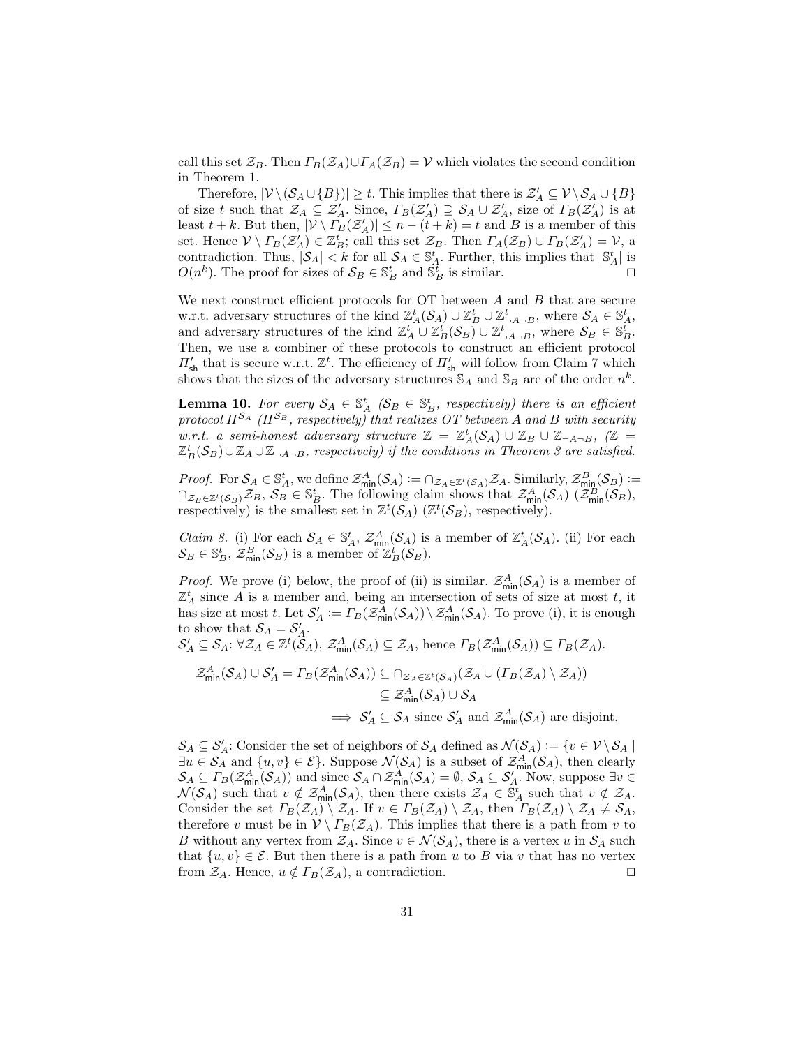call this set $\mathcal{Z}_B$. Then $\Gamma_B(\mathcal{Z}_A) \cup \Gamma_A(\mathcal{Z}_B) = \mathcal{V}$ which violates the second condition in Theorem 1.

Therefore, $|\mathcal{V} \setminus (\mathcal{S}_A \cup \{B\})| \geq t$. This implies that there is $\mathcal{Z}'_A \subseteq \mathcal{V} \setminus \mathcal{S}_A \cup \{B\}$ of size $t$ such that $\mathcal{Z}_A \subseteq \mathcal{Z}'_A$. Since, $\Gamma_B(\mathcal{Z}'_A) \supseteq \mathcal{S}_A \cup \mathcal{Z}'_A$, size of $\Gamma_B(\mathcal{Z}'_A)$ is at least $t+k$. But then, $|\mathcal{V} \setminus \Gamma_B(\mathcal{Z}'_A)| \leq n - (t+k) = t$ and $B$ is a member of this set. Hence $\mathcal{V} \setminus \Gamma_B(\mathcal{Z}'_A) \in \mathbb{Z}^t_B$; call this set $\mathcal{Z}_B$. Then $\Gamma_A(\mathcal{Z}_B) \cup \Gamma_B(\mathcal{Z}'_A) = \mathcal{V}$, a contradiction. Thus, $|\mathcal{S}_A| < k$ for all $\mathcal{S}_A \in \mathbb{S}^t_A$. Further, this implies that $|\mathbb{S}^t_A|$ is $O(n^k)$. The proof for sizes of $\mathcal{S}_B \in \mathbb{S}^t_B$ and $\mathbb{S}^t_B$ is similar. ◻

We next construct efficient protocols for OT between $A$ and $B$ that are secure w.r.t. adversary structures of the kind $\mathbb{Z}^t_A(\mathcal{S}_A) \cup \mathbb{Z}^t_B \cup \mathbb{Z}^t_{\neg A \neg B}$, where $\mathcal{S}_A \in \mathbb{S}^t_A$, and adversary structures of the kind $\mathbb{Z}^t_A \cup \mathbb{Z}^t_B(\mathcal{S}_B) \cup \mathbb{Z}^t_{\neg A \neg B}$, where $\mathcal{S}_B \in \mathbb{S}^t_B$. Then, we use a combiner of these protocols to construct an efficient protocol $\Pi'_{\mathsf{sh}}$ that is secure w.r.t. $\mathbb{Z}^t$. The efficiency of $\Pi'_{\mathsf{sh}}$ will follow from Claim 7 which shows that the sizes of the adversary structures $\mathbb{S}_A$ and $\mathbb{S}_B$ are of the order $n^k$.

**Lemma 10.** *For every $\mathcal{S}_A \in \mathbb{S}^t_A$ ($\mathcal{S}_B \in \mathbb{S}^t_B$, respectively) there is an efficient protocol $\Pi^{\mathcal{S}_A}$ ($\Pi^{\mathcal{S}_B}$, respectively) that realizes OT between $A$ and $B$ with security w.r.t. a semi-honest adversary structure $\mathbb{Z} = \mathbb{Z}^t_A(\mathcal{S}_A) \cup \mathbb{Z}_B \cup \mathbb{Z}_{\neg A \neg B}$, ($\mathbb{Z} = \mathbb{Z}^t_B(\mathcal{S}_B) \cup \mathbb{Z}_A \cup \mathbb{Z}_{\neg A \neg B}$, respectively) if the conditions in Theorem 3 are satisfied.*

*Proof.* For $\mathcal{S}_A \in \mathbb{S}^t_A$, we define $\mathcal{Z}^A_{\mathsf{min}}(\mathcal{S}_A) := \cap_{\mathcal{Z}_A \in \mathbb{Z}^t(\mathcal{S}_A)} \mathcal{Z}_A$. Similarly, $\mathcal{Z}^B_{\mathsf{min}}(\mathcal{S}_B) := \cap_{\mathcal{Z}_B \in \mathbb{Z}^t(\mathcal{S}_B)} \mathcal{Z}_B$, $\mathcal{S}_B \in \mathbb{S}^t_B$. The following claim shows that $\mathcal{Z}^A_{\mathsf{min}}(\mathcal{S}_A)$ ($\mathcal{Z}^B_{\mathsf{min}}(\mathcal{S}_B)$, respectively) is the smallest set in $\mathbb{Z}^t(\mathcal{S}_A)$ ($\mathbb{Z}^t(\mathcal{S}_B)$, respectively).

*Claim 8.* (i) For each $\mathcal{S}_A \in \mathbb{S}^t_A$, $\mathcal{Z}^A_{\mathsf{min}}(\mathcal{S}_A)$ is a member of $\mathbb{Z}^t_A(\mathcal{S}_A)$. (ii) For each $\mathcal{S}_B \in \mathbb{S}^t_B$, $\mathcal{Z}^B_{\mathsf{min}}(\mathcal{S}_B)$ is a member of $\mathbb{Z}^t_B(\mathcal{S}_B)$.

*Proof.* We prove (i) below, the proof of (ii) is similar. $\mathcal{Z}^A_{\mathsf{min}}(\mathcal{S}_A)$ is a member of $\mathbb{Z}^t_A$ since $A$ is a member and, being an intersection of sets of size at most $t$, it has size at most $t$. Let $\mathcal{S}'_A := \Gamma_B(\mathcal{Z}^A_{\mathsf{min}}(\mathcal{S}_A)) \setminus \mathcal{Z}^A_{\mathsf{min}}(\mathcal{S}_A)$. To prove (i), it is enough to show that $\mathcal{S}_A = \mathcal{S}'_A$.
$\mathcal{S}'_A \subseteq \mathcal{S}_A$: $\forall \mathcal{Z}_A \in \mathbb{Z}^t(\mathcal{S}_A)$, $\mathcal{Z}^A_{\mathsf{min}}(\mathcal{S}_A) \subseteq \mathcal{Z}_A$, hence $\Gamma_B(\mathcal{Z}^A_{\mathsf{min}}(\mathcal{S}_A)) \subseteq \Gamma_B(\mathcal{Z}_A)$.

$$
\begin{aligned}
\mathcal{Z}^A_{\mathsf{min}}(\mathcal{S}_A) \cup \mathcal{S}'_A = \Gamma_B(\mathcal{Z}^A_{\mathsf{min}}(\mathcal{S}_A)) &\subseteq \cap_{\mathcal{Z}_A \in \mathbb{Z}^t(\mathcal{S}_A)} (\mathcal{Z}_A \cup (\Gamma_B(\mathcal{Z}_A) \setminus \mathcal{Z}_A)) \\
&\subseteq \mathcal{Z}^A_{\mathsf{min}}(\mathcal{S}_A) \cup \mathcal{S}_A \\
&\implies \mathcal{S}'_A \subseteq \mathcal{S}_A \text{ since } \mathcal{S}'_A \text{ and } \mathcal{Z}^A_{\mathsf{min}}(\mathcal{S}_A) \text{ are disjoint.}
\end{aligned}
$$

$\mathcal{S}_A \subseteq \mathcal{S}'_A$: Consider the set of neighbors of $\mathcal{S}_A$ defined as $\mathcal{N}(\mathcal{S}_A) := \{v \in \mathcal{V} \setminus \mathcal{S}_A \mid \exists u \in \mathcal{S}_A \text{ and } \{u, v\} \in \mathcal{E}\}$. Suppose $\mathcal{N}(\mathcal{S}_A)$ is a subset of $\mathcal{Z}^A_{\mathsf{min}}(\mathcal{S}_A)$, then clearly $\mathcal{S}_A \subseteq \Gamma_B(\mathcal{Z}^A_{\mathsf{min}}(\mathcal{S}_A))$ and since $\mathcal{S}_A \cap \mathcal{Z}^A_{\mathsf{min}}(\mathcal{S}_A) = \emptyset$, $\mathcal{S}_A \subseteq \mathcal{S}'_A$. Now, suppose $\exists v \in \mathcal{N}(\mathcal{S}_A)$ such that $v \notin \mathcal{Z}^A_{\mathsf{min}}(\mathcal{S}_A)$, then there exists $\mathcal{Z}_A \in \mathbb{S}^t_A$ such that $v \notin \mathcal{Z}_A$. Consider the set $\Gamma_B(\mathcal{Z}_A) \setminus \mathcal{Z}_A$. If $v \in \Gamma_B(\mathcal{Z}_A) \setminus \mathcal{Z}_A$, then $\Gamma_B(\mathcal{Z}_A) \setminus \mathcal{Z}_A \neq \mathcal{S}_A$, therefore $v$ must be in $\mathcal{V} \setminus \Gamma_B(\mathcal{Z}_A)$. This implies that there is a path from $v$ to $B$ without any vertex from $\mathcal{Z}_A$. Since $v \in \mathcal{N}(\mathcal{S}_A)$, there is a vertex $u$ in $\mathcal{S}_A$ such that $\{u, v\} \in \mathcal{E}$. But then there is a path from $u$ to $B$ via $v$ that has no vertex from $\mathcal{Z}_A$. Hence, $u \notin \Gamma_B(\mathcal{Z}_A)$, a contradiction. ◻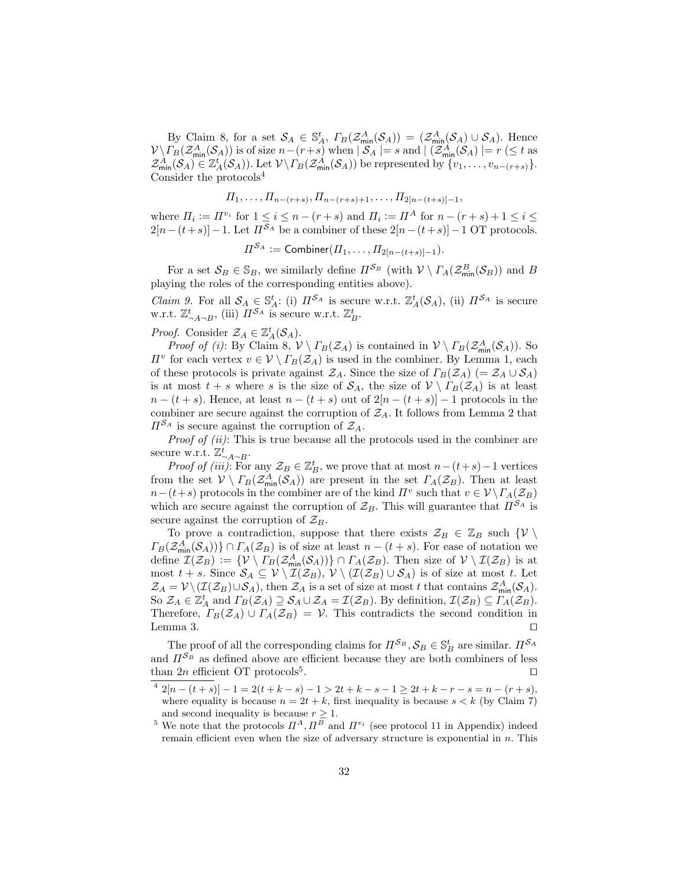By Claim 8, for a set $\mathcal{S}_A \in \mathbb{S}_A^t$, $\Gamma_B(\mathcal{Z}_{\mathsf{min}}^A(\mathcal{S}_A)) = (\mathcal{Z}_{\mathsf{min}}^A(\mathcal{S}_A) \cup \mathcal{S}_A)$. Hence $\mathcal{V} \setminus \Gamma_B(\mathcal{Z}_{\mathsf{min}}^A(\mathcal{S}_A))$ is of size $n-(r+s)$ when $|\mathcal{S}_A| = s$ and $|(\mathcal{Z}_{\mathsf{min}}^A(\mathcal{S}_A)| = r$ ($\leq t$ as $\mathcal{Z}_{\mathsf{min}}^A(\mathcal{S}_A) \in \mathbb{Z}_A^t(\mathcal{S}_A)$). Let $\mathcal{V} \setminus \Gamma_B(\mathcal{Z}_{\mathsf{min}}^A(\mathcal{S}_A))$ be represented by $\{v_1, \ldots, v_{n-(r+s)}\}$. Consider the protocols[4]

$$\Pi_1, \ldots, \Pi_{n-(r+s)}, \Pi_{n-(r+s)+1}, \ldots, \Pi_{2[n-(t+s)]-1},$$

where $\Pi_i := \Pi^{v_i}$ for $1 \leq i \leq n-(r+s)$ and $\Pi_i := \Pi^A$ for $n-(r+s)+1 \leq i \leq 2[n-(t+s)]-1$. Let $\Pi^{\mathcal{S}_A}$ be a combiner of these $2[n-(t+s)]-1$ OT protocols.

$$\Pi^{\mathcal{S}_A} := \mathsf{Combiner}(\Pi_1, \ldots, \Pi_{2[n-(t+s)]-1}).$$

For a set $\mathcal{S}_B \in \mathbb{S}_B$, we similarly define $\Pi^{\mathcal{S}_B}$ (with $\mathcal{V} \setminus \Gamma_A(\mathcal{Z}_{\mathsf{min}}^B(\mathcal{S}_B))$ and $B$ playing the roles of the corresponding entities above).

*Claim 9.* For all $\mathcal{S}_A \in \mathbb{S}_A^t$: (i) $\Pi^{\mathcal{S}_A}$ is secure w.r.t. $\mathbb{Z}_A^t(\mathcal{S}_A)$, (ii) $\Pi^{\mathcal{S}_A}$ is secure w.r.t. $\mathbb{Z}_{\neg A \neg B}^t$, (iii) $\Pi^{\mathcal{S}_A}$ is secure w.r.t. $\mathbb{Z}_B^t$.

*Proof.* Consider $\mathcal{Z}_A \in \mathbb{Z}_A^t(\mathcal{S}_A)$.

*Proof of (i)*: By Claim 8, $\mathcal{V} \setminus \Gamma_B(\mathcal{Z}_A)$ is contained in $\mathcal{V} \setminus \Gamma_B(\mathcal{Z}_{\mathsf{min}}^A(\mathcal{S}_A))$. So $\Pi^v$ for each vertex $v \in \mathcal{V} \setminus \Gamma_B(\mathcal{Z}_A)$ is used in the combiner. By Lemma 1, each of these protocols is private against $\mathcal{Z}_A$. Since the size of $\Gamma_B(\mathcal{Z}_A)$ ($= \mathcal{Z}_A \cup \mathcal{S}_A$) is at most $t+s$ where $s$ is the size of $\mathcal{S}_A$, the size of $\mathcal{V} \setminus \Gamma_B(\mathcal{Z}_A)$ is at least $n-(t+s)$. Hence, at least $n-(t+s)$ out of $2[n-(t+s)]-1$ protocols in the combiner are secure against the corruption of $\mathcal{Z}_A$. It follows from Lemma 2 that $\Pi^{\mathcal{S}_A}$ is secure against the corruption of $\mathcal{Z}_A$.

*Proof of (ii)*: This is true because all the protocols used in the combiner are secure w.r.t. $\mathbb{Z}_{\neg A \neg B}^t$.

*Proof of (iii)*: For any $\mathcal{Z}_B \in \mathbb{Z}_B^t$, we prove that at most $n-(t+s)-1$ vertices from the set $\mathcal{V} \setminus \Gamma_B(\mathcal{Z}_{\mathsf{min}}^A(\mathcal{S}_A))$ are present in the set $\Gamma_A(\mathcal{Z}_B)$. Then at least $n-(t+s)$ protocols in the combiner are of the kind $\Pi^v$ such that $v \in \mathcal{V} \setminus \Gamma_A(\mathcal{Z}_B)$ which are secure against the corruption of $\mathcal{Z}_B$. This will guarantee that $\Pi^{\mathcal{S}_A}$ is secure against the corruption of $\mathcal{Z}_B$.

To prove a contradiction, suppose that there exists $\mathcal{Z}_B \in \mathbb{Z}_B$ such $\{\mathcal{V} \setminus \Gamma_B(\mathcal{Z}_{\mathsf{min}}^A(\mathcal{S}_A))\} \cap \Gamma_A(\mathcal{Z}_B)$ is of size at least $n-(t+s)$. For ease of notation we define $\mathcal{I}(\mathcal{Z}_B) := \{\mathcal{V} \setminus \Gamma_B(\mathcal{Z}_{\mathsf{min}}^A(\mathcal{S}_A))\} \cap \Gamma_A(\mathcal{Z}_B)$. Then size of $\mathcal{V} \setminus \mathcal{I}(\mathcal{Z}_B)$ is at most $t+s$. Since $\mathcal{S}_A \subseteq \mathcal{V} \setminus \mathcal{I}(\mathcal{Z}_B)$, $\mathcal{V} \setminus (\mathcal{I}(\mathcal{Z}_B) \cup \mathcal{S}_A)$ is of size at most $t$. Let $\mathcal{Z}_A = \mathcal{V} \setminus (\mathcal{I}(\mathcal{Z}_B) \cup \mathcal{S}_A)$, then $\mathcal{Z}_A$ is a set of size at most $t$ that contains $\mathcal{Z}_{\mathsf{min}}^A(\mathcal{S}_A)$. So $\mathcal{Z}_A \in \mathbb{Z}_A^t$ and $\Gamma_B(\mathcal{Z}_A) \supseteq \mathcal{S}_A \cup \mathcal{Z}_A = \mathcal{I}(\mathcal{Z}_B)$. By definition, $\mathcal{I}(\mathcal{Z}_B) \subseteq \Gamma_A(\mathcal{Z}_B)$. Therefore, $\Gamma_B(\mathcal{Z}_A) \cup \Gamma_A(\mathcal{Z}_B) = \mathcal{V}$. This contradicts the second condition in Lemma 3. ◻

The proof of all the corresponding claims for $\Pi^{\mathcal{S}_B}, \mathcal{S}_B \in \mathbb{S}_B^t$ are similar. $\Pi^{\mathcal{S}_A}$ and $\Pi^{\mathcal{S}_B}$ as defined above are efficient because they are both combiners of less than $2n$ efficient OT protocols[5]. ◻

[4] $2[n-(t+s)]-1 = 2(t+k-s)-1 > 2t+k-s-1 \geq 2t+k-r-s = n-(r+s)$, where equality is because $n = 2t+k$, first inequality is because $s < k$ (by Claim 7) and second inequality is because $r \geq 1$.

[5] We note that the protocols $\Pi^A$, $\Pi^B$ and $\Pi^{v_i}$ (see protocol 11 in Appendix) indeed remain efficient even when the size of adversary structure is exponential in $n$. This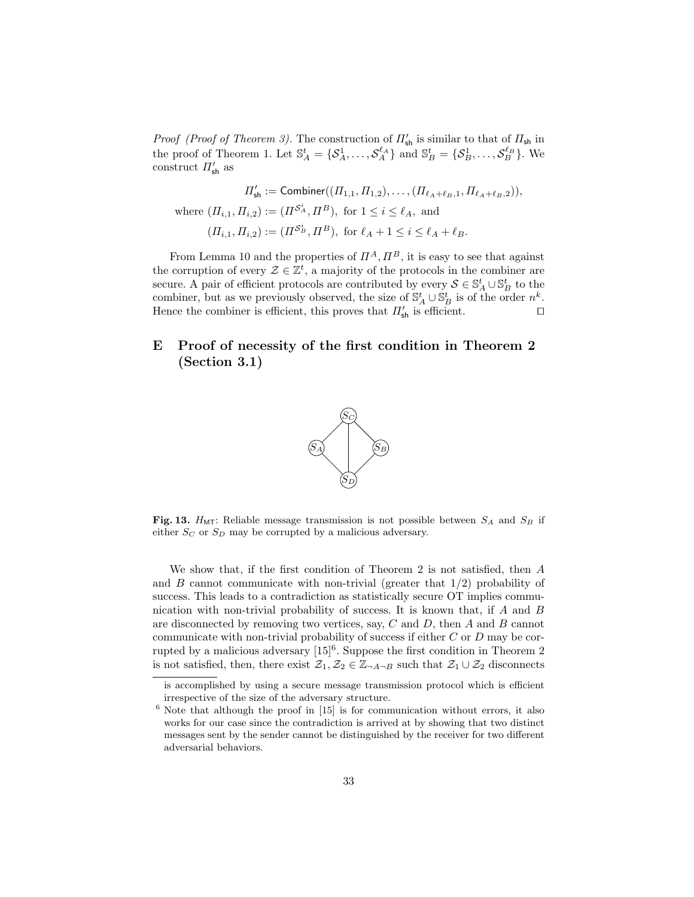*Proof (Proof of Theorem 3).* The construction of $\Pi'_{\mathsf{sh}}$ is similar to that of $\Pi_{\mathsf{sh}}$ in the proof of Theorem 1. Let $\mathbb{S}^t_A = \{\mathcal{S}^1_A, \ldots, \mathcal{S}^{\ell_A}_A\}$ and $\mathbb{S}^t_B = \{\mathcal{S}^1_B, \ldots, \mathcal{S}^{\ell_B}_B\}$. We construct $\Pi'_{\mathsf{sh}}$ as

$$\Pi'_{\mathsf{sh}} := \mathsf{Combiner}((\Pi_{1,1}, \Pi_{1,2}), \ldots, (\Pi_{\ell_A+\ell_B,1}, \Pi_{\ell_A+\ell_B,2})),$$

$$\text{where } (\Pi_{i,1}, \Pi_{i,2}) := (\Pi^{\mathcal{S}^i_A}, \Pi^B), \text{ for } 1 \leq i \leq \ell_A, \text{ and}$$

$$(\Pi_{i,1}, \Pi_{i,2}) := (\Pi^{\mathcal{S}^i_B}, \Pi^B), \text{ for } \ell_A + 1 \leq i \leq \ell_A + \ell_B.$$

From Lemma 10 and the properties of $\Pi^A, \Pi^B$, it is easy to see that against the corruption of every $\mathcal{Z} \in \mathbb{Z}^t$, a majority of the protocols in the combiner are secure. A pair of efficient protocols are contributed by every $\mathcal{S} \in \mathbb{S}^t_A \cup \mathbb{S}^t_B$ to the combiner, but as we previously observed, the size of $\mathbb{S}^t_A \cup \mathbb{S}^t_B$ is of the order $n^k$. Hence the combiner is efficient, this proves that $\Pi'_{\mathsf{sh}}$ is efficient. ◻

# E Proof of necessity of the first condition in Theorem 2 (Section 3.1)

**Fig. 13.** $H_{\mathsf{MT}}$: Reliable message transmission is not possible between $S_A$ and $S_B$ if either $S_C$ or $S_D$ may be corrupted by a malicious adversary.

We show that, if the first condition of Theorem 2 is not satisfied, then $A$ and $B$ cannot communicate with non-trivial (greater that 1/2) probability of success. This leads to a contradiction as statistically secure OT implies communication with non-trivial probability of success. It is known that, if $A$ and $B$ are disconnected by removing two vertices, say, $C$ and $D$, then $A$ and $B$ cannot communicate with non-trivial probability of success if either $C$ or $D$ may be corrupted by a malicious adversary [15][6]. Suppose the first condition in Theorem 2 is not satisfied, then, there exist $\mathcal{Z}_1, \mathcal{Z}_2 \in \mathbb{Z}_{\neg A \neg B}$ such that $\mathcal{Z}_1 \cup \mathcal{Z}_2$ disconnects

is accomplished by using a secure message transmission protocol which is efficient irrespective of the size of the adversary structure.

[6] Note that although the proof in [15] is for communication without errors, it also works for our case since the contradiction is arrived at by showing that two distinct messages sent by the sender cannot be distinguished by the receiver for two different adversarial behaviors.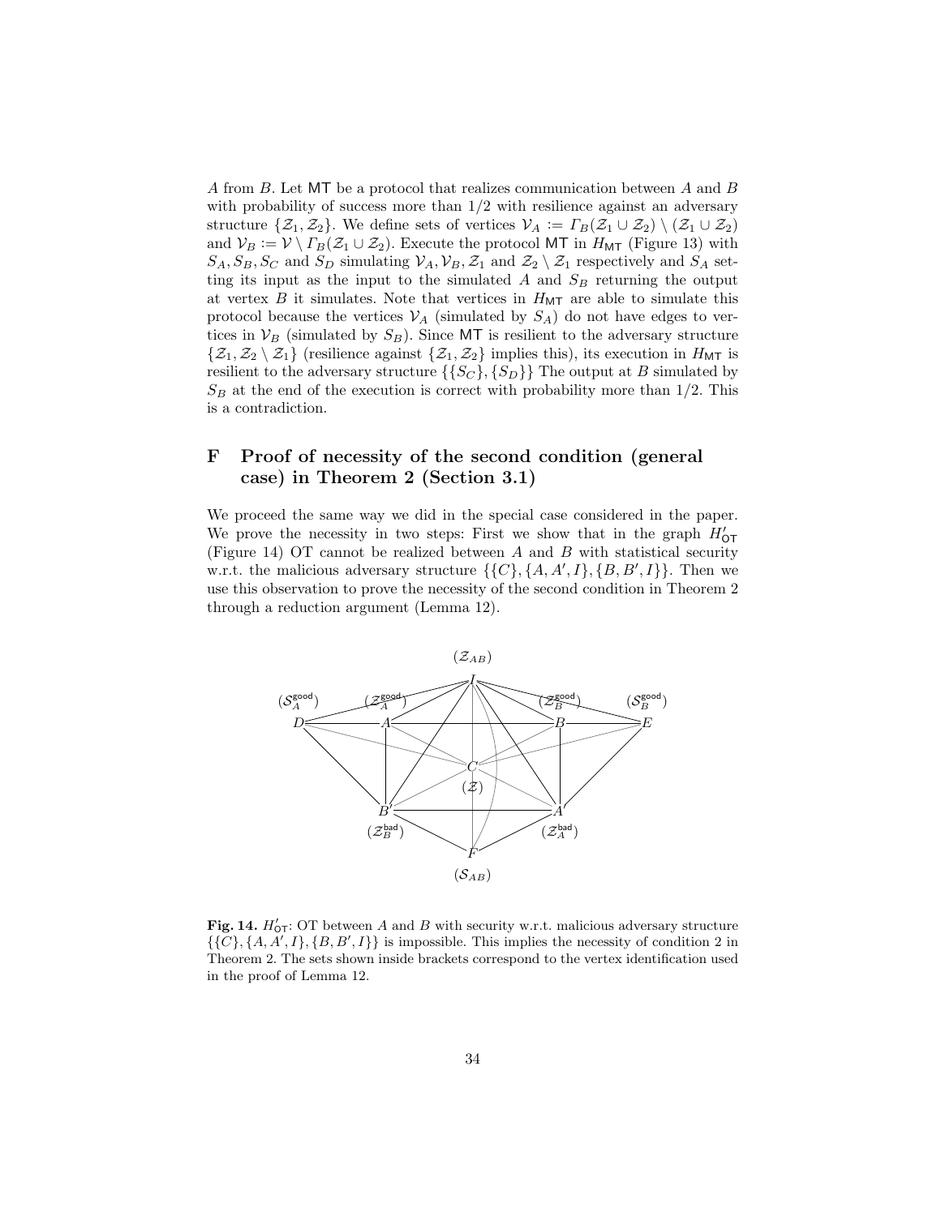$A$ from $B$. Let $\mathsf{MT}$ be a protocol that realizes communication between $A$ and $B$ with probability of success more than 1/2 with resilience against an adversary structure $\{\mathcal{Z}_1, \mathcal{Z}_2\}$. We define sets of vertices $\mathcal{V}_A := \Gamma_B(\mathcal{Z}_1 \cup \mathcal{Z}_2) \setminus (\mathcal{Z}_1 \cup \mathcal{Z}_2)$ and $\mathcal{V}_B := \mathcal{V} \setminus \Gamma_B(\mathcal{Z}_1 \cup \mathcal{Z}_2)$. Execute the protocol $\mathsf{MT}$ in $H_{\mathsf{MT}}$ (Figure 13) with $S_A, S_B, S_C$ and $S_D$ simulating $\mathcal{V}_A, \mathcal{V}_B, \mathcal{Z}_1$ and $\mathcal{Z}_2 \setminus \mathcal{Z}_1$ respectively and $S_A$ setting its input as the input to the simulated $A$ and $S_B$ returning the output at vertex $B$ it simulates. Note that vertices in $H_{\mathsf{MT}}$ are able to simulate this protocol because the vertices $\mathcal{V}_A$ (simulated by $S_A$) do not have edges to vertices in $\mathcal{V}_B$ (simulated by $S_B$). Since $\mathsf{MT}$ is resilient to the adversary structure $\{\mathcal{Z}_1, \mathcal{Z}_2 \setminus \mathcal{Z}_1\}$ (resilience against $\{\mathcal{Z}_1, \mathcal{Z}_2\}$ implies this), its execution in $H_{\mathsf{MT}}$ is resilient to the adversary structure $\{\{S_C\}, \{S_D\}\}$ The output at $B$ simulated by $S_B$ at the end of the execution is correct with probability more than 1/2. This is a contradiction.

# F Proof of necessity of the second condition (general case) in Theorem 2 (Section 3.1)

We proceed the same way we did in the special case considered in the paper. We prove the necessity in two steps: First we show that in the graph $H'_{\mathsf{OT}}$ (Figure 14) OT cannot be realized between $A$ and $B$ with statistical security w.r.t. the malicious adversary structure $\{\{C\}, \{A, A', I\}, \{B, B', I\}\}$. Then we use this observation to prove the necessity of the second condition in Theorem 2 through a reduction argument (Lemma 12).

**Fig. 14.** $H'_{\mathsf{OT}}$: OT between $A$ and $B$ with security w.r.t. malicious adversary structure $\{\{C\}, \{A, A', I\}, \{B, B', I\}\}$ is impossible. This implies the necessity of condition 2 in Theorem 2. The sets shown inside brackets correspond to the vertex identification used in the proof of Lemma 12.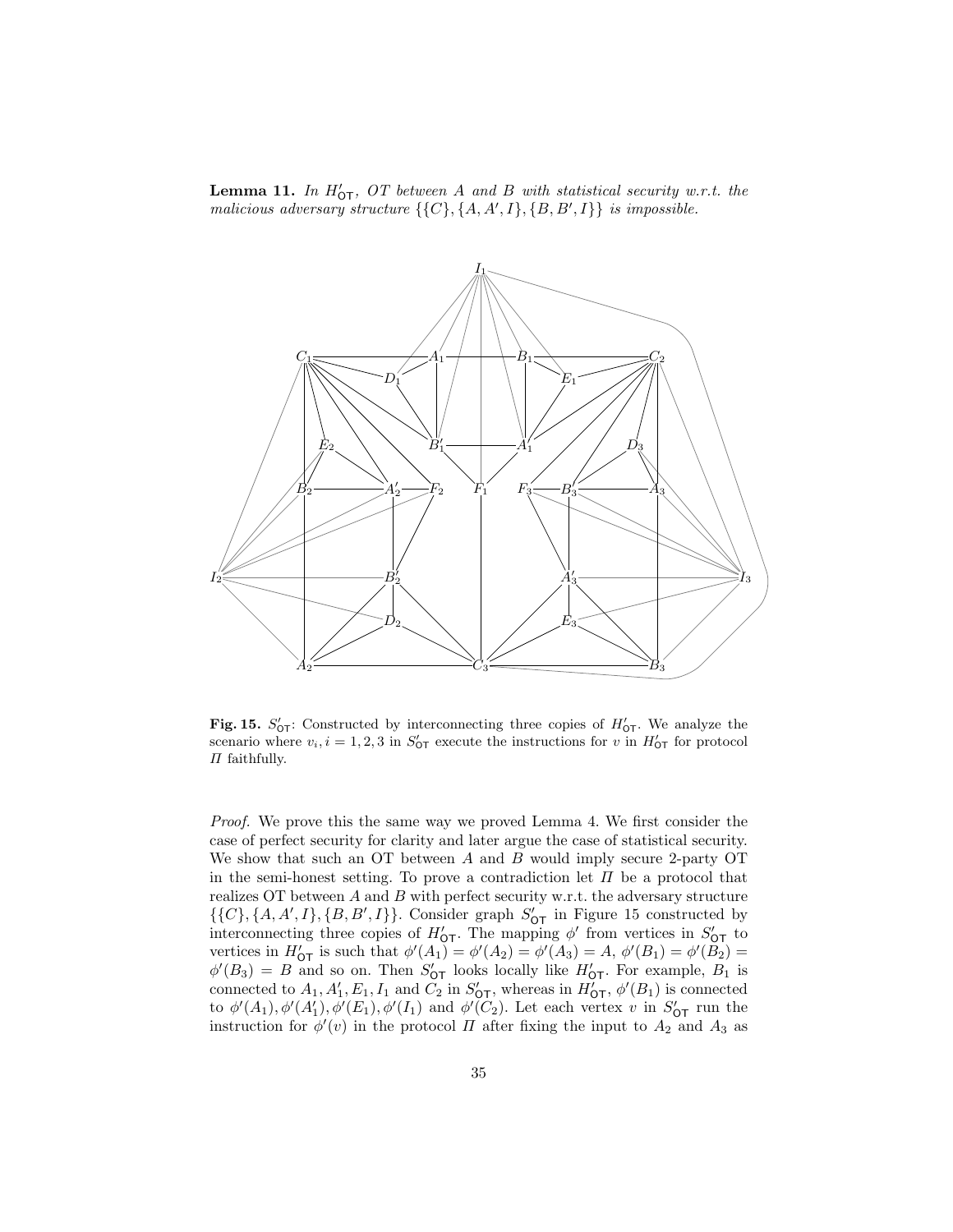**Lemma 11.** *In $H'_{\mathsf{OT}}$, OT between A and B with statistical security w.r.t. the malicious adversary structure $\{\{C\}, \{A, A', I\}, \{B, B', I\}\}$ is impossible.*

**Fig. 15.** $S'_{\mathsf{OT}}$: Constructed by interconnecting three copies of $H'_{\mathsf{OT}}$. We analyze the scenario where $v_i, i = 1, 2, 3$ in $S'_{\mathsf{OT}}$ execute the instructions for $v$ in $H'_{\mathsf{OT}}$ for protocol $\Pi$ faithfully.

*Proof.* We prove this the same way we proved Lemma 4. We first consider the case of perfect security for clarity and later argue the case of statistical security. We show that such an OT between $A$ and $B$ would imply secure 2-party OT in the semi-honest setting. To prove a contradiction let $\Pi$ be a protocol that realizes OT between $A$ and $B$ with perfect security w.r.t. the adversary structure $\{\{C\}, \{A, A', I\}, \{B, B', I\}\}$. Consider graph $S'_{\mathsf{OT}}$ in Figure 15 constructed by interconnecting three copies of $H'_{\mathsf{OT}}$. The mapping $\phi'$ from vertices in $S'_{\mathsf{OT}}$ to vertices in $H'_{\mathsf{OT}}$ is such that $\phi'(A_1) = \phi'(A_2) = \phi'(A_3) = A$, $\phi'(B_1) = \phi'(B_2) = \phi'(B_3) = B$ and so on. Then $S'_{\mathsf{OT}}$ looks locally like $H'_{\mathsf{OT}}$. For example, $B_1$ is connected to $A_1, A'_1, E_1, I_1$ and $C_2$ in $S'_{\mathsf{OT}}$, whereas in $H'_{\mathsf{OT}}$, $\phi'(B_1)$ is connected to $\phi'(A_1), \phi'(A'_1), \phi'(E_1), \phi'(I_1)$ and $\phi'(C_2)$. Let each vertex $v$ in $S'_{\mathsf{OT}}$ run the instruction for $\phi'(v)$ in the protocol $\Pi$ after fixing the input to $A_2$ and $A_3$ as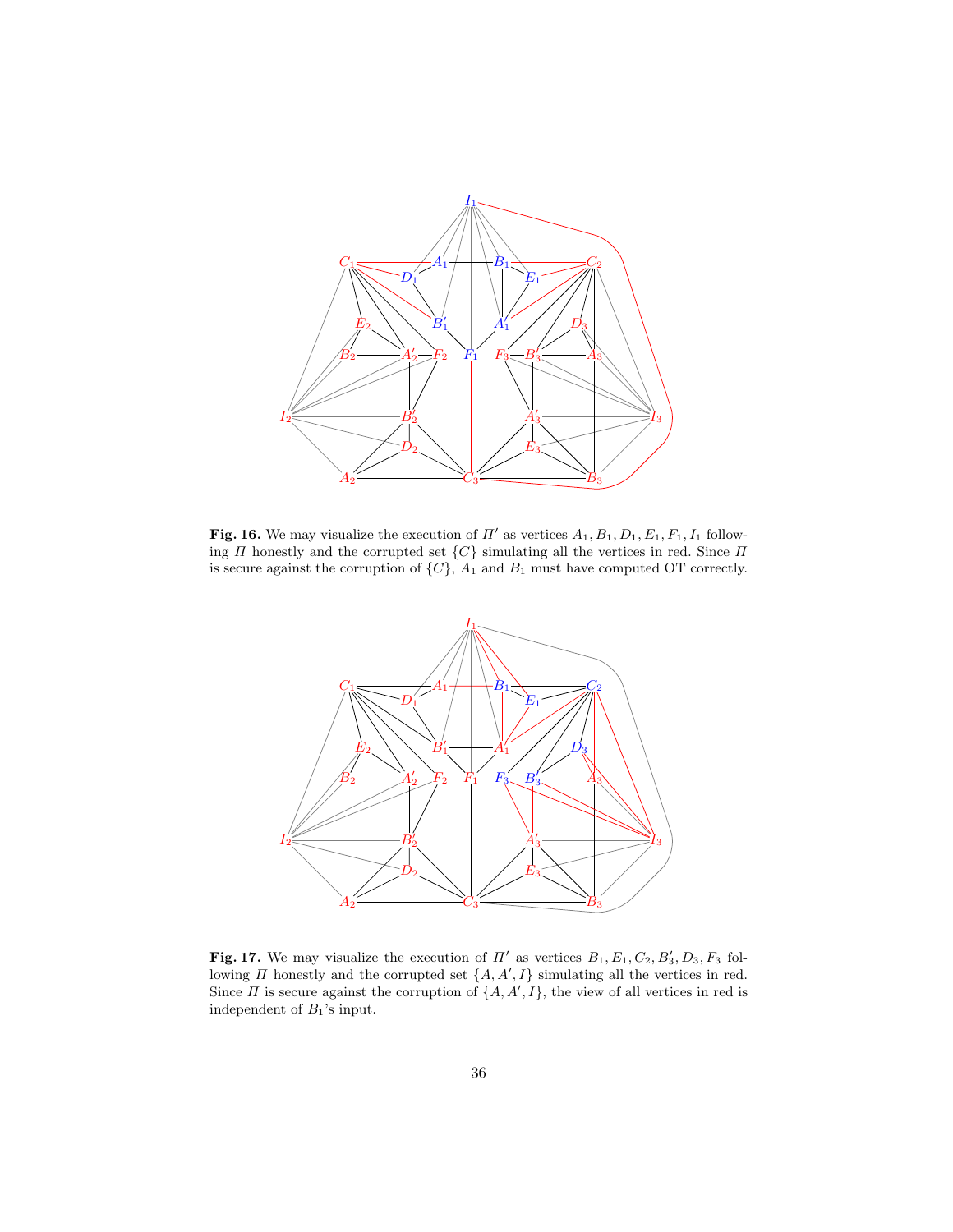**Fig. 16.** We may visualize the execution of $\Pi'$ as vertices $A_1, B_1, D_1, E_1, F_1, I_1$ following $\Pi$ honestly and the corrupted set $\{C\}$ simulating all the vertices in red. Since $\Pi$ is secure against the corruption of $\{C\}$, $A_1$ and $B_1$ must have computed OT correctly.

**Fig. 17.** We may visualize the execution of $\Pi'$ as vertices $B_1, E_1, C_2, B_3', D_3, F_3$ following $\Pi$ honestly and the corrupted set $\{A, A', I\}$ simulating all the vertices in red. Since $\Pi$ is secure against the corruption of $\{A, A', I\}$, the view of all vertices in red is independent of $B_1$'s input.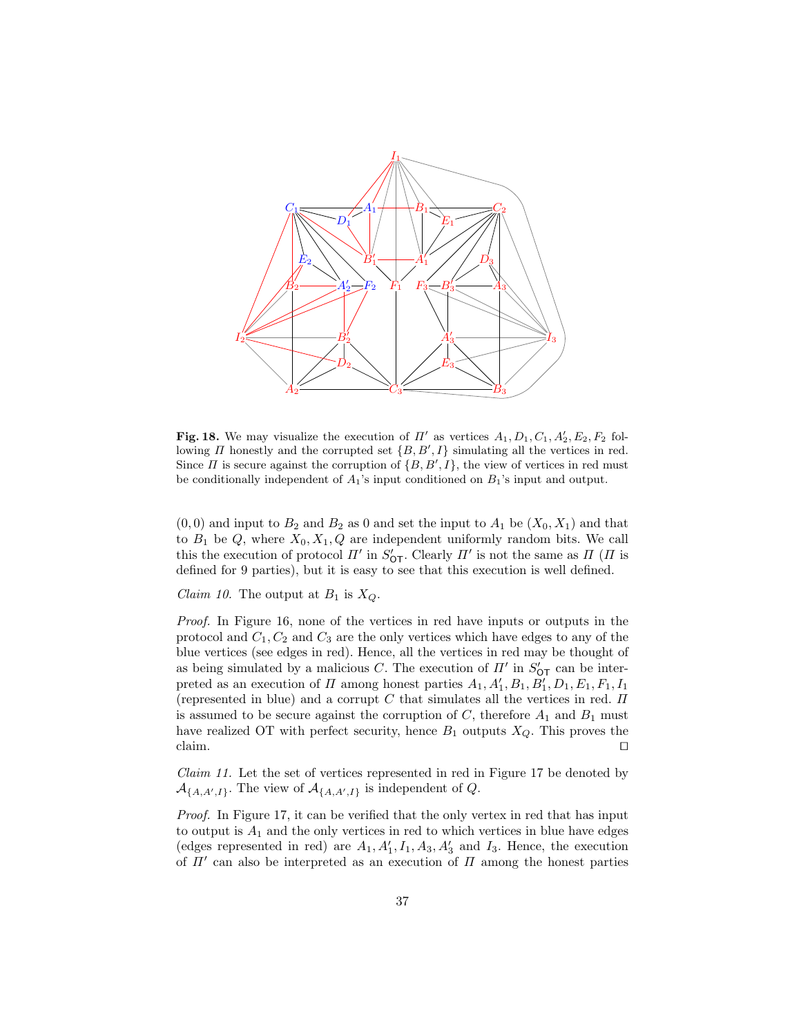**Fig. 18.** We may visualize the execution of $\Pi'$ as vertices $A_1, D_1, C_1, A_2', E_2, F_2$ following $\Pi$ honestly and the corrupted set $\{B, B', I\}$ simulating all the vertices in red. Since $\Pi$ is secure against the corruption of $\{B, B', I\}$, the view of vertices in red must be conditionally independent of $A_1$'s input conditioned on $B_1$'s input and output.

$(0, 0)$ and input to $B_2$ and $B_2$ as 0 and set the input to $A_1$ be $(X_0, X_1)$ and that to $B_1$ be $Q$, where $X_0, X_1, Q$ are independent uniformly random bits. We call this the execution of protocol $\Pi'$ in $S'_{\mathsf{OT}}$. Clearly $\Pi'$ is not the same as $\Pi$ ($\Pi$ is defined for 9 parties), but it is easy to see that this execution is well defined.

*Claim 10.* The output at $B_1$ is $X_Q$.

*Proof.* In Figure 16, none of the vertices in red have inputs or outputs in the protocol and $C_1, C_2$ and $C_3$ are the only vertices which have edges to any of the blue vertices (see edges in red). Hence, all the vertices in red may be thought of as being simulated by a malicious $C$. The execution of $\Pi'$ in $S'_{\mathsf{OT}}$ can be interpreted as an execution of $\Pi$ among honest parties $A_1, A_1', B_1, B_1', D_1, E_1, F_1, I_1$ (represented in blue) and a corrupt $C$ that simulates all the vertices in red. $\Pi$ is assumed to be secure against the corruption of $C$, therefore $A_1$ and $B_1$ must have realized OT with perfect security, hence $B_1$ outputs $X_Q$. This proves the claim. □

*Claim 11.* Let the set of vertices represented in red in Figure 17 be denoted by $\mathcal{A}_{\{A,A',I\}}$. The view of $\mathcal{A}_{\{A,A',I\}}$ is independent of $Q$.

*Proof.* In Figure 17, it can be verified that the only vertex in red that has input to output is $A_1$ and the only vertices in red to which vertices in blue have edges (edges represented in red) are $A_1, A_1', I_1, A_3, A_3'$ and $I_3$. Hence, the execution of $\Pi'$ can also be interpreted as an execution of $\Pi$ among the honest parties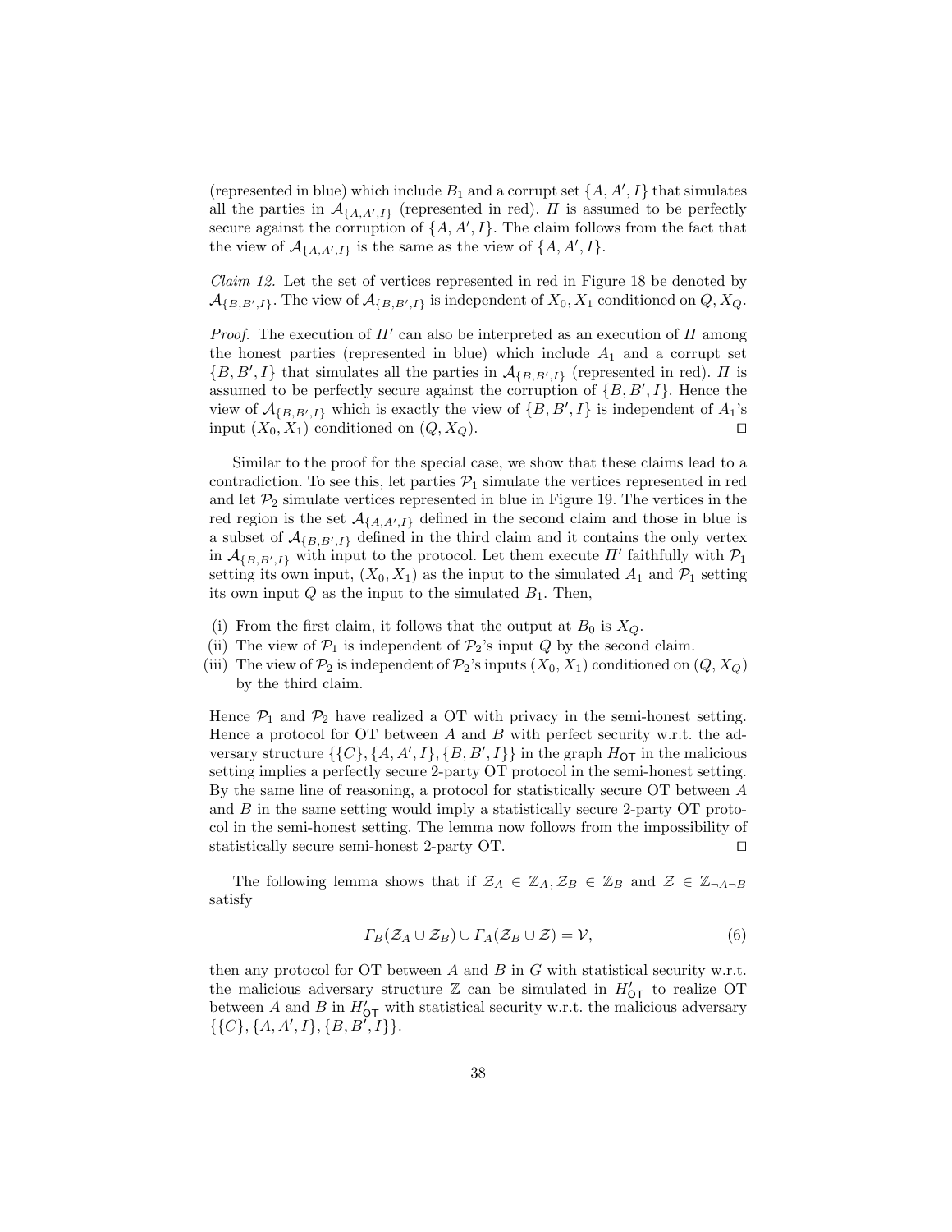(represented in blue) which include $B_1$ and a corrupt set $\{A, A', I\}$ that simulates all the parties in $\mathcal{A}_{\{A,A',I\}}$ (represented in red). $\Pi$ is assumed to be perfectly secure against the corruption of $\{A, A', I\}$. The claim follows from the fact that the view of $\mathcal{A}_{\{A,A',I\}}$ is the same as the view of $\{A, A', I\}$.

*Claim 12.* Let the set of vertices represented in red in Figure 18 be denoted by $\mathcal{A}_{\{B,B',I\}}$. The view of $\mathcal{A}_{\{B,B',I\}}$ is independent of $X_0, X_1$ conditioned on $Q, X_Q$.

*Proof.* The execution of $\Pi'$ can also be interpreted as an execution of $\Pi$ among the honest parties (represented in blue) which include $A_1$ and a corrupt set $\{B, B', I\}$ that simulates all the parties in $\mathcal{A}_{\{B,B',I\}}$ (represented in red). $\Pi$ is assumed to be perfectly secure against the corruption of $\{B, B', I\}$. Hence the view of $\mathcal{A}_{\{B,B',I\}}$ which is exactly the view of $\{B, B', I\}$ is independent of $A_1$'s input $(X_0, X_1)$ conditioned on $(Q, X_Q)$. ◻

Similar to the proof for the special case, we show that these claims lead to a contradiction. To see this, let parties $\mathcal{P}_1$ simulate the vertices represented in red and let $\mathcal{P}_2$ simulate vertices represented in blue in Figure 19. The vertices in the red region is the set $\mathcal{A}_{\{A,A',I\}}$ defined in the second claim and those in blue is a subset of $\mathcal{A}_{\{B,B',I\}}$ defined in the third claim and it contains the only vertex in $\mathcal{A}_{\{B,B',I\}}$ with input to the protocol. Let them execute $\Pi'$ faithfully with $\mathcal{P}_1$ setting its own input, $(X_0, X_1)$ as the input to the simulated $A_1$ and $\mathcal{P}_1$ setting its own input $Q$ as the input to the simulated $B_1$. Then,

(i) From the first claim, it follows that the output at $B_0$ is $X_Q$.
(ii) The view of $\mathcal{P}_1$ is independent of $\mathcal{P}_2$'s input $Q$ by the second claim.
(iii) The view of $\mathcal{P}_2$ is independent of $\mathcal{P}_2$'s inputs $(X_0, X_1)$ conditioned on $(Q, X_Q)$ by the third claim.

Hence $\mathcal{P}_1$ and $\mathcal{P}_2$ have realized a OT with privacy in the semi-honest setting. Hence a protocol for OT between $A$ and $B$ with perfect security w.r.t. the adversary structure $\{\{C\}, \{A, A', I\}, \{B, B', I\}\}$ in the graph $H_{\mathsf{OT}}$ in the malicious setting implies a perfectly secure 2-party OT protocol in the semi-honest setting. By the same line of reasoning, a protocol for statistically secure OT between $A$ and $B$ in the same setting would imply a statistically secure 2-party OT protocol in the semi-honest setting. The lemma now follows from the impossibility of statistically secure semi-honest 2-party OT. ◻

The following lemma shows that if $\mathcal{Z}_A \in \mathbb{Z}_A, \mathcal{Z}_B \in \mathbb{Z}_B$ and $\mathcal{Z} \in \mathbb{Z}_{\neg A \neg B}$ satisfy

$$\Gamma_B(\mathcal{Z}_A \cup \mathcal{Z}_B) \cup \Gamma_A(\mathcal{Z}_B \cup \mathcal{Z}) = \mathcal{V}, \tag{6}$$

then any protocol for OT between $A$ and $B$ in $G$ with statistical security w.r.t. the malicious adversary structure $\mathbb{Z}$ can be simulated in $H'_{\mathsf{OT}}$ to realize OT between $A$ and $B$ in $H'_{\mathsf{OT}}$ with statistical security w.r.t. the malicious adversary $\{\{C\}, \{A, A', I\}, \{B, B', I\}\}$.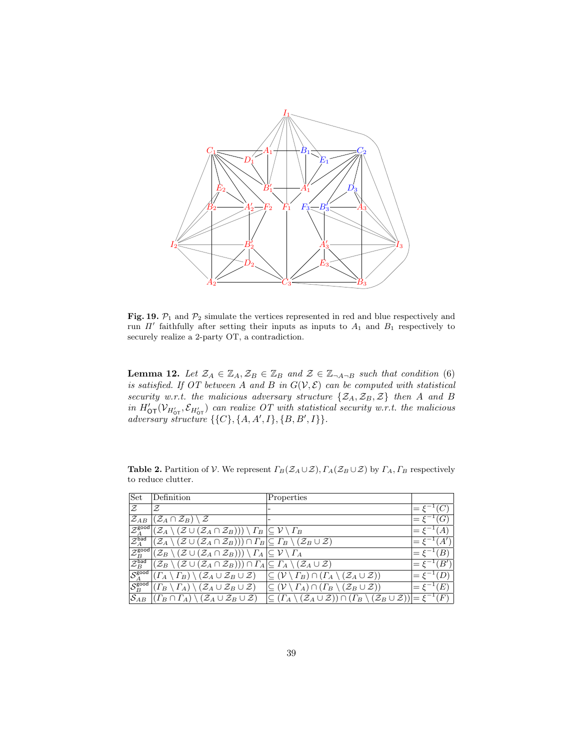**Fig. 19.** $\mathcal{P}_1$ and $\mathcal{P}_2$ simulate the vertices represented in red and blue respectively and run $\Pi'$ faithfully after setting their inputs as inputs to $A_1$ and $B_1$ respectively to securely realize a 2-party OT, a contradiction.

**Lemma 12.** *Let $\mathcal{Z}_A \in \mathbb{Z}_A, \mathcal{Z}_B \in \mathbb{Z}_B$ and $\mathcal{Z} \in \mathbb{Z}_{\neg A \neg B}$ such that condition (6) is satisfied. If OT between A and B in $G(\mathcal{V}, \mathcal{E})$ can be computed with statistical security w.r.t. the malicious adversary structure $\{\mathcal{Z}_A, \mathcal{Z}_B, \mathcal{Z}\}$ then A and B in $H'_{\mathsf{OT}}(\mathcal{V}_{H'_{\mathsf{OT}}}, \mathcal{E}_{H'_{\mathsf{OT}}})$ can realize OT with statistical security w.r.t. the malicious adversary structure $\{\{C\}, \{A, A', I\}, \{B, B', I\}\}$.*

**Table 2.** Partition of $\mathcal{V}$. We represent $\Gamma_B(\mathcal{Z}_A \cup \mathcal{Z}), \Gamma_A(\mathcal{Z}_B \cup \mathcal{Z})$ by $\Gamma_A, \Gamma_B$ respectively to reduce clutter.

| Set | Definition | Properties | |
|---|---|---|---|
| $\mathcal{Z}$ | $\mathcal{Z}$ | - | $= \xi^{-1}(C)$ |
| $\mathcal{Z}_{AB}$ | $(\mathcal{Z}_A \cap \mathcal{Z}_B) \setminus \mathcal{Z}$ | - | $= \xi^{-1}(G)$ |
| $\mathcal{Z}_A^{\mathsf{good}}$ | $(\mathcal{Z}_A \setminus (\mathcal{Z} \cup (\mathcal{Z}_A \cap \mathcal{Z}_B))) \setminus \Gamma_B$ | $\subseteq \mathcal{V} \setminus \Gamma_B$ | $= \xi^{-1}(A)$ |
| $\mathcal{Z}_A^{\mathsf{bad}}$ | $(\mathcal{Z}_A \setminus (\mathcal{Z} \cup (\mathcal{Z}_A \cap \mathcal{Z}_B))) \cap \Gamma_B$ | $\subseteq \Gamma_B \setminus (\mathcal{Z}_B \cup \mathcal{Z})$ | $= \xi^{-1}(A')$ |
| $\mathcal{Z}_B^{\mathsf{good}}$ | $(\mathcal{Z}_B \setminus (\mathcal{Z} \cup (\mathcal{Z}_A \cap \mathcal{Z}_B))) \setminus \Gamma_A$ | $\subseteq \mathcal{V} \setminus \Gamma_A$ | $= \xi^{-1}(B)$ |
| $\mathcal{Z}_B^{\mathsf{bad}}$ | $(\mathcal{Z}_B \setminus (\mathcal{Z} \cup (\mathcal{Z}_A \cap \mathcal{Z}_B))) \cap \Gamma_A$ | $\subseteq \Gamma_A \setminus (\mathcal{Z}_A \cup \mathcal{Z})$ | $= \xi^{-1}(B')$ |
| $\mathcal{S}_A^{\mathsf{good}}$ | $(\Gamma_A \setminus \Gamma_B) \setminus (\mathcal{Z}_A \cup \mathcal{Z}_B \cup \mathcal{Z})$ | $\subseteq (\mathcal{V} \setminus \Gamma_B) \cap (\Gamma_A \setminus (\mathcal{Z}_A \cup \mathcal{Z}))$ | $= \xi^{-1}(D)$ |
| $\mathcal{S}_B^{\mathsf{good}}$ | $(\Gamma_B \setminus \Gamma_A) \setminus (\mathcal{Z}_A \cup \mathcal{Z}_B \cup \mathcal{Z})$ | $\subseteq (\mathcal{V} \setminus \Gamma_A) \cap (\Gamma_B \setminus (\mathcal{Z}_B \cup \mathcal{Z}))$ | $= \xi^{-1}(E)$ |
| $\mathcal{S}_{AB}$ | $(\Gamma_B \cap \Gamma_A) \setminus (\mathcal{Z}_A \cup \mathcal{Z}_B \cup \mathcal{Z})$ | $\subseteq (\Gamma_A \setminus (\mathcal{Z}_A \cup \mathcal{Z})) \cap (\Gamma_B \setminus (\mathcal{Z}_B \cup \mathcal{Z}))$ | $= \xi^{-1}(F)$ |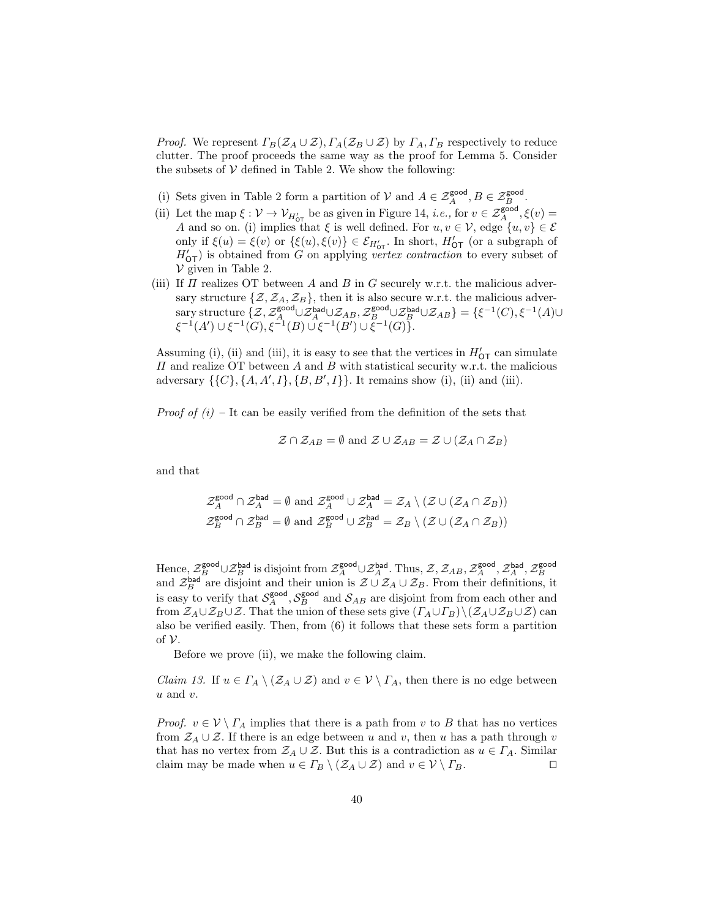*Proof.* We represent $\Gamma_B(\mathcal{Z}_A \cup \mathcal{Z}), \Gamma_A(\mathcal{Z}_B \cup \mathcal{Z})$ by $\Gamma_A, \Gamma_B$ respectively to reduce clutter. The proof proceeds the same way as the proof for Lemma 5. Consider the subsets of $\mathcal{V}$ defined in Table 2. We show the following:

(i) Sets given in Table 2 form a partition of $\mathcal{V}$ and $A \in \mathcal{Z}_A^{\mathsf{good}}, B \in \mathcal{Z}_B^{\mathsf{good}}$.

(ii) Let the map $\xi : \mathcal{V} \to \mathcal{V}_{H'_{\mathsf{OT}}}$ be as given in Figure 14, *i.e.,* for $v \in \mathcal{Z}_A^{\mathsf{good}}, \xi(v) = A$ and so on. (i) implies that $\xi$ is well defined. For $u, v \in \mathcal{V}$, edge $\{u, v\} \in \mathcal{E}$ only if $\xi(u) = \xi(v)$ or $\{\xi(u), \xi(v)\} \in \mathcal{E}_{H'_{\mathsf{OT}}}$. In short, $H'_{\mathsf{OT}}$ (or a subgraph of $H'_{\mathsf{OT}}$) is obtained from $G$ on applying *vertex contraction* to every subset of $\mathcal{V}$ given in Table 2.

(iii) If $\Pi$ realizes OT between $A$ and $B$ in $G$ securely w.r.t. the malicious adversary structure $\{\mathcal{Z}, \mathcal{Z}_A, \mathcal{Z}_B\}$, then it is also secure w.r.t. the malicious adversary structure $\{\mathcal{Z}, \mathcal{Z}_A^{\mathsf{good}} \cup \mathcal{Z}_A^{\mathsf{bad}} \cup \mathcal{Z}_{AB}, \mathcal{Z}_B^{\mathsf{good}} \cup \mathcal{Z}_B^{\mathsf{bad}} \cup \mathcal{Z}_{AB}\} = \{\xi^{-1}(C), \xi^{-1}(A) \cup \xi^{-1}(A') \cup \xi^{-1}(G), \xi^{-1}(B) \cup \xi^{-1}(B') \cup \xi^{-1}(G)\}$.

Assuming (i), (ii) and (iii), it is easy to see that the vertices in $H'_{\mathsf{OT}}$ can simulate $\Pi$ and realize OT between $A$ and $B$ with statistical security w.r.t. the malicious adversary $\{\{C\}, \{A, A', I\}, \{B, B', I\}\}$. It remains show (i), (ii) and (iii).

*Proof of (i)* – It can be easily verified from the definition of the sets that

$$\mathcal{Z} \cap \mathcal{Z}_{AB} = \emptyset \text{ and } \mathcal{Z} \cup \mathcal{Z}_{AB} = \mathcal{Z} \cup (\mathcal{Z}_A \cap \mathcal{Z}_B)$$

and that

$$\mathcal{Z}_A^{\mathsf{good}} \cap \mathcal{Z}_A^{\mathsf{bad}} = \emptyset \text{ and } \mathcal{Z}_A^{\mathsf{good}} \cup \mathcal{Z}_A^{\mathsf{bad}} = \mathcal{Z}_A \setminus (\mathcal{Z} \cup (\mathcal{Z}_A \cap \mathcal{Z}_B))$$
$$\mathcal{Z}_B^{\mathsf{good}} \cap \mathcal{Z}_B^{\mathsf{bad}} = \emptyset \text{ and } \mathcal{Z}_B^{\mathsf{good}} \cup \mathcal{Z}_B^{\mathsf{bad}} = \mathcal{Z}_B \setminus (\mathcal{Z} \cup (\mathcal{Z}_A \cap \mathcal{Z}_B))$$

Hence, $\mathcal{Z}_B^{\mathsf{good}} \cup \mathcal{Z}_B^{\mathsf{bad}}$ is disjoint from $\mathcal{Z}_A^{\mathsf{good}} \cup \mathcal{Z}_A^{\mathsf{bad}}$. Thus, $\mathcal{Z}, \mathcal{Z}_{AB}, \mathcal{Z}_A^{\mathsf{good}}, \mathcal{Z}_A^{\mathsf{bad}}, \mathcal{Z}_B^{\mathsf{good}}$ and $\mathcal{Z}_B^{\mathsf{bad}}$ are disjoint and their union is $\mathcal{Z} \cup \mathcal{Z}_A \cup \mathcal{Z}_B$. From their definitions, it is easy to verify that $\mathcal{S}_A^{\mathsf{good}}, \mathcal{S}_B^{\mathsf{good}}$ and $\mathcal{S}_{AB}$ are disjoint from from each other and from $\mathcal{Z}_A \cup \mathcal{Z}_B \cup \mathcal{Z}$. That the union of these sets give $(\Gamma_A \cup \Gamma_B) \setminus (\mathcal{Z}_A \cup \mathcal{Z}_B \cup \mathcal{Z})$ can also be verified easily. Then, from (6) it follows that these sets form a partition of $\mathcal{V}$.

Before we prove (ii), we make the following claim.

*Claim 13.* If $u \in \Gamma_A \setminus (\mathcal{Z}_A \cup \mathcal{Z})$ and $v \in \mathcal{V} \setminus \Gamma_A$, then there is no edge between $u$ and $v$.

*Proof.* $v \in \mathcal{V} \setminus \Gamma_A$ implies that there is a path from $v$ to $B$ that has no vertices from $\mathcal{Z}_A \cup \mathcal{Z}$. If there is an edge between $u$ and $v$, then $u$ has a path through $v$ that has no vertex from $\mathcal{Z}_A \cup \mathcal{Z}$. But this is a contradiction as $u \in \Gamma_A$. Similar claim may be made when $u \in \Gamma_B \setminus (\mathcal{Z}_A \cup \mathcal{Z})$ and $v \in \mathcal{V} \setminus \Gamma_B$. ◻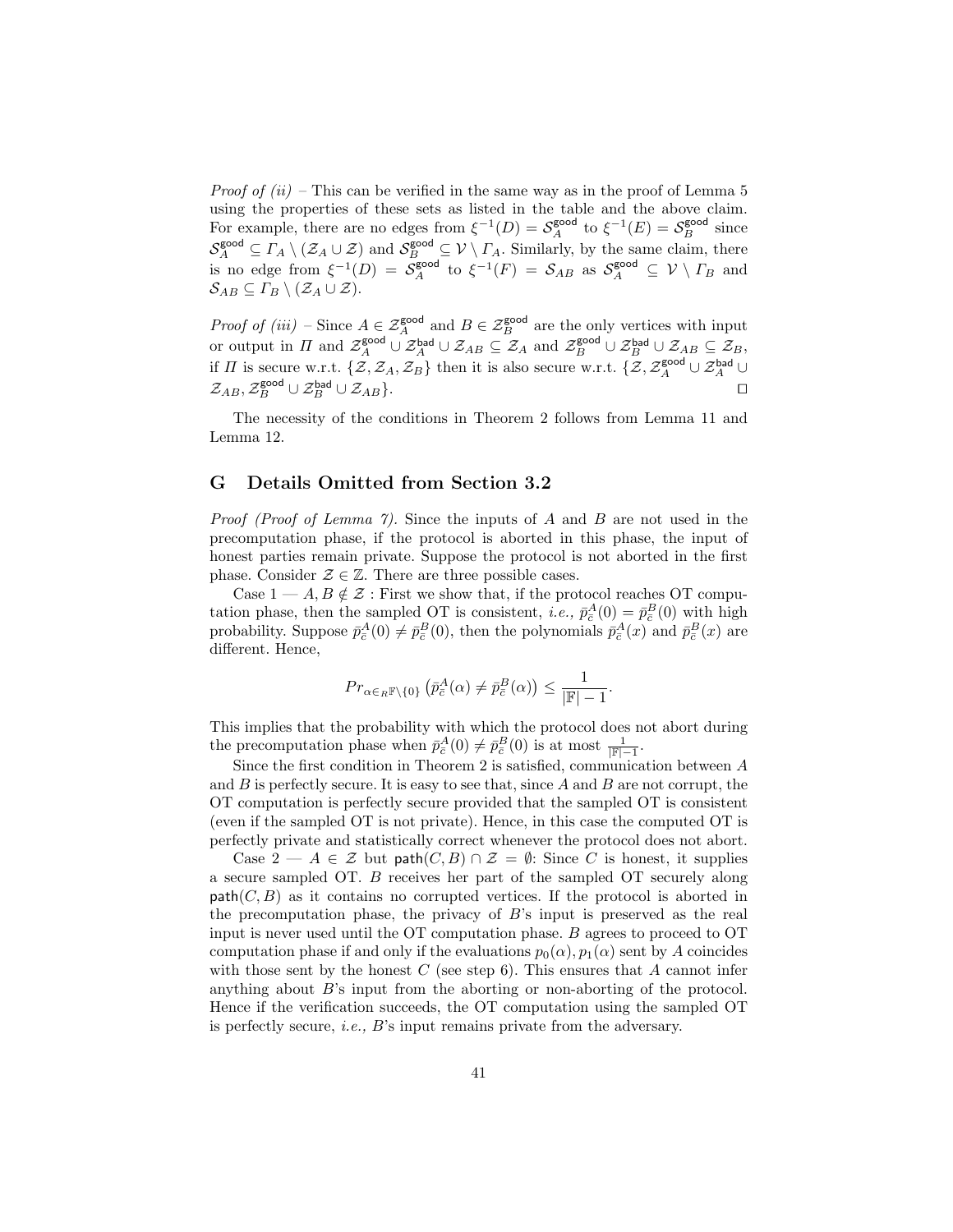*Proof of (ii)* – This can be verified in the same way as in the proof of Lemma 5 using the properties of these sets as listed in the table and the above claim. For example, there are no edges from $\xi^{-1}(D) = \mathcal{S}_A^{\mathsf{good}}$ to $\xi^{-1}(E) = \mathcal{S}_B^{\mathsf{good}}$ since $\mathcal{S}_A^{\mathsf{good}} \subseteq \Gamma_A \setminus (\mathcal{Z}_A \cup \mathcal{Z})$ and $\mathcal{S}_B^{\mathsf{good}} \subseteq \mathcal{V} \setminus \Gamma_A$. Similarly, by the same claim, there is no edge from $\xi^{-1}(D) = \mathcal{S}_A^{\mathsf{good}}$ to $\xi^{-1}(F) = \mathcal{S}_{AB}$ as $\mathcal{S}_A^{\mathsf{good}} \subseteq \mathcal{V} \setminus \Gamma_B$ and $\mathcal{S}_{AB} \subseteq \Gamma_B \setminus (\mathcal{Z}_A \cup \mathcal{Z})$.

*Proof of (iii)* – Since $A \in \mathcal{Z}_A^{\mathsf{good}}$ and $B \in \mathcal{Z}_B^{\mathsf{good}}$ are the only vertices with input or output in $\Pi$ and $\mathcal{Z}_A^{\mathsf{good}} \cup \mathcal{Z}_A^{\mathsf{bad}} \cup \mathcal{Z}_{AB} \subseteq \mathcal{Z}_A$ and $\mathcal{Z}_B^{\mathsf{good}} \cup \mathcal{Z}_B^{\mathsf{bad}} \cup \mathcal{Z}_{AB} \subseteq \mathcal{Z}_B$, if $\Pi$ is secure w.r.t. $\{\mathcal{Z}, \mathcal{Z}_A, \mathcal{Z}_B\}$ then it is also secure w.r.t. $\{\mathcal{Z}, \mathcal{Z}_A^{\mathsf{good}} \cup \mathcal{Z}_A^{\mathsf{bad}} \cup \mathcal{Z}_{AB}, \mathcal{Z}_B^{\mathsf{good}} \cup \mathcal{Z}_B^{\mathsf{bad}} \cup \mathcal{Z}_{AB}\}$. ◻

The necessity of the conditions in Theorem 2 follows from Lemma 11 and Lemma 12.

## G Details Omitted from Section 3.2

*Proof (Proof of Lemma 7).* Since the inputs of $A$ and $B$ are not used in the precomputation phase, if the protocol is aborted in this phase, the input of honest parties remain private. Suppose the protocol is not aborted in the first phase. Consider $\mathcal{Z} \in \mathbb{Z}$. There are three possible cases.

Case 1 — $A, B \notin \mathcal{Z}$ : First we show that, if the protocol reaches OT computation phase, then the sampled OT is consistent, *i.e.,* $\bar{p}_{\bar{c}}^A(0) = \bar{p}_{\bar{c}}^B(0)$ with high probability. Suppose $\bar{p}_{\bar{c}}^A(0) \neq \bar{p}_{\bar{c}}^B(0)$, then the polynomials $\bar{p}_{\bar{c}}^A(x)$ and $\bar{p}_{\bar{c}}^B(x)$ are different. Hence,

$$Pr_{\alpha \in_R \mathbb{F} \setminus \{0\}} \left( \bar{p}_{\bar{c}}^A(\alpha) \neq \bar{p}_{\bar{c}}^B(\alpha) \right) \leq \frac{1}{|\mathbb{F}| - 1}.$$

This implies that the probability with which the protocol does not abort during the precomputation phase when $\bar{p}_{\bar{c}}^A(0) \neq \bar{p}_{\bar{c}}^B(0)$ is at most $\frac{1}{|\mathbb{F}|-1}$.

Since the first condition in Theorem 2 is satisfied, communication between $A$ and $B$ is perfectly secure. It is easy to see that, since $A$ and $B$ are not corrupt, the OT computation is perfectly secure provided that the sampled OT is consistent (even if the sampled OT is not private). Hence, in this case the computed OT is perfectly private and statistically correct whenever the protocol does not abort.

Case 2 — $A \in \mathcal{Z}$ but $\mathsf{path}(C, B) \cap \mathcal{Z} = \emptyset$: Since $C$ is honest, it supplies a secure sampled OT. $B$ receives her part of the sampled OT securely along $\mathsf{path}(C, B)$ as it contains no corrupted vertices. If the protocol is aborted in the precomputation phase, the privacy of $B$'s input is preserved as the real input is never used until the OT computation phase. $B$ agrees to proceed to OT computation phase if and only if the evaluations $p_0(\alpha), p_1(\alpha)$ sent by $A$ coincides with those sent by the honest $C$ (see step 6). This ensures that $A$ cannot infer anything about $B$'s input from the aborting or non-aborting of the protocol. Hence if the verification succeeds, the OT computation using the sampled OT is perfectly secure, *i.e.,* $B$'s input remains private from the adversary.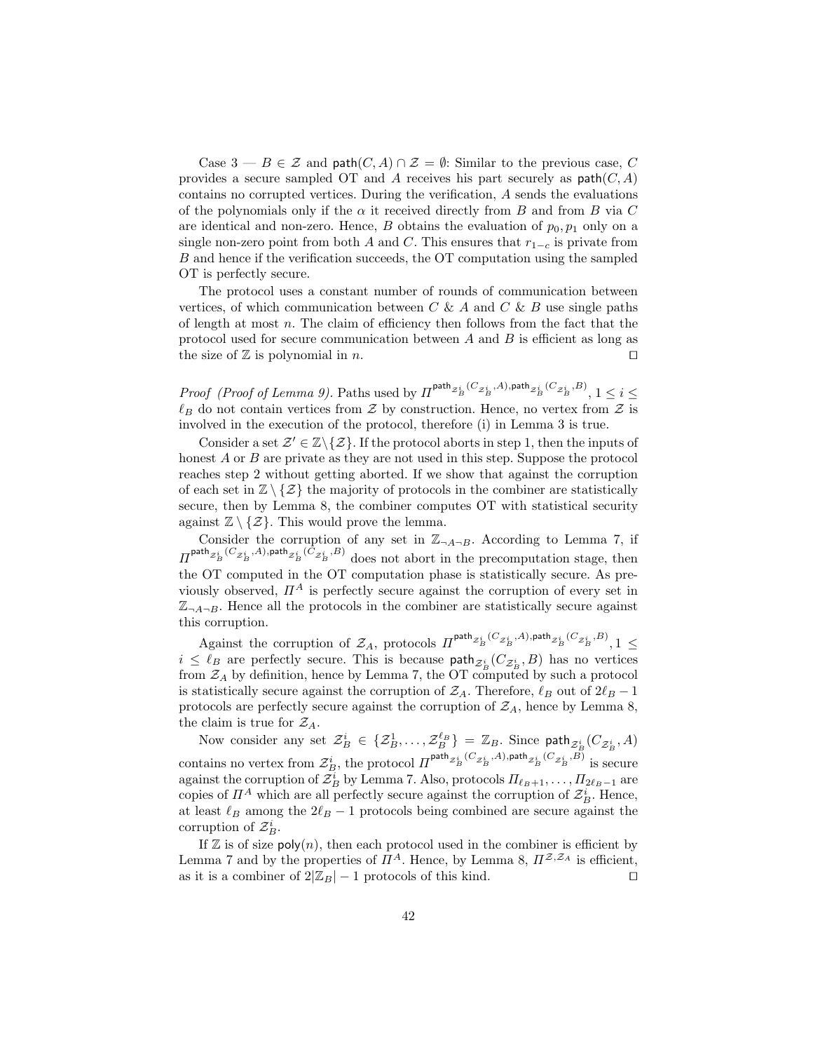Case 3 — $B \in \mathcal{Z}$ and $\mathsf{path}(C, A) \cap \mathcal{Z} = \emptyset$: Similar to the previous case, $C$ provides a secure sampled OT and $A$ receives his part securely as $\mathsf{path}(C, A)$ contains no corrupted vertices. During the verification, $A$ sends the evaluations of the polynomials only if the $\alpha$ it received directly from $B$ and from $B$ via $C$ are identical and non-zero. Hence, $B$ obtains the evaluation of $p_0, p_1$ only on a single non-zero point from both $A$ and $C$. This ensures that $r_{1-c}$ is private from $B$ and hence if the verification succeeds, the OT computation using the sampled OT is perfectly secure.

The protocol uses a constant number of rounds of communication between vertices, of which communication between $C$ & $A$ and $C$ & $B$ use single paths of length at most $n$. The claim of efficiency then follows from the fact that the protocol used for secure communication between $A$ and $B$ is efficient as long as the size of $\mathbb{Z}$ is polynomial in $n$. □

*Proof (Proof of Lemma 9).* Paths used by $\Pi^{\mathsf{path}_{\mathcal{Z}_B^i}(C_{\mathcal{Z}_B^i}, A), \mathsf{path}_{\mathcal{Z}_B^i}(C_{\mathcal{Z}_B^i}, B)}$, $1 \le i \le \ell_B$ do not contain vertices from $\mathcal{Z}$ by construction. Hence, no vertex from $\mathcal{Z}$ is involved in the execution of the protocol, therefore (i) in Lemma 3 is true.

Consider a set $\mathcal{Z}' \in \mathbb{Z} \backslash \{\mathcal{Z}\}$. If the protocol aborts in step 1, then the inputs of honest $A$ or $B$ are private as they are not used in this step. Suppose the protocol reaches step 2 without getting aborted. If we show that against the corruption of each set in $\mathbb{Z} \setminus \{\mathcal{Z}\}$ the majority of protocols in the combiner are statistically secure, then by Lemma 8, the combiner computes OT with statistical security against $\mathbb{Z} \setminus \{\mathcal{Z}\}$. This would prove the lemma.

Consider the corruption of any set in $\mathbb{Z}_{\neg A \neg B}$. According to Lemma 7, if $\Pi^{\mathsf{path}_{\mathcal{Z}_B^i}(C_{\mathcal{Z}_B^i}, A), \mathsf{path}_{\mathcal{Z}_B^i}(C_{\mathcal{Z}_B^i}, B)}$ does not abort in the precomputation stage, then the OT computed in the OT computation phase is statistically secure. As previously observed, $\Pi^A$ is perfectly secure against the corruption of every set in $\mathbb{Z}_{\neg A \neg B}$. Hence all the protocols in the combiner are statistically secure against this corruption.

Against the corruption of $\mathcal{Z}_A$, protocols $\Pi^{\mathsf{path}_{\mathcal{Z}_B^i}(C_{\mathcal{Z}_B^i}, A), \mathsf{path}_{\mathcal{Z}_B^i}(C_{\mathcal{Z}_B^i}, B)}$, $1 \le i \le \ell_B$ are perfectly secure. This is because $\mathsf{path}_{\mathcal{Z}_B^i}(C_{\mathcal{Z}_B^i}, B)$ has no vertices from $\mathcal{Z}_A$ by definition, hence by Lemma 7, the OT computed by such a protocol is statistically secure against the corruption of $\mathcal{Z}_A$. Therefore, $\ell_B$ out of $2\ell_B - 1$ protocols are perfectly secure against the corruption of $\mathcal{Z}_A$, hence by Lemma 8, the claim is true for $\mathcal{Z}_A$.

Now consider any set $\mathcal{Z}_B^i \in \{\mathcal{Z}_B^1, \ldots, \mathcal{Z}_B^{\ell_B}\} = \mathbb{Z}_B$. Since $\mathsf{path}_{\mathcal{Z}_B^i}(C_{\mathcal{Z}_B^i}, A)$ contains no vertex from $\mathcal{Z}_B^i$, the protocol $\Pi^{\mathsf{path}_{\mathcal{Z}_B^i}(C_{\mathcal{Z}_B^i}, A), \mathsf{path}_{\mathcal{Z}_B^i}(C_{\mathcal{Z}_B^i}, B)}$ is secure against the corruption of $\mathcal{Z}_B^i$ by Lemma 7. Also, protocols $\Pi_{\ell_B+1}, \ldots, \Pi_{2\ell_B-1}$ are copies of $\Pi^A$ which are all perfectly secure against the corruption of $\mathcal{Z}_B^i$. Hence, at least $\ell_B$ among the $2\ell_B - 1$ protocols being combined are secure against the corruption of $\mathcal{Z}_B^i$.

If $\mathbb{Z}$ is of size $\mathsf{poly}(n)$, then each protocol used in the combiner is efficient by Lemma 7 and by the properties of $\Pi^A$. Hence, by Lemma 8, $\Pi^{\mathcal{Z}, \mathcal{Z}_A}$ is efficient, as it is a combiner of $2|\mathbb{Z}_B| - 1$ protocols of this kind. □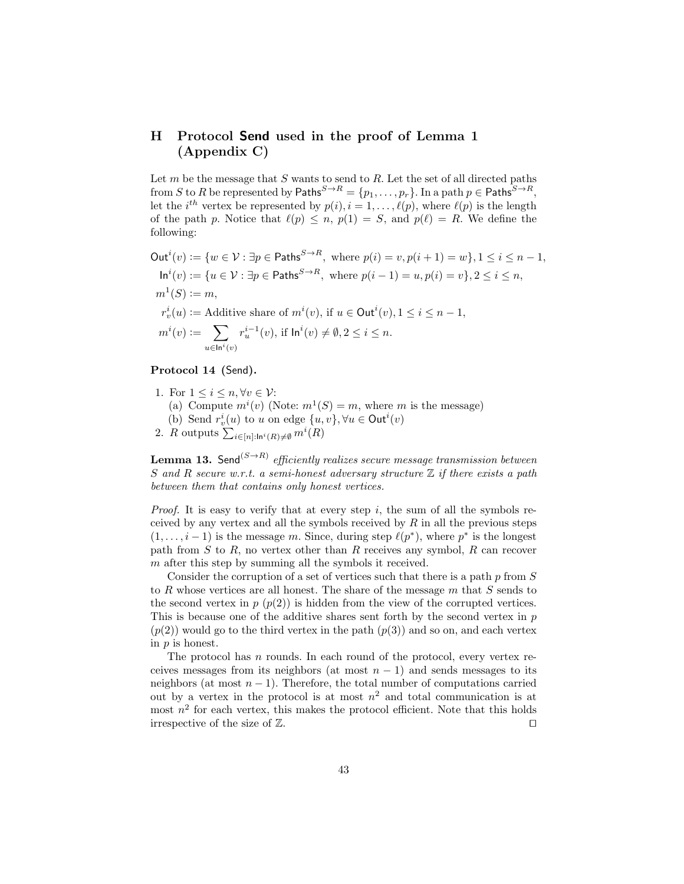## H Protocol Send used in the proof of Lemma 1 (Appendix C)

Let $m$ be the message that $S$ wants to send to $R$. Let the set of all directed paths from $S$ to $R$ be represented by $\mathsf{Paths}^{S \to R} = \{p_1, \ldots, p_r\}$. In a path $p \in \mathsf{Paths}^{S \to R}$, let the $i^{th}$ vertex be represented by $p(i), i = 1, \ldots, \ell(p)$, where $\ell(p)$ is the length of the path $p$. Notice that $\ell(p) \leq n$, $p(1) = S$, and $p(\ell) = R$. We define the following:

$$
\begin{aligned}
\mathsf{Out}^i(v) &:= \{w \in \mathcal{V} : \exists p \in \mathsf{Paths}^{S \to R}, \text{ where } p(i) = v, p(i+1) = w\}, 1 \leq i \leq n-1, \\
\mathsf{In}^i(v) &:= \{u \in \mathcal{V} : \exists p \in \mathsf{Paths}^{S \to R}, \text{ where } p(i-1) = u, p(i) = v\}, 2 \leq i \leq n, \\
m^1(S) &:= m, \\
r_v^i(u) &:= \text{Additive share of } m^i(v), \text{ if } u \in \mathsf{Out}^i(v), 1 \leq i \leq n-1, \\
m^i(v) &:= \sum_{u \in \mathsf{In}^i(v)} r_u^{i-1}(v), \text{ if } \mathsf{In}^i(v) \neq \emptyset, 2 \leq i \leq n.
\end{aligned}
$$

**Protocol 14** (Send)**.**

1. For $1 \leq i \leq n, \forall v \in \mathcal{V}$:
   (a) Compute $m^i(v)$ (Note: $m^1(S) = m$, where $m$ is the message)
   (b) Send $r_v^i(u)$ to $u$ on edge $\{u, v\}, \forall u \in \mathsf{Out}^i(v)$
2. $R$ outputs $\sum_{i \in [n] : \mathsf{In}^i(R) \neq \emptyset} m^i(R)$

**Lemma 13.** *$\mathsf{Send}^{(S \to R)}$ efficiently realizes secure message transmission between $S$ and $R$ secure w.r.t. a semi-honest adversary structure $\mathbb{Z}$ if there exists a path between them that contains only honest vertices.*

*Proof.* It is easy to verify that at every step $i$, the sum of all the symbols received by any vertex and all the symbols received by $R$ in all the previous steps $(1, \ldots, i-1)$ is the message $m$. Since, during step $\ell(p^*)$, where $p^*$ is the longest path from $S$ to $R$, no vertex other than $R$ receives any symbol, $R$ can recover $m$ after this step by summing all the symbols it received.

Consider the corruption of a set of vertices such that there is a path $p$ from $S$ to $R$ whose vertices are all honest. The share of the message $m$ that $S$ sends to the second vertex in $p$ ($p(2)$) is hidden from the view of the corrupted vertices. This is because one of the additive shares sent forth by the second vertex in $p$ ($p(2)$) would go to the third vertex in the path ($p(3)$) and so on, and each vertex in $p$ is honest.

The protocol has $n$ rounds. In each round of the protocol, every vertex receives messages from its neighbors (at most $n-1$) and sends messages to its neighbors (at most $n-1$). Therefore, the total number of computations carried out by a vertex in the protocol is at most $n^2$ and total communication is at most $n^2$ for each vertex, this makes the protocol efficient. Note that this holds irrespective of the size of $\mathbb{Z}$. ◻